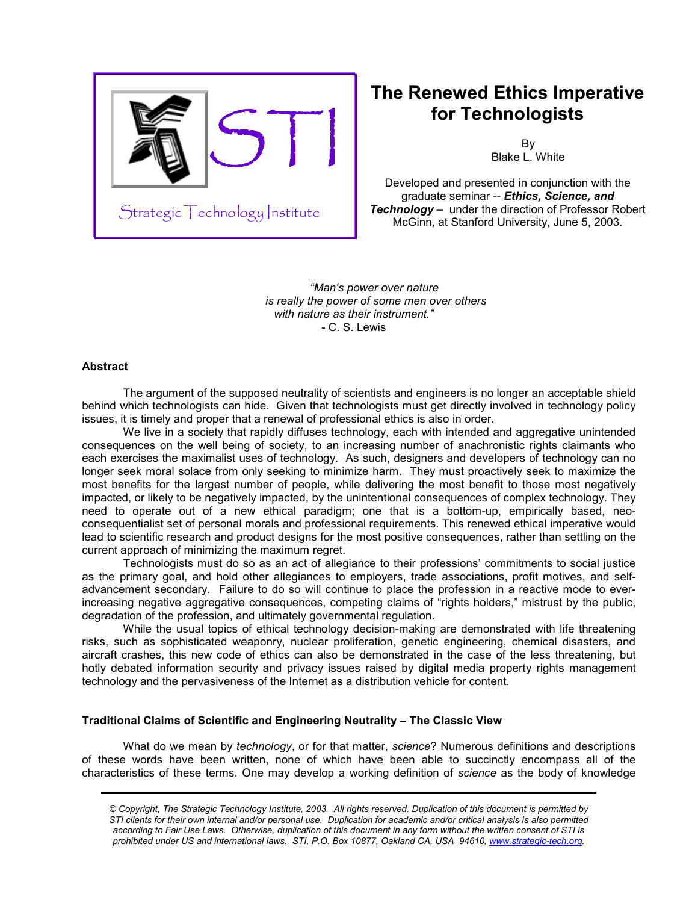# The Renewed Ethics Imperative for Technologists

By
Blake L. White

Developed and presented in conjunction with the graduate seminar -- ***Ethics, Science, and Technology*** – under the direction of Professor Robert McGinn, at Stanford University, June 5, 2003.

*"Man's power over nature*
*is really the power of some men over others*
*with nature as their instrument."*
- C. S. Lewis

**Abstract**

The argument of the supposed neutrality of scientists and engineers is no longer an acceptable shield behind which technologists can hide. Given that technologists must get directly involved in technology policy issues, it is timely and proper that a renewal of professional ethics is also in order.

We live in a society that rapidly diffuses technology, each with intended and aggregative unintended consequences on the well being of society, to an increasing number of anachronistic rights claimants who each exercises the maximalist uses of technology. As such, designers and developers of technology can no longer seek moral solace from only seeking to minimize harm. They must proactively seek to maximize the most benefits for the largest number of people, while delivering the most benefit to those most negatively impacted, or likely to be negatively impacted, by the unintentional consequences of complex technology. They need to operate out of a new ethical paradigm; one that is a bottom-up, empirically based, neo-consequentialist set of personal morals and professional requirements. This renewed ethical imperative would lead to scientific research and product designs for the most positive consequences, rather than settling on the current approach of minimizing the maximum regret.

Technologists must do so as an act of allegiance to their professions' commitments to social justice as the primary goal, and hold other allegiances to employers, trade associations, profit motives, and self-advancement secondary. Failure to do so will continue to place the profession in a reactive mode to ever-increasing negative aggregative consequences, competing claims of "rights holders," mistrust by the public, degradation of the profession, and ultimately governmental regulation.

While the usual topics of ethical technology decision-making are demonstrated with life threatening risks, such as sophisticated weaponry, nuclear proliferation, genetic engineering, chemical disasters, and aircraft crashes, this new code of ethics can also be demonstrated in the case of the less threatening, but hotly debated information security and privacy issues raised by digital media property rights management technology and the pervasiveness of the Internet as a distribution vehicle for content.

**Traditional Claims of Scientific and Engineering Neutrality – The Classic View**

What do we mean by *technology*, or for that matter, *science*? Numerous definitions and descriptions of these words have been written, none of which have been able to succinctly encompass all of the characteristics of these terms. One may develop a working definition of *science* as the body of knowledge

*© Copyright, The Strategic Technology Institute, 2003. All rights reserved. Duplication of this document is permitted by STI clients for their own internal and/or personal use. Duplication for academic and/or critical analysis is also permitted according to Fair Use Laws. Otherwise, duplication of this document in any form without the written consent of STI is prohibited under US and international laws. STI, P.O. Box 10877, Oakland CA, USA 94610, www.strategic-tech.org.*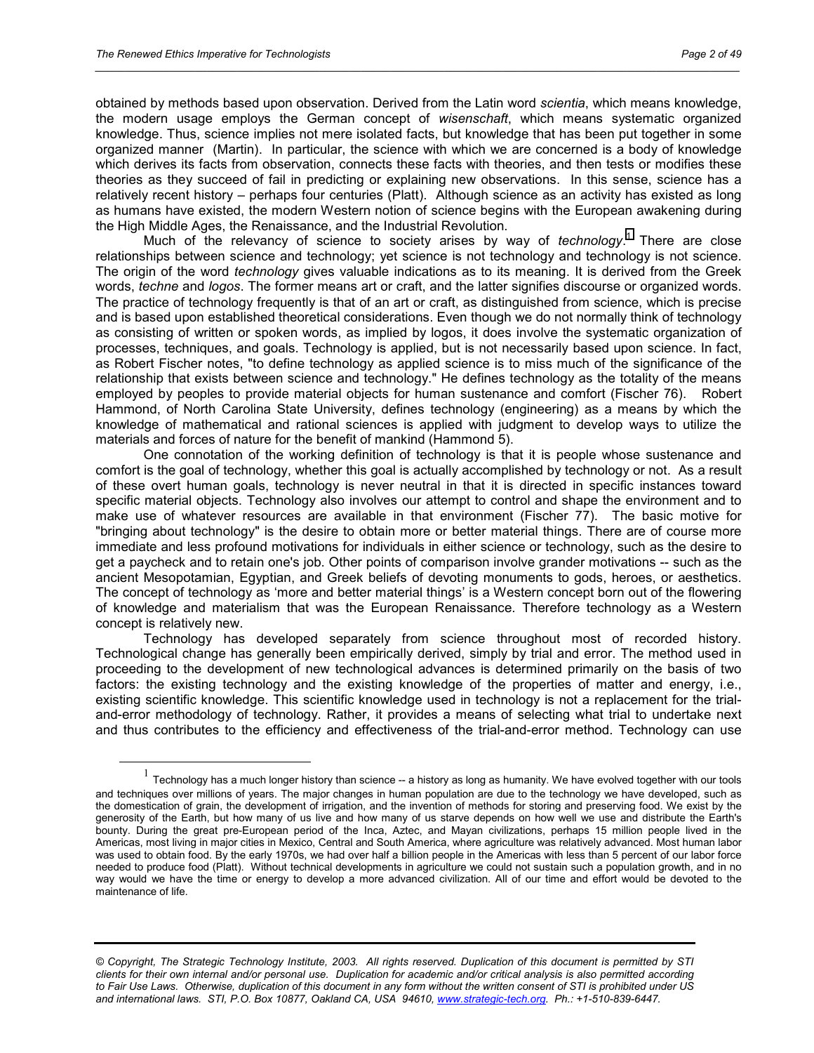obtained by methods based upon observation. Derived from the Latin word *scientia*, which means knowledge, the modern usage employs the German concept of *wisenschaft*, which means systematic organized knowledge. Thus, science implies not mere isolated facts, but knowledge that has been put together in some organized manner (Martin). In particular, the science with which we are concerned is a body of knowledge which derives its facts from observation, connects these facts with theories, and then tests or modifies these theories as they succeed of fail in predicting or explaining new observations. In this sense, science has a relatively recent history – perhaps four centuries (Platt). Although science as an activity has existed as long as humans have existed, the modern Western notion of science begins with the European awakening during the High Middle Ages, the Renaissance, and the Industrial Revolution.

Much of the relevancy of science to society arises by way of *technology*.[1] There are close relationships between science and technology; yet science is not technology and technology is not science. The origin of the word *technology* gives valuable indications as to its meaning. It is derived from the Greek words, *techne* and *logos*. The former means art or craft, and the latter signifies discourse or organized words. The practice of technology frequently is that of an art or craft, as distinguished from science, which is precise and is based upon established theoretical considerations. Even though we do not normally think of technology as consisting of written or spoken words, as implied by logos, it does involve the systematic organization of processes, techniques, and goals. Technology is applied, but is not necessarily based upon science. In fact, as Robert Fischer notes, "to define technology as applied science is to miss much of the significance of the relationship that exists between science and technology." He defines technology as the totality of the means employed by peoples to provide material objects for human sustenance and comfort (Fischer 76). Robert Hammond, of North Carolina State University, defines technology (engineering) as a means by which the knowledge of mathematical and rational sciences is applied with judgment to develop ways to utilize the materials and forces of nature for the benefit of mankind (Hammond 5).

One connotation of the working definition of technology is that it is people whose sustenance and comfort is the goal of technology, whether this goal is actually accomplished by technology or not. As a result of these overt human goals, technology is never neutral in that it is directed in specific instances toward specific material objects. Technology also involves our attempt to control and shape the environment and to make use of whatever resources are available in that environment (Fischer 77). The basic motive for "bringing about technology" is the desire to obtain more or better material things. There are of course more immediate and less profound motivations for individuals in either science or technology, such as the desire to get a paycheck and to retain one's job. Other points of comparison involve grander motivations -- such as the ancient Mesopotamian, Egyptian, and Greek beliefs of devoting monuments to gods, heroes, or aesthetics. The concept of technology as 'more and better material things' is a Western concept born out of the flowering of knowledge and materialism that was the European Renaissance. Therefore technology as a Western concept is relatively new.

Technology has developed separately from science throughout most of recorded history. Technological change has generally been empirically derived, simply by trial and error. The method used in proceeding to the development of new technological advances is determined primarily on the basis of two factors: the existing technology and the existing knowledge of the properties of matter and energy, i.e., existing scientific knowledge. This scientific knowledge used in technology is not a replacement for the trial-and-error methodology of technology. Rather, it provides a means of selecting what trial to undertake next and thus contributes to the efficiency and effectiveness of the trial-and-error method. Technology can use

---

[1] Technology has a much longer history than science -- a history as long as humanity. We have evolved together with our tools and techniques over millions of years. The major changes in human population are due to the technology we have developed, such as the domestication of grain, the development of irrigation, and the invention of methods for storing and preserving food. We exist by the generosity of the Earth, but how many of us live and how many of us starve depends on how well we use and distribute the Earth's bounty. During the great pre-European period of the Inca, Aztec, and Mayan civilizations, perhaps 15 million people lived in the Americas, most living in major cities in Mexico, Central and South America, where agriculture was relatively advanced. Most human labor was used to obtain food. By the early 1970s, we had over half a billion people in the Americas with less than 5 percent of our labor force needed to produce food (Platt). Without technical developments in agriculture we could not sustain such a population growth, and in no way would we have the time or energy to develop a more advanced civilization. All of our time and effort would be devoted to the maintenance of life.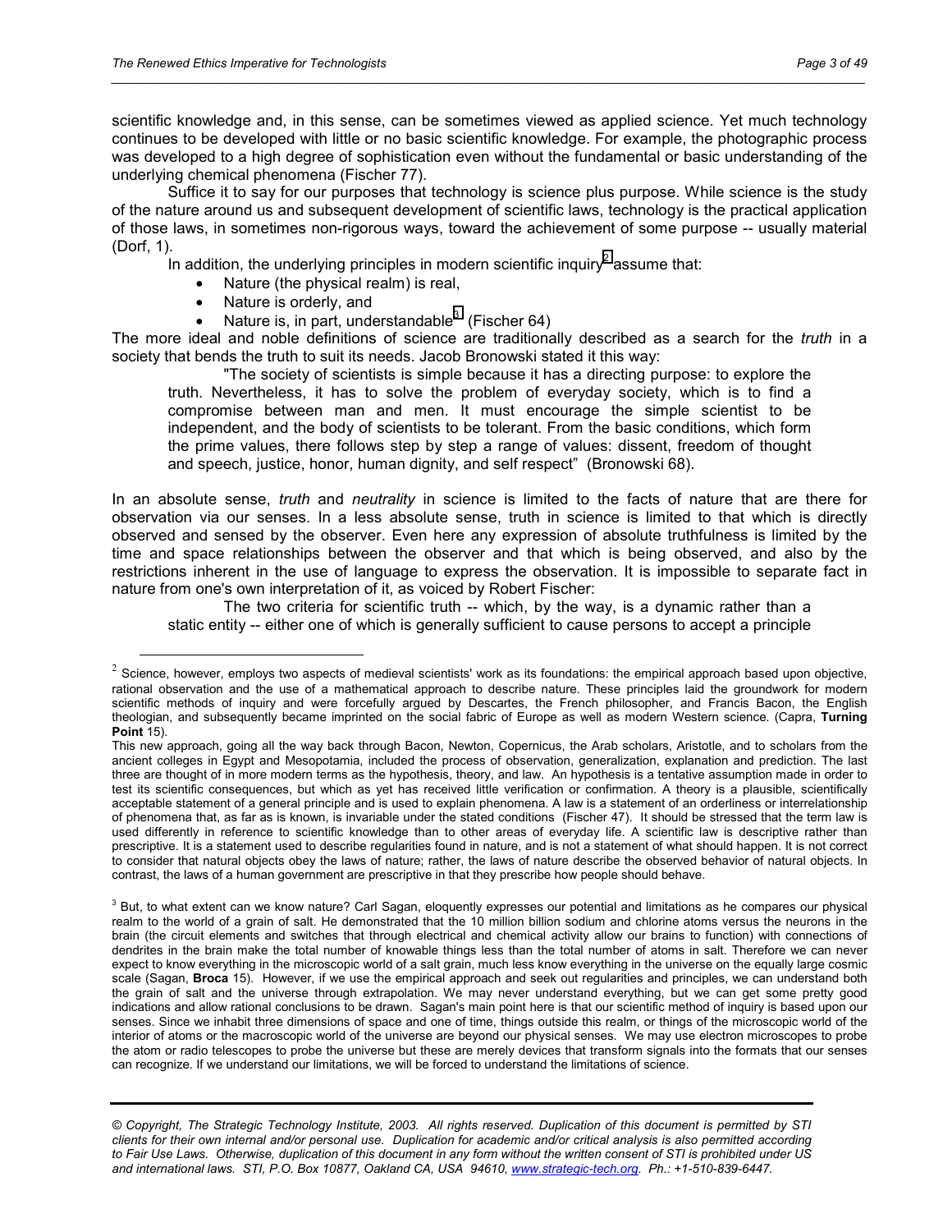scientific knowledge and, in this sense, can be sometimes viewed as applied science. Yet much technology continues to be developed with little or no basic scientific knowledge. For example, the photographic process was developed to a high degree of sophistication even without the fundamental or basic understanding of the underlying chemical phenomena (Fischer 77).

Suffice it to say for our purposes that technology is science plus purpose. While science is the study of the nature around us and subsequent development of scientific laws, technology is the practical application of those laws, in sometimes non-rigorous ways, toward the achievement of some purpose -- usually material (Dorf, 1).

In addition, the underlying principles in modern scientific inquiry[2] assume that:

- Nature (the physical realm) is real,
- Nature is orderly, and
- Nature is, in part, understandable[3] (Fischer 64)

The more ideal and noble definitions of science are traditionally described as a search for the *truth* in a society that bends the truth to suit its needs. Jacob Bronowski stated it this way:

> "The society of scientists is simple because it has a directing purpose: to explore the truth. Nevertheless, it has to solve the problem of everyday society, which is to find a compromise between man and men. It must encourage the simple scientist to be independent, and the body of scientists to be tolerant. From the basic conditions, which form the prime values, there follows step by step a range of values: dissent, freedom of thought and speech, justice, honor, human dignity, and self respect" (Bronowski 68).

In an absolute sense, *truth* and *neutrality* in science is limited to the facts of nature that are there for observation via our senses. In a less absolute sense, truth in science is limited to that which is directly observed and sensed by the observer. Even here any expression of absolute truthfulness is limited by the time and space relationships between the observer and that which is being observed, and also by the restrictions inherent in the use of language to express the observation. It is impossible to separate fact in nature from one's own interpretation of it, as voiced by Robert Fischer:

> The two criteria for scientific truth -- which, by the way, is a dynamic rather than a static entity -- either one of which is generally sufficient to cause persons to accept a principle

---

[2] Science, however, employs two aspects of medieval scientists' work as its foundations: the empirical approach based upon objective, rational observation and the use of a mathematical approach to describe nature. These principles laid the groundwork for modern scientific methods of inquiry and were forcefully argued by Descartes, the French philosopher, and Francis Bacon, the English theologian, and subsequently became imprinted on the social fabric of Europe as well as modern Western science. (Capra, **Turning Point** 15).

This new approach, going all the way back through Bacon, Newton, Copernicus, the Arab scholars, Aristotle, and to scholars from the ancient colleges in Egypt and Mesopotamia, included the process of observation, generalization, explanation and prediction. The last three are thought of in more modern terms as the hypothesis, theory, and law. An hypothesis is a tentative assumption made in order to test its scientific consequences, but which as yet has received little verification or confirmation. A theory is a plausible, scientifically acceptable statement of a general principle and is used to explain phenomena. A law is a statement of an orderliness or interrelationship of phenomena that, as far as is known, is invariable under the stated conditions (Fischer 47). It should be stressed that the term law is used differently in reference to scientific knowledge than to other areas of everyday life. A scientific law is descriptive rather than prescriptive. It is a statement used to describe regularities found in nature, and is not a statement of what should happen. It is not correct to consider that natural objects obey the laws of nature; rather, the laws of nature describe the observed behavior of natural objects. In contrast, the laws of a human government are prescriptive in that they prescribe how people should behave.

[3] But, to what extent can we know nature? Carl Sagan, eloquently expresses our potential and limitations as he compares our physical realm to the world of a grain of salt. He demonstrated that the 10 million billion sodium and chlorine atoms versus the neurons in the brain (the circuit elements and switches that through electrical and chemical activity allow our brains to function) with connections of dendrites in the brain make the total number of knowable things less than the total number of atoms in salt. Therefore we can never expect to know everything in the microscopic world of a salt grain, much less know everything in the universe on the equally large cosmic scale (Sagan, **Broca** 15). However, if we use the empirical approach and seek out regularities and principles, we can understand both the grain of salt and the universe through extrapolation. We may never understand everything, but we can get some pretty good indications and allow rational conclusions to be drawn. Sagan's main point here is that our scientific method of inquiry is based upon our senses. Since we inhabit three dimensions of space and one of time, things outside this realm, or things of the microscopic world of the interior of atoms or the macroscopic world of the universe are beyond our physical senses. We may use electron microscopes to probe the atom or radio telescopes to probe the universe but these are merely devices that transform signals into the formats that our senses can recognize. If we understand our limitations, we will be forced to understand the limitations of science.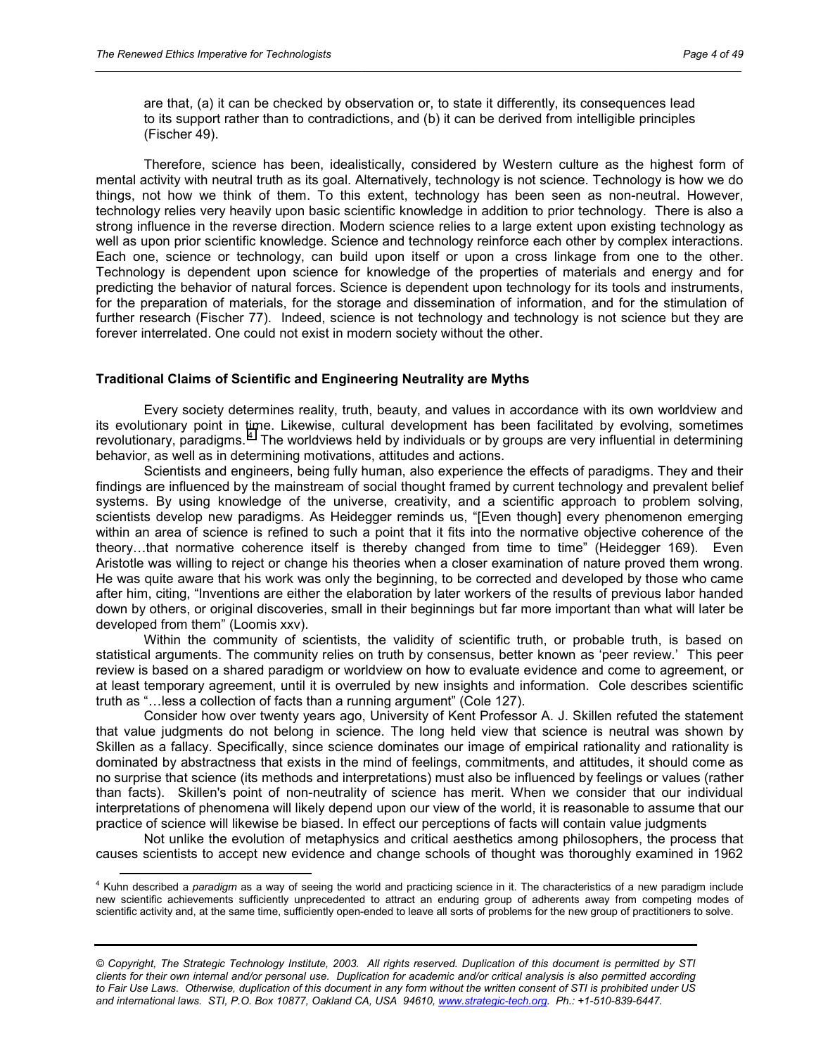are that, (a) it can be checked by observation or, to state it differently, its consequences lead to its support rather than to contradictions, and (b) it can be derived from intelligible principles (Fischer 49).

Therefore, science has been, idealistically, considered by Western culture as the highest form of mental activity with neutral truth as its goal. Alternatively, technology is not science. Technology is how we do things, not how we think of them. To this extent, technology has been seen as non-neutral. However, technology relies very heavily upon basic scientific knowledge in addition to prior technology. There is also a strong influence in the reverse direction. Modern science relies to a large extent upon existing technology as well as upon prior scientific knowledge. Science and technology reinforce each other by complex interactions. Each one, science or technology, can build upon itself or upon a cross linkage from one to the other. Technology is dependent upon science for knowledge of the properties of materials and energy and for predicting the behavior of natural forces. Science is dependent upon technology for its tools and instruments, for the preparation of materials, for the storage and dissemination of information, and for the stimulation of further research (Fischer 77). Indeed, science is not technology and technology is not science but they are forever interrelated. One could not exist in modern society without the other.

### Traditional Claims of Scientific and Engineering Neutrality are Myths

Every society determines reality, truth, beauty, and values in accordance with its own worldview and its evolutionary point in time. Likewise, cultural development has been facilitated by evolving, sometimes revolutionary, paradigms.[4] The worldviews held by individuals or by groups are very influential in determining behavior, as well as in determining motivations, attitudes and actions.

Scientists and engineers, being fully human, also experience the effects of paradigms. They and their findings are influenced by the mainstream of social thought framed by current technology and prevalent belief systems. By using knowledge of the universe, creativity, and a scientific approach to problem solving, scientists develop new paradigms. As Heidegger reminds us, "[Even though] every phenomenon emerging within an area of science is refined to such a point that it fits into the normative objective coherence of the theory…that normative coherence itself is thereby changed from time to time" (Heidegger 169). Even Aristotle was willing to reject or change his theories when a closer examination of nature proved them wrong. He was quite aware that his work was only the beginning, to be corrected and developed by those who came after him, citing, "Inventions are either the elaboration by later workers of the results of previous labor handed down by others, or original discoveries, small in their beginnings but far more important than what will later be developed from them" (Loomis xxv).

Within the community of scientists, the validity of scientific truth, or probable truth, is based on statistical arguments. The community relies on truth by consensus, better known as 'peer review.' This peer review is based on a shared paradigm or worldview on how to evaluate evidence and come to agreement, or at least temporary agreement, until it is overruled by new insights and information. Cole describes scientific truth as "…less a collection of facts than a running argument" (Cole 127).

Consider how over twenty years ago, University of Kent Professor A. J. Skillen refuted the statement that value judgments do not belong in science. The long held view that science is neutral was shown by Skillen as a fallacy. Specifically, since science dominates our image of empirical rationality and rationality is dominated by abstractness that exists in the mind of feelings, commitments, and attitudes, it should come as no surprise that science (its methods and interpretations) must also be influenced by feelings or values (rather than facts). Skillen's point of non-neutrality of science has merit. When we consider that our individual interpretations of phenomena will likely depend upon our view of the world, it is reasonable to assume that our practice of science will likewise be biased. In effect our perceptions of facts will contain value judgments

Not unlike the evolution of metaphysics and critical aesthetics among philosophers, the process that causes scientists to accept new evidence and change schools of thought was thoroughly examined in 1962

---

[4] Kuhn described a *paradigm* as a way of seeing the world and practicing science in it. The characteristics of a new paradigm include new scientific achievements sufficiently unprecedented to attract an enduring group of adherents away from competing modes of scientific activity and, at the same time, sufficiently open-ended to leave all sorts of problems for the new group of practitioners to solve.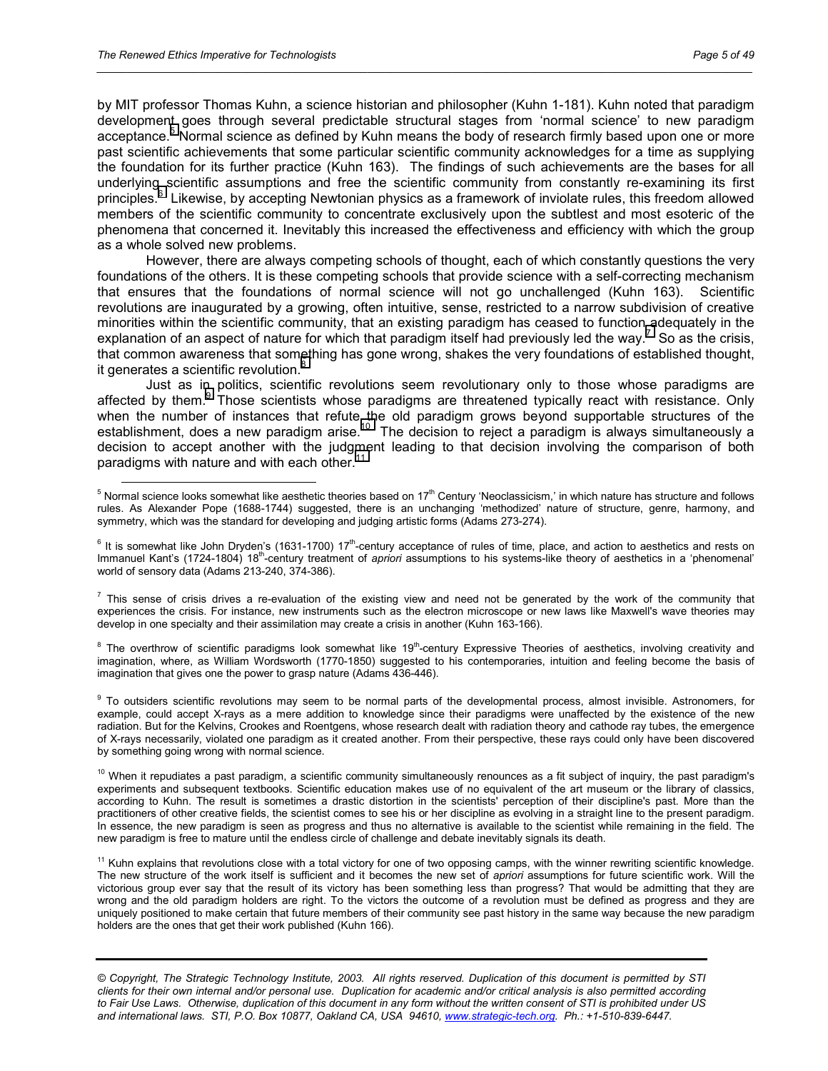by MIT professor Thomas Kuhn, a science historian and philosopher (Kuhn 1-181). Kuhn noted that paradigm development goes through several predictable structural stages from 'normal science' to new paradigm acceptance.[5] Normal science as defined by Kuhn means the body of research firmly based upon one or more past scientific achievements that some particular scientific community acknowledges for a time as supplying the foundation for its further practice (Kuhn 163). The findings of such achievements are the bases for all underlying scientific assumptions and free the scientific community from constantly re-examining its first principles.[6] Likewise, by accepting Newtonian physics as a framework of inviolate rules, this freedom allowed members of the scientific community to concentrate exclusively upon the subtlest and most esoteric of the phenomena that concerned it. Inevitably this increased the effectiveness and efficiency with which the group as a whole solved new problems.

However, there are always competing schools of thought, each of which constantly questions the very foundations of the others. It is these competing schools that provide science with a self-correcting mechanism that ensures that the foundations of normal science will not go unchallenged (Kuhn 163). Scientific revolutions are inaugurated by a growing, often intuitive, sense, restricted to a narrow subdivision of creative minorities within the scientific community, that an existing paradigm has ceased to function adequately in the explanation of an aspect of nature for which that paradigm itself had previously led the way.[7] So as the crisis, that common awareness that something has gone wrong, shakes the very foundations of established thought, it generates a scientific revolution.[8]

Just as in politics, scientific revolutions seem revolutionary only to those whose paradigms are affected by them.[9] Those scientists whose paradigms are threatened typically react with resistance. Only when the number of instances that refute the old paradigm grows beyond supportable structures of the establishment, does a new paradigm arise.[10] The decision to reject a paradigm is always simultaneously a decision to accept another with the judgment leading to that decision involving the comparison of both paradigms with nature and with each other.[11]

---

[5] Normal science looks somewhat like aesthetic theories based on 17th Century 'Neoclassicism,' in which nature has structure and follows rules. As Alexander Pope (1688-1744) suggested, there is an unchanging 'methodized' nature of structure, genre, harmony, and symmetry, which was the standard for developing and judging artistic forms (Adams 273-274).

[6] It is somewhat like John Dryden's (1631-1700) 17th-century acceptance of rules of time, place, and action to aesthetics and rests on Immanuel Kant's (1724-1804) 18th-century treatment of *apriori* assumptions to his systems-like theory of aesthetics in a 'phenomenal' world of sensory data (Adams 213-240, 374-386).

[7] This sense of crisis drives a re-evaluation of the existing view and need not be generated by the work of the community that experiences the crisis. For instance, new instruments such as the electron microscope or new laws like Maxwell's wave theories may develop in one specialty and their assimilation may create a crisis in another (Kuhn 163-166).

[8] The overthrow of scientific paradigms look somewhat like 19th-century Expressive Theories of aesthetics, involving creativity and imagination, where, as William Wordsworth (1770-1850) suggested to his contemporaries, intuition and feeling become the basis of imagination that gives one the power to grasp nature (Adams 436-446).

[9] To outsiders scientific revolutions may seem to be normal parts of the developmental process, almost invisible. Astronomers, for example, could accept X-rays as a mere addition to knowledge since their paradigms were unaffected by the existence of the new radiation. But for the Kelvins, Crookes and Roentgens, whose research dealt with radiation theory and cathode ray tubes, the emergence of X-rays necessarily, violated one paradigm as it created another. From their perspective, these rays could only have been discovered by something going wrong with normal science.

[10] When it repudiates a past paradigm, a scientific community simultaneously renounces as a fit subject of inquiry, the past paradigm's experiments and subsequent textbooks. Scientific education makes use of no equivalent of the art museum or the library of classics, according to Kuhn. The result is sometimes a drastic distortion in the scientists' perception of their discipline's past. More than the practitioners of other creative fields, the scientist comes to see his or her discipline as evolving in a straight line to the present paradigm. In essence, the new paradigm is seen as progress and thus no alternative is available to the scientist while remaining in the field. The new paradigm is free to mature until the endless circle of challenge and debate inevitably signals its death.

[11] Kuhn explains that revolutions close with a total victory for one of two opposing camps, with the winner rewriting scientific knowledge. The new structure of the work itself is sufficient and it becomes the new set of *apriori* assumptions for future scientific work. Will the victorious group ever say that the result of its victory has been something less than progress? That would be admitting that they are wrong and the old paradigm holders are right. To the victors the outcome of a revolution must be defined as progress and they are uniquely positioned to make certain that future members of their community see past history in the same way because the new paradigm holders are the ones that get their work published (Kuhn 166).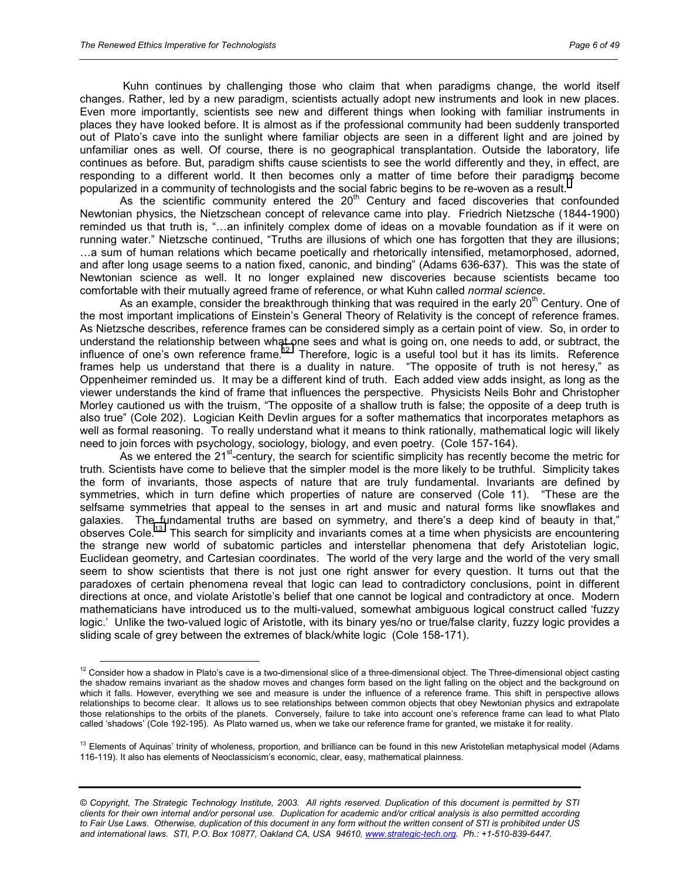Kuhn continues by challenging those who claim that when paradigms change, the world itself changes. Rather, led by a new paradigm, scientists actually adopt new instruments and look in new places. Even more importantly, scientists see new and different things when looking with familiar instruments in places they have looked before. It is almost as if the professional community had been suddenly transported out of Plato's cave into the sunlight where familiar objects are seen in a different light and are joined by unfamiliar ones as well. Of course, there is no geographical transplantation. Outside the laboratory, life continues as before. But, paradigm shifts cause scientists to see the world differently and they, in effect, are responding to a different world. It then becomes only a matter of time before their paradigms become popularized in a community of technologists and the social fabric begins to be re-woven as a result.

As the scientific community entered the 20th Century and faced discoveries that confounded Newtonian physics, the Nietzschean concept of relevance came into play. Friedrich Nietzsche (1844-1900) reminded us that truth is, "…an infinitely complex dome of ideas on a movable foundation as if it were on running water." Nietzsche continued, "Truths are illusions of which one has forgotten that they are illusions; …a sum of human relations which became poetically and rhetorically intensified, metamorphosed, adorned, and after long usage seems to a nation fixed, canonic, and binding" (Adams 636-637). This was the state of Newtonian science as well. It no longer explained new discoveries because scientists became too comfortable with their mutually agreed frame of reference, or what Kuhn called *normal science*.

As an example, consider the breakthrough thinking that was required in the early 20th Century. One of the most important implications of Einstein's General Theory of Relativity is the concept of reference frames. As Nietzsche describes, reference frames can be considered simply as a certain point of view. So, in order to understand the relationship between what one sees and what is going on, one needs to add, or subtract, the influence of one's own reference frame.[12] Therefore, logic is a useful tool but it has its limits. Reference frames help us understand that there is a duality in nature. "The opposite of truth is not heresy," as Oppenheimer reminded us. It may be a different kind of truth. Each added view adds insight, as long as the viewer understands the kind of frame that influences the perspective. Physicists Neils Bohr and Christopher Morley cautioned us with the truism, "The opposite of a shallow truth is false; the opposite of a deep truth is also true" (Cole 202). Logician Keith Devlin argues for a softer mathematics that incorporates metaphors as well as formal reasoning. To really understand what it means to think rationally, mathematical logic will likely need to join forces with psychology, sociology, biology, and even poetry. (Cole 157-164).

As we entered the 21st-century, the search for scientific simplicity has recently become the metric for truth. Scientists have come to believe that the simpler model is the more likely to be truthful. Simplicity takes the form of invariants, those aspects of nature that are truly fundamental. Invariants are defined by symmetries, which in turn define which properties of nature are conserved (Cole 11). "These are the selfsame symmetries that appeal to the senses in art and music and natural forms like snowflakes and galaxies. The fundamental truths are based on symmetry, and there's a deep kind of beauty in that," observes Cole.[13] This search for simplicity and invariants comes at a time when physicists are encountering the strange new world of subatomic particles and interstellar phenomena that defy Aristotelian logic, Euclidean geometry, and Cartesian coordinates. The world of the very large and the world of the very small seem to show scientists that there is not just one right answer for every question. It turns out that the paradoxes of certain phenomena reveal that logic can lead to contradictory conclusions, point in different directions at once, and violate Aristotle's belief that one cannot be logical and contradictory at once. Modern mathematicians have introduced us to the multi-valued, somewhat ambiguous logical construct called 'fuzzy logic.' Unlike the two-valued logic of Aristotle, with its binary yes/no or true/false clarity, fuzzy logic provides a sliding scale of grey between the extremes of black/white logic (Cole 158-171).

---

[12] Consider how a shadow in Plato's cave is a two-dimensional slice of a three-dimensional object. The Three-dimensional object casting the shadow remains invariant as the shadow moves and changes form based on the light falling on the object and the background on which it falls. However, everything we see and measure is under the influence of a reference frame. This shift in perspective allows relationships to become clear. It allows us to see relationships between common objects that obey Newtonian physics and extrapolate those relationships to the orbits of the planets. Conversely, failure to take into account one's reference frame can lead to what Plato called 'shadows' (Cole 192-195). As Plato warned us, when we take our reference frame for granted, we mistake it for reality.

[13] Elements of Aquinas' trinity of wholeness, proportion, and brilliance can be found in this new Aristotelian metaphysical model (Adams 116-119). It also has elements of Neoclassicism's economic, clear, easy, mathematical plainness.

*© Copyright, The Strategic Technology Institute, 2003. All rights reserved. Duplication of this document is permitted by STI clients for their own internal and/or personal use. Duplication for academic and/or critical analysis is also permitted according to Fair Use Laws. Otherwise, duplication of this document in any form without the written consent of STI is prohibited under US and international laws. STI, P.O. Box 10877, Oakland CA, USA 94610, www.strategic-tech.org. Ph.: +1-510-839-6447.*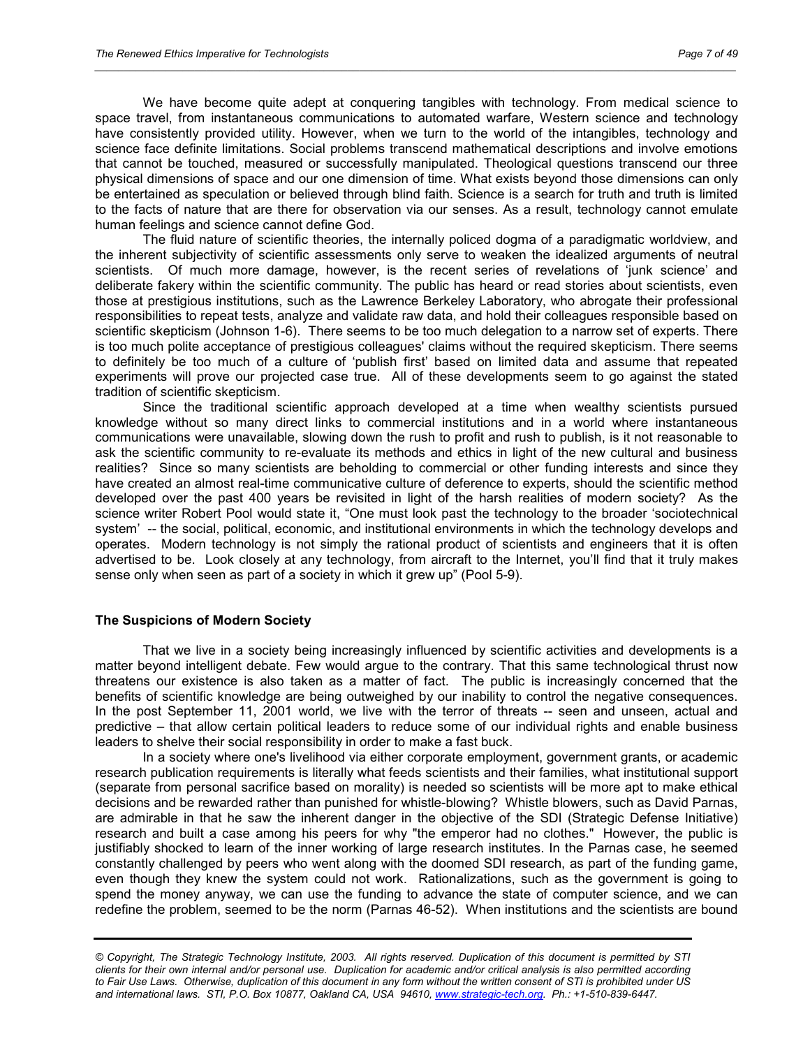We have become quite adept at conquering tangibles with technology. From medical science to space travel, from instantaneous communications to automated warfare, Western science and technology have consistently provided utility. However, when we turn to the world of the intangibles, technology and science face definite limitations. Social problems transcend mathematical descriptions and involve emotions that cannot be touched, measured or successfully manipulated. Theological questions transcend our three physical dimensions of space and our one dimension of time. What exists beyond those dimensions can only be entertained as speculation or believed through blind faith. Science is a search for truth and truth is limited to the facts of nature that are there for observation via our senses. As a result, technology cannot emulate human feelings and science cannot define God.

The fluid nature of scientific theories, the internally policed dogma of a paradigmatic worldview, and the inherent subjectivity of scientific assessments only serve to weaken the idealized arguments of neutral scientists. Of much more damage, however, is the recent series of revelations of 'junk science' and deliberate fakery within the scientific community. The public has heard or read stories about scientists, even those at prestigious institutions, such as the Lawrence Berkeley Laboratory, who abrogate their professional responsibilities to repeat tests, analyze and validate raw data, and hold their colleagues responsible based on scientific skepticism (Johnson 1-6). There seems to be too much delegation to a narrow set of experts. There is too much polite acceptance of prestigious colleagues' claims without the required skepticism. There seems to definitely be too much of a culture of 'publish first' based on limited data and assume that repeated experiments will prove our projected case true. All of these developments seem to go against the stated tradition of scientific skepticism.

Since the traditional scientific approach developed at a time when wealthy scientists pursued knowledge without so many direct links to commercial institutions and in a world where instantaneous communications were unavailable, slowing down the rush to profit and rush to publish, is it not reasonable to ask the scientific community to re-evaluate its methods and ethics in light of the new cultural and business realities? Since so many scientists are beholding to commercial or other funding interests and since they have created an almost real-time communicative culture of deference to experts, should the scientific method developed over the past 400 years be revisited in light of the harsh realities of modern society? As the science writer Robert Pool would state it, "One must look past the technology to the broader 'sociotechnical system' -- the social, political, economic, and institutional environments in which the technology develops and operates. Modern technology is not simply the rational product of scientists and engineers that it is often advertised to be. Look closely at any technology, from aircraft to the Internet, you'll find that it truly makes sense only when seen as part of a society in which it grew up" (Pool 5-9).

### The Suspicions of Modern Society

That we live in a society being increasingly influenced by scientific activities and developments is a matter beyond intelligent debate. Few would argue to the contrary. That this same technological thrust now threatens our existence is also taken as a matter of fact. The public is increasingly concerned that the benefits of scientific knowledge are being outweighed by our inability to control the negative consequences. In the post September 11, 2001 world, we live with the terror of threats -- seen and unseen, actual and predictive – that allow certain political leaders to reduce some of our individual rights and enable business leaders to shelve their social responsibility in order to make a fast buck.

In a society where one's livelihood via either corporate employment, government grants, or academic research publication requirements is literally what feeds scientists and their families, what institutional support (separate from personal sacrifice based on morality) is needed so scientists will be more apt to make ethical decisions and be rewarded rather than punished for whistle-blowing? Whistle blowers, such as David Parnas, are admirable in that he saw the inherent danger in the objective of the SDI (Strategic Defense Initiative) research and built a case among his peers for why "the emperor had no clothes." However, the public is justifiably shocked to learn of the inner working of large research institutes. In the Parnas case, he seemed constantly challenged by peers who went along with the doomed SDI research, as part of the funding game, even though they knew the system could not work. Rationalizations, such as the government is going to spend the money anyway, we can use the funding to advance the state of computer science, and we can redefine the problem, seemed to be the norm (Parnas 46-52). When institutions and the scientists are bound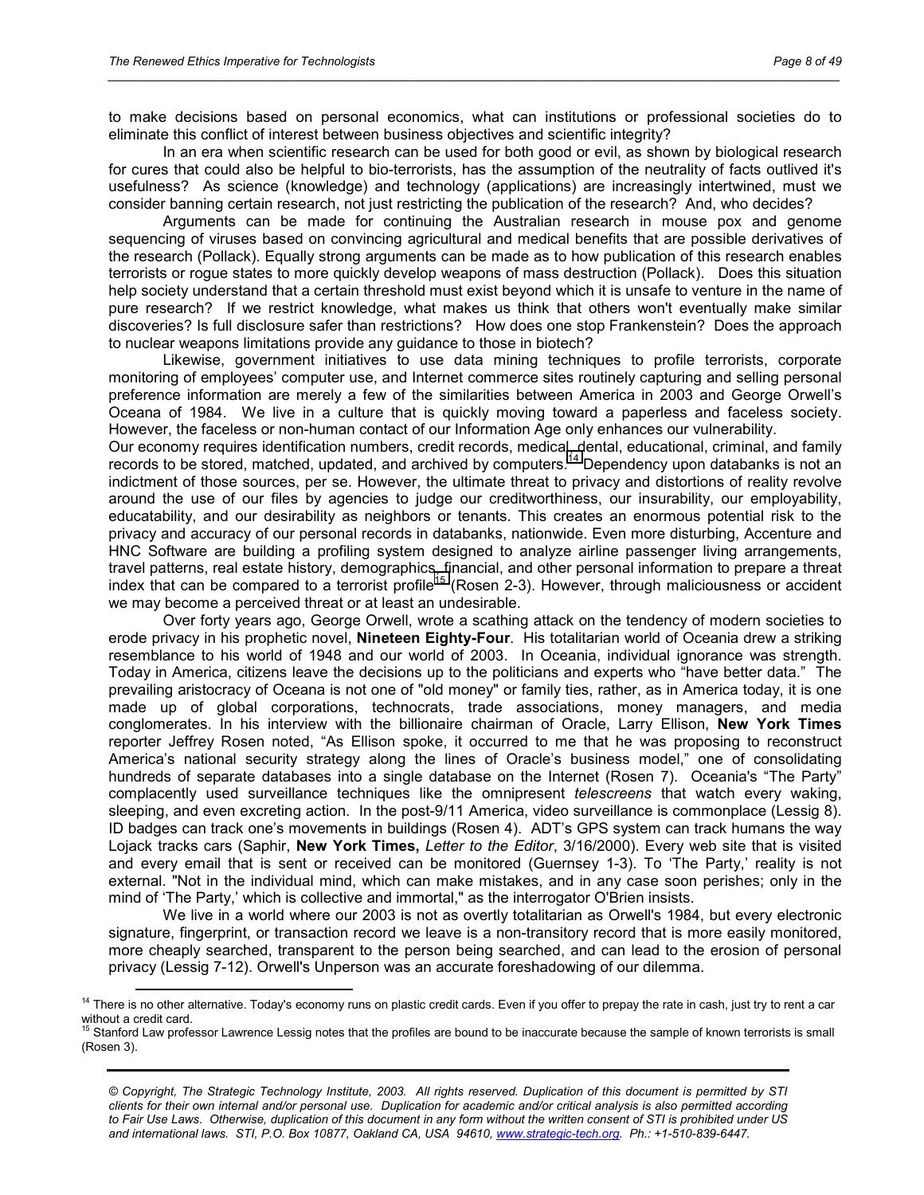to make decisions based on personal economics, what can institutions or professional societies do to eliminate this conflict of interest between business objectives and scientific integrity?

In an era when scientific research can be used for both good or evil, as shown by biological research for cures that could also be helpful to bio-terrorists, has the assumption of the neutrality of facts outlived it's usefulness? As science (knowledge) and technology (applications) are increasingly intertwined, must we consider banning certain research, not just restricting the publication of the research? And, who decides?

Arguments can be made for continuing the Australian research in mouse pox and genome sequencing of viruses based on convincing agricultural and medical benefits that are possible derivatives of the research (Pollack). Equally strong arguments can be made as to how publication of this research enables terrorists or rogue states to more quickly develop weapons of mass destruction (Pollack). Does this situation help society understand that a certain threshold must exist beyond which it is unsafe to venture in the name of pure research? If we restrict knowledge, what makes us think that others won't eventually make similar discoveries? Is full disclosure safer than restrictions? How does one stop Frankenstein? Does the approach to nuclear weapons limitations provide any guidance to those in biotech?

Likewise, government initiatives to use data mining techniques to profile terrorists, corporate monitoring of employees' computer use, and Internet commerce sites routinely capturing and selling personal preference information are merely a few of the similarities between America in 2003 and George Orwell's Oceana of 1984. We live in a culture that is quickly moving toward a paperless and faceless society. However, the faceless or non-human contact of our Information Age only enhances our vulnerability.

Our economy requires identification numbers, credit records, medical, dental, educational, criminal, and family records to be stored, matched, updated, and archived by computers.[14] Dependency upon databanks is not an indictment of those sources, per se. However, the ultimate threat to privacy and distortions of reality revolve around the use of our files by agencies to judge our creditworthiness, our insurability, our employability, educatability, and our desirability as neighbors or tenants. This creates an enormous potential risk to the privacy and accuracy of our personal records in databanks, nationwide. Even more disturbing, Accenture and HNC Software are building a profiling system designed to analyze airline passenger living arrangements, travel patterns, real estate history, demographics, financial, and other personal information to prepare a threat index that can be compared to a terrorist profile[15] (Rosen 2-3). However, through maliciousness or accident we may become a perceived threat or at least an undesirable.

Over forty years ago, George Orwell, wrote a scathing attack on the tendency of modern societies to erode privacy in his prophetic novel, **Nineteen Eighty-Four**. His totalitarian world of Oceania drew a striking resemblance to his world of 1948 and our world of 2003. In Oceania, individual ignorance was strength. Today in America, citizens leave the decisions up to the politicians and experts who "have better data." The prevailing aristocracy of Oceana is not one of "old money" or family ties, rather, as in America today, it is one made up of global corporations, technocrats, trade associations, money managers, and media conglomerates. In his interview with the billionaire chairman of Oracle, Larry Ellison, **New York Times** reporter Jeffrey Rosen noted, "As Ellison spoke, it occurred to me that he was proposing to reconstruct America's national security strategy along the lines of Oracle's business model," one of consolidating hundreds of separate databases into a single database on the Internet (Rosen 7). Oceania's "The Party" complacently used surveillance techniques like the omnipresent *telescreens* that watch every waking, sleeping, and even excreting action. In the post-9/11 America, video surveillance is commonplace (Lessig 8). ID badges can track one's movements in buildings (Rosen 4). ADT's GPS system can track humans the way Lojack tracks cars (Saphir, **New York Times,** *Letter to the Editor*, 3/16/2000). Every web site that is visited and every email that is sent or received can be monitored (Guernsey 1-3). To 'The Party,' reality is not external. "Not in the individual mind, which can make mistakes, and in any case soon perishes; only in the mind of 'The Party,' which is collective and immortal," as the interrogator O'Brien insists.

We live in a world where our 2003 is not as overtly totalitarian as Orwell's 1984, but every electronic signature, fingerprint, or transaction record we leave is a non-transitory record that is more easily monitored, more cheaply searched, transparent to the person being searched, and can lead to the erosion of personal privacy (Lessig 7-12). Orwell's Unperson was an accurate foreshadowing of our dilemma.

---

[14] There is no other alternative. Today's economy runs on plastic credit cards. Even if you offer to prepay the rate in cash, just try to rent a car without a credit card.

[15] Stanford Law professor Lawrence Lessig notes that the profiles are bound to be inaccurate because the sample of known terrorists is small (Rosen 3).

*© Copyright, The Strategic Technology Institute, 2003. All rights reserved. Duplication of this document is permitted by STI clients for their own internal and/or personal use. Duplication for academic and/or critical analysis is also permitted according to Fair Use Laws. Otherwise, duplication of this document in any form without the written consent of STI is prohibited under US and international laws. STI, P.O. Box 10877, Oakland CA, USA 94610, www.strategic-tech.org. Ph.: +1-510-839-6447.*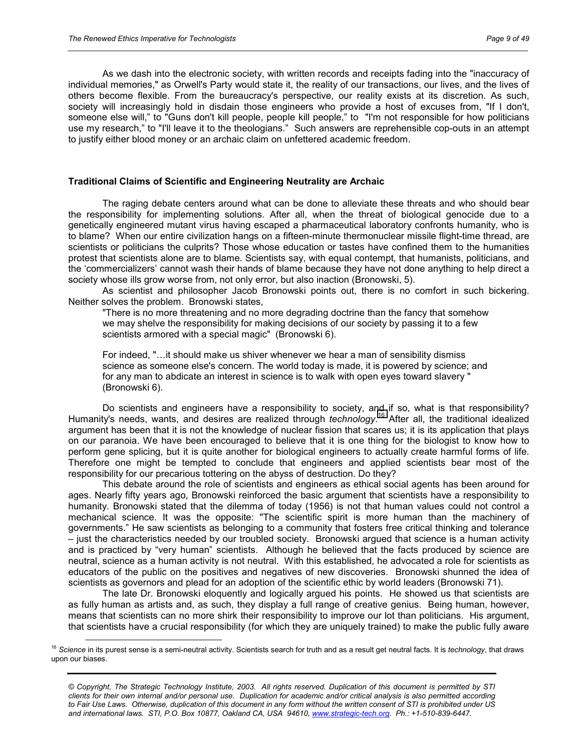As we dash into the electronic society, with written records and receipts fading into the "inaccuracy of individual memories," as Orwell's Party would state it, the reality of our transactions, our lives, and the lives of others become flexible. From the bureaucracy's perspective, our reality exists at its discretion. As such, society will increasingly hold in disdain those engineers who provide a host of excuses from, "If I don't, someone else will," to "Guns don't kill people, people kill people," to "I'm not responsible for how politicians use my research," to "I'll leave it to the theologians." Such answers are reprehensible cop-outs in an attempt to justify either blood money or an archaic claim on unfettered academic freedom.

**Traditional Claims of Scientific and Engineering Neutrality are Archaic**

The raging debate centers around what can be done to alleviate these threats and who should bear the responsibility for implementing solutions. After all, when the threat of biological genocide due to a genetically engineered mutant virus having escaped a pharmaceutical laboratory confronts humanity, who is to blame? When our entire civilization hangs on a fifteen-minute thermonuclear missile flight-time thread, are scientists or politicians the culprits? Those whose education or tastes have confined them to the humanities protest that scientists alone are to blame. Scientists say, with equal contempt, that humanists, politicians, and the 'commercializers' cannot wash their hands of blame because they have not done anything to help direct a society whose ills grow worse from, not only error, but also inaction (Bronowski, 5).

As scientist and philosopher Jacob Bronowski points out, there is no comfort in such bickering. Neither solves the problem. Bronowski states,

> "There is no more threatening and no more degrading doctrine than the fancy that somehow we may shelve the responsibility for making decisions of our society by passing it to a few scientists armored with a special magic" (Bronowski 6).
>
> For indeed, "…it should make us shiver whenever we hear a man of sensibility dismiss science as someone else's concern. The world today is made, it is powered by science; and for any man to abdicate an interest in science is to walk with open eyes toward slavery " (Bronowski 6).

Do scientists and engineers have a responsibility to society, and if so, what is that responsibility? Humanity's needs, wants, and desires are realized through *technology*.[16] After all, the traditional idealized argument has been that it is not the knowledge of nuclear fission that scares us; it is its application that plays on our paranoia. We have been encouraged to believe that it is one thing for the biologist to know how to perform gene splicing, but it is quite another for biological engineers to actually create harmful forms of life. Therefore one might be tempted to conclude that engineers and applied scientists bear most of the responsibility for our precarious tottering on the abyss of destruction. Do they?

This debate around the role of scientists and engineers as ethical social agents has been around for ages. Nearly fifty years ago, Bronowski reinforced the basic argument that scientists have a responsibility to humanity. Bronowski stated that the dilemma of today (1956) is not that human values could not control a mechanical science. It was the opposite: "The scientific spirit is more human than the machinery of governments." He saw scientists as belonging to a community that fosters free critical thinking and tolerance – just the characteristics needed by our troubled society. Bronowski argued that science is a human activity and is practiced by "very human" scientists. Although he believed that the facts produced by science are neutral, science as a human activity is not neutral. With this established, he advocated a role for scientists as educators of the public on the positives and negatives of new discoveries. Bronowski shunned the idea of scientists as governors and plead for an adoption of the scientific ethic by world leaders (Bronowski 71).

The late Dr. Bronowski eloquently and logically argued his points. He showed us that scientists are as fully human as artists and, as such, they display a full range of creative genius. Being human, however, means that scientists can no more shirk their responsibility to improve our lot than politicians. His argument, that scientists have a crucial responsibility (for which they are uniquely trained) to make the public fully aware

---

[16] *Science* in its purest sense is a semi-neutral activity. Scientists search for truth and as a result get neutral facts. It is *technology*, that draws upon our biases.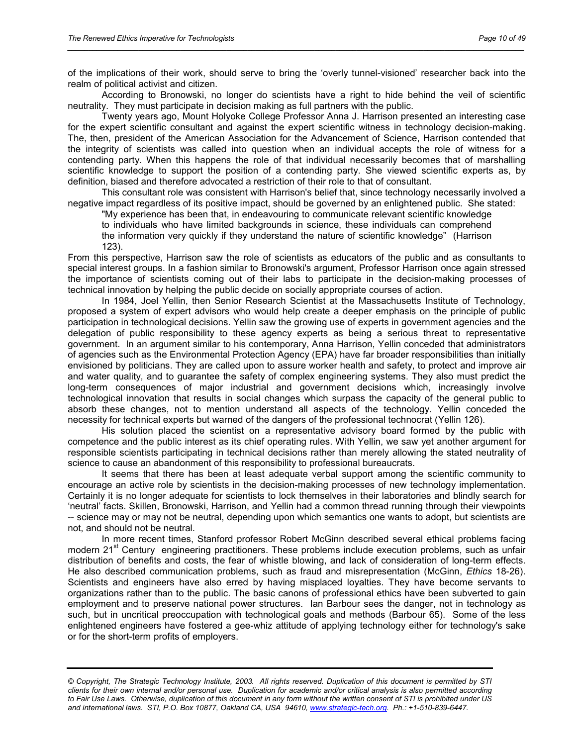of the implications of their work, should serve to bring the 'overly tunnel-visioned' researcher back into the realm of political activist and citizen.

According to Bronowski, no longer do scientists have a right to hide behind the veil of scientific neutrality. They must participate in decision making as full partners with the public.

Twenty years ago, Mount Holyoke College Professor Anna J. Harrison presented an interesting case for the expert scientific consultant and against the expert scientific witness in technology decision-making. The, then, president of the American Association for the Advancement of Science, Harrison contended that the integrity of scientists was called into question when an individual accepts the role of witness for a contending party. When this happens the role of that individual necessarily becomes that of marshalling scientific knowledge to support the position of a contending party. She viewed scientific experts as, by definition, biased and therefore advocated a restriction of their role to that of consultant.

This consultant role was consistent with Harrison's belief that, since technology necessarily involved a negative impact regardless of its positive impact, should be governed by an enlightened public. She stated:

> "My experience has been that, in endeavouring to communicate relevant scientific knowledge to individuals who have limited backgrounds in science, these individuals can comprehend the information very quickly if they understand the nature of scientific knowledge" (Harrison 123).

From this perspective, Harrison saw the role of scientists as educators of the public and as consultants to special interest groups. In a fashion similar to Bronowski's argument, Professor Harrison once again stressed the importance of scientists coming out of their labs to participate in the decision-making processes of technical innovation by helping the public decide on socially appropriate courses of action.

In 1984, Joel Yellin, then Senior Research Scientist at the Massachusetts Institute of Technology, proposed a system of expert advisors who would help create a deeper emphasis on the principle of public participation in technological decisions. Yellin saw the growing use of experts in government agencies and the delegation of public responsibility to these agency experts as being a serious threat to representative government. In an argument similar to his contemporary, Anna Harrison, Yellin conceded that administrators of agencies such as the Environmental Protection Agency (EPA) have far broader responsibilities than initially envisioned by politicians. They are called upon to assure worker health and safety, to protect and improve air and water quality, and to guarantee the safety of complex engineering systems. They also must predict the long-term consequences of major industrial and government decisions which, increasingly involve technological innovation that results in social changes which surpass the capacity of the general public to absorb these changes, not to mention understand all aspects of the technology. Yellin conceded the necessity for technical experts but warned of the dangers of the professional technocrat (Yellin 126).

His solution placed the scientist on a representative advisory board formed by the public with competence and the public interest as its chief operating rules. With Yellin, we saw yet another argument for responsible scientists participating in technical decisions rather than merely allowing the stated neutrality of science to cause an abandonment of this responsibility to professional bureaucrats.

It seems that there has been at least adequate verbal support among the scientific community to encourage an active role by scientists in the decision-making processes of new technology implementation. Certainly it is no longer adequate for scientists to lock themselves in their laboratories and blindly search for 'neutral' facts. Skillen, Bronowski, Harrison, and Yellin had a common thread running through their viewpoints -- science may or may not be neutral, depending upon which semantics one wants to adopt, but scientists are not, and should not be neutral.

In more recent times, Stanford professor Robert McGinn described several ethical problems facing modern 21st Century engineering practitioners. These problems include execution problems, such as unfair distribution of benefits and costs, the fear of whistle blowing, and lack of consideration of long-term effects. He also described communication problems, such as fraud and misrepresentation (McGinn, *Ethics* 18-26). Scientists and engineers have also erred by having misplaced loyalties. They have become servants to organizations rather than to the public. The basic canons of professional ethics have been subverted to gain employment and to preserve national power structures. Ian Barbour sees the danger, not in technology as such, but in uncritical preoccupation with technological goals and methods (Barbour 65). Some of the less enlightened engineers have fostered a gee-whiz attitude of applying technology either for technology's sake or for the short-term profits of employers.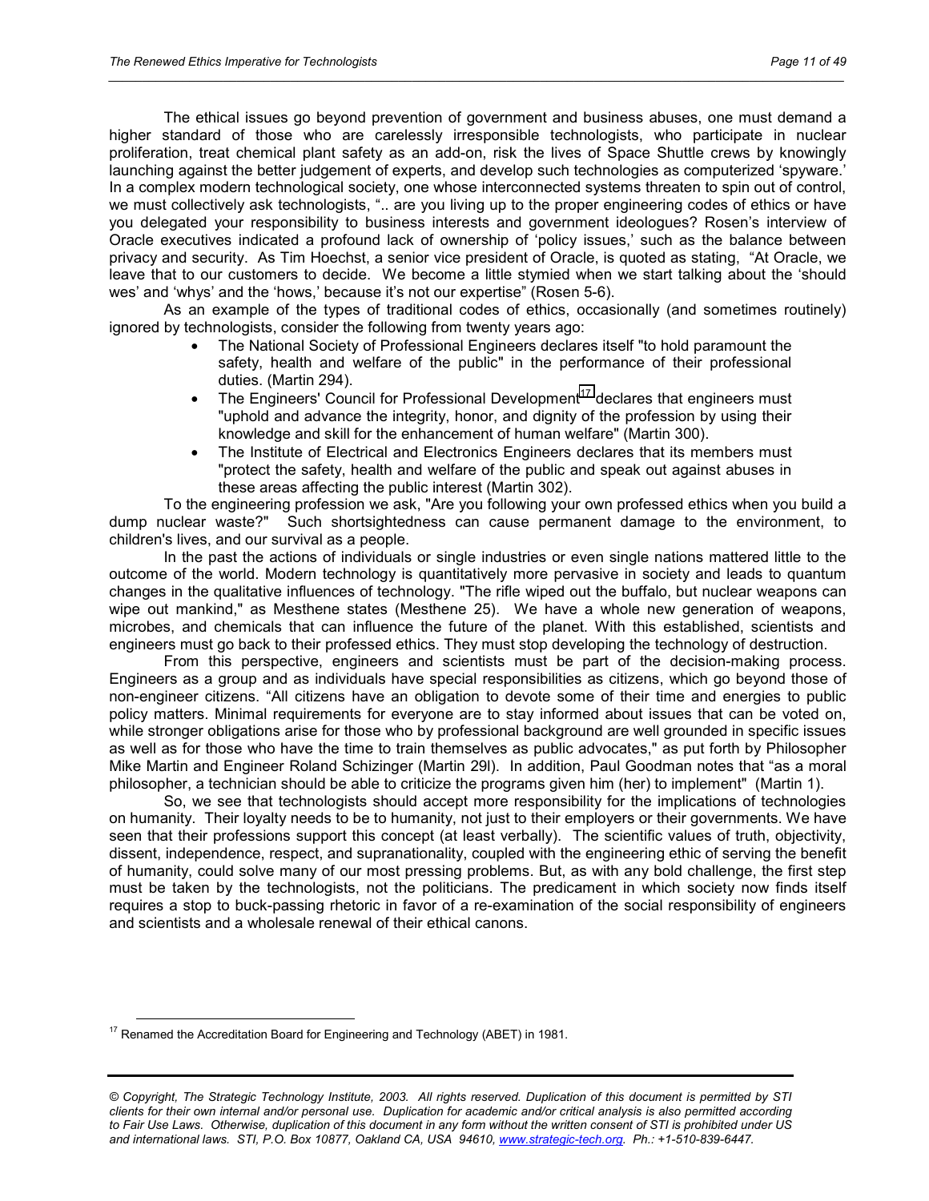The ethical issues go beyond prevention of government and business abuses, one must demand a higher standard of those who are carelessly irresponsible technologists, who participate in nuclear proliferation, treat chemical plant safety as an add-on, risk the lives of Space Shuttle crews by knowingly launching against the better judgement of experts, and develop such technologies as computerized 'spyware.' In a complex modern technological society, one whose interconnected systems threaten to spin out of control, we must collectively ask technologists, ".. are you living up to the proper engineering codes of ethics or have you delegated your responsibility to business interests and government ideologues? Rosen's interview of Oracle executives indicated a profound lack of ownership of 'policy issues,' such as the balance between privacy and security. As Tim Hoechst, a senior vice president of Oracle, is quoted as stating, "At Oracle, we leave that to our customers to decide. We become a little stymied when we start talking about the 'should wes' and 'whys' and the 'hows,' because it's not our expertise" (Rosen 5-6).

As an example of the types of traditional codes of ethics, occasionally (and sometimes routinely) ignored by technologists, consider the following from twenty years ago:

- The National Society of Professional Engineers declares itself "to hold paramount the safety, health and welfare of the public" in the performance of their professional duties. (Martin 294).
- The Engineers' Council for Professional Development[17] declares that engineers must "uphold and advance the integrity, honor, and dignity of the profession by using their knowledge and skill for the enhancement of human welfare" (Martin 300).
- The Institute of Electrical and Electronics Engineers declares that its members must "protect the safety, health and welfare of the public and speak out against abuses in these areas affecting the public interest (Martin 302).

To the engineering profession we ask, "Are you following your own professed ethics when you build a dump nuclear waste?" Such shortsightedness can cause permanent damage to the environment, to children's lives, and our survival as a people.

In the past the actions of individuals or single industries or even single nations mattered little to the outcome of the world. Modern technology is quantitatively more pervasive in society and leads to quantum changes in the qualitative influences of technology. "The rifle wiped out the buffalo, but nuclear weapons can wipe out mankind," as Mesthene states (Mesthene 25). We have a whole new generation of weapons, microbes, and chemicals that can influence the future of the planet. With this established, scientists and engineers must go back to their professed ethics. They must stop developing the technology of destruction.

From this perspective, engineers and scientists must be part of the decision-making process. Engineers as a group and as individuals have special responsibilities as citizens, which go beyond those of non-engineer citizens. "All citizens have an obligation to devote some of their time and energies to public policy matters. Minimal requirements for everyone are to stay informed about issues that can be voted on, while stronger obligations arise for those who by professional background are well grounded in specific issues as well as for those who have the time to train themselves as public advocates," as put forth by Philosopher Mike Martin and Engineer Roland Schizinger (Martin 29l). In addition, Paul Goodman notes that "as a moral philosopher, a technician should be able to criticize the programs given him (her) to implement" (Martin 1).

So, we see that technologists should accept more responsibility for the implications of technologies on humanity. Their loyalty needs to be to humanity, not just to their employers or their governments. We have seen that their professions support this concept (at least verbally). The scientific values of truth, objectivity, dissent, independence, respect, and supranationality, coupled with the engineering ethic of serving the benefit of humanity, could solve many of our most pressing problems. But, as with any bold challenge, the first step must be taken by the technologists, not the politicians. The predicament in which society now finds itself requires a stop to buck-passing rhetoric in favor of a re-examination of the social responsibility of engineers and scientists and a wholesale renewal of their ethical canons.

[17] Renamed the Accreditation Board for Engineering and Technology (ABET) in 1981.

*© Copyright, The Strategic Technology Institute, 2003. All rights reserved. Duplication of this document is permitted by STI clients for their own internal and/or personal use. Duplication for academic and/or critical analysis is also permitted according to Fair Use Laws. Otherwise, duplication of this document in any form without the written consent of STI is prohibited under US and international laws. STI, P.O. Box 10877, Oakland CA, USA 94610, www.strategic-tech.org. Ph.: +1-510-839-6447.*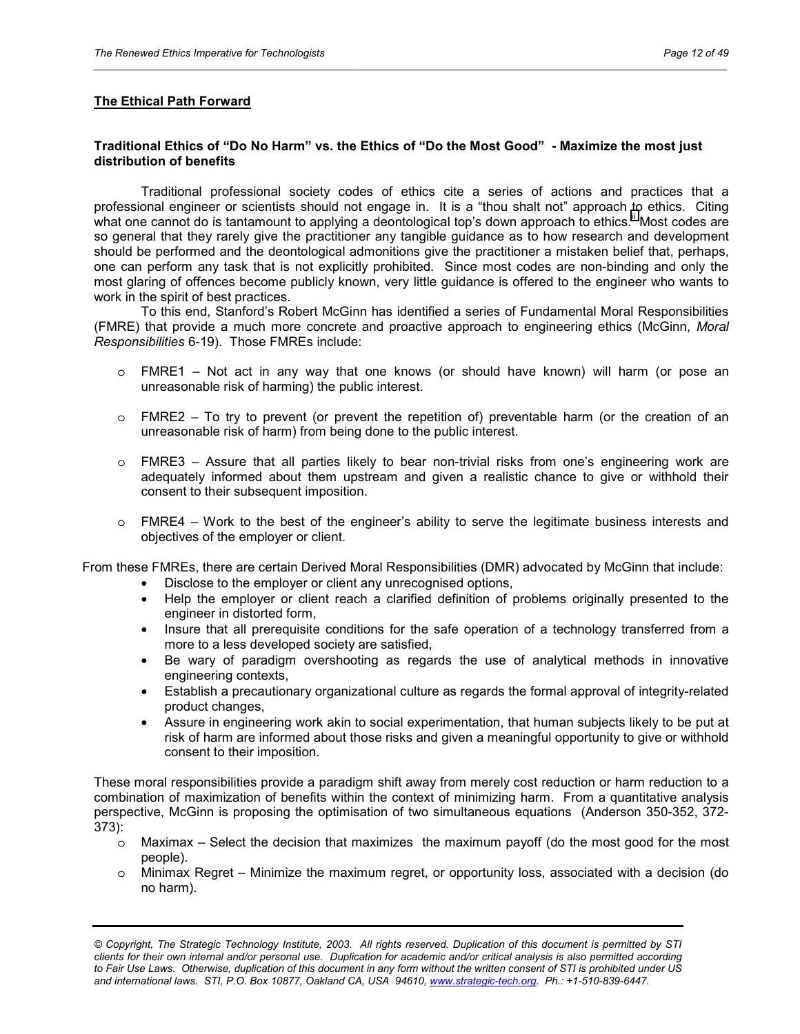## The Ethical Path Forward

### Traditional Ethics of "Do No Harm" vs. the Ethics of "Do the Most Good" - Maximize the most just distribution of benefits

Traditional professional society codes of ethics cite a series of actions and practices that a professional engineer or scientists should not engage in. It is a "thou shalt not" approach to ethics. Citing what one cannot do is tantamount to applying a deontological top's down approach to ethics.[ii] Most codes are so general that they rarely give the practitioner any tangible guidance as to how research and development should be performed and the deontological admonitions give the practitioner a mistaken belief that, perhaps, one can perform any task that is not explicitly prohibited. Since most codes are non-binding and only the most glaring of offences become publicly known, very little guidance is offered to the engineer who wants to work in the spirit of best practices.

To this end, Stanford's Robert McGinn has identified a series of Fundamental Moral Responsibilities (FMRE) that provide a much more concrete and proactive approach to engineering ethics (McGinn, *Moral Responsibilities* 6-19). Those FMREs include:

- FMRE1 – Not act in any way that one knows (or should have known) will harm (or pose an unreasonable risk of harming) the public interest.
- FMRE2 – To try to prevent (or prevent the repetition of) preventable harm (or the creation of an unreasonable risk of harm) from being done to the public interest.
- FMRE3 – Assure that all parties likely to bear non-trivial risks from one's engineering work are adequately informed about them upstream and given a realistic chance to give or withhold their consent to their subsequent imposition.
- FMRE4 – Work to the best of the engineer's ability to serve the legitimate business interests and objectives of the employer or client.

From these FMREs, there are certain Derived Moral Responsibilities (DMR) advocated by McGinn that include:

- Disclose to the employer or client any unrecognised options,
- Help the employer or client reach a clarified definition of problems originally presented to the engineer in distorted form,
- Insure that all prerequisite conditions for the safe operation of a technology transferred from a more to a less developed society are satisfied,
- Be wary of paradigm overshooting as regards the use of analytical methods in innovative engineering contexts,
- Establish a precautionary organizational culture as regards the formal approval of integrity-related product changes,
- Assure in engineering work akin to social experimentation, that human subjects likely to be put at risk of harm are informed about those risks and given a meaningful opportunity to give or withhold consent to their imposition.

These moral responsibilities provide a paradigm shift away from merely cost reduction or harm reduction to a combination of maximization of benefits within the context of minimizing harm. From a quantitative analysis perspective, McGinn is proposing the optimisation of two simultaneous equations (Anderson 350-352, 372-373):

- Maximax – Select the decision that maximizes the maximum payoff (do the most good for the most people).
- Minimax Regret – Minimize the maximum regret, or opportunity loss, associated with a decision (do no harm).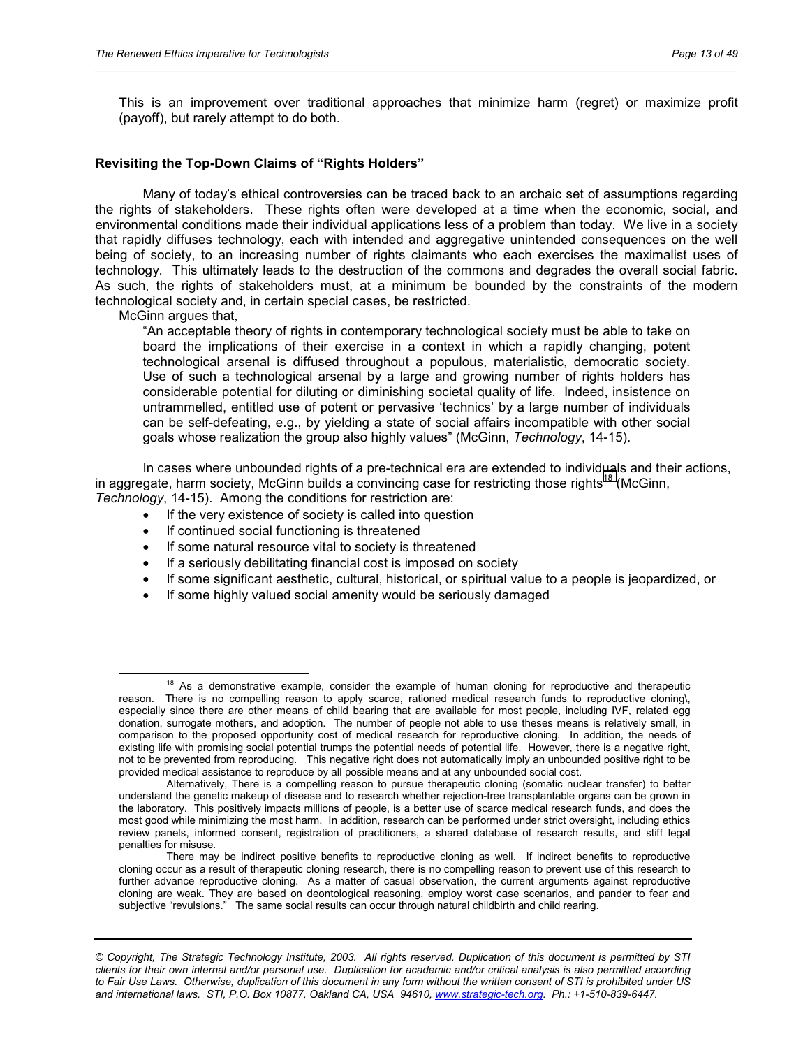This is an improvement over traditional approaches that minimize harm (regret) or maximize profit (payoff), but rarely attempt to do both.

**Revisiting the Top-Down Claims of "Rights Holders"**

Many of today's ethical controversies can be traced back to an archaic set of assumptions regarding the rights of stakeholders. These rights often were developed at a time when the economic, social, and environmental conditions made their individual applications less of a problem than today. We live in a society that rapidly diffuses technology, each with intended and aggregative unintended consequences on the well being of society, to an increasing number of rights claimants who each exercises the maximalist uses of technology. This ultimately leads to the destruction of the commons and degrades the overall social fabric. As such, the rights of stakeholders must, at a minimum be bounded by the constraints of the modern technological society and, in certain special cases, be restricted.

McGinn argues that,

> "An acceptable theory of rights in contemporary technological society must be able to take on board the implications of their exercise in a context in which a rapidly changing, potent technological arsenal is diffused throughout a populous, materialistic, democratic society. Use of such a technological arsenal by a large and growing number of rights holders has considerable potential for diluting or diminishing societal quality of life. Indeed, insistence on untrammelled, entitled use of potent or pervasive 'technics' by a large number of individuals can be self-defeating, e.g., by yielding a state of social affairs incompatible with other social goals whose realization the group also highly values" (McGinn, *Technology*, 14-15).

In cases where unbounded rights of a pre-technical era are extended to individuals and their actions, in aggregate, harm society, McGinn builds a convincing case for restricting those rights[18] (McGinn, *Technology*, 14-15). Among the conditions for restriction are:

- If the very existence of society is called into question
- If continued social functioning is threatened
- If some natural resource vital to society is threatened
- If a seriously debilitating financial cost is imposed on society
- If some significant aesthetic, cultural, historical, or spiritual value to a people is jeopardized, or
- If some highly valued social amenity would be seriously damaged

---

[18] As a demonstrative example, consider the example of human cloning for reproductive and therapeutic reason. There is no compelling reason to apply scarce, rationed medical research funds to reproductive cloning\, especially since there are other means of child bearing that are available for most people, including IVF, related egg donation, surrogate mothers, and adoption. The number of people not able to use theses means is relatively small, in comparison to the proposed opportunity cost of medical research for reproductive cloning. In addition, the needs of existing life with promising social potential trumps the potential needs of potential life. However, there is a negative right, not to be prevented from reproducing. This negative right does not automatically imply an unbounded positive right to be provided medical assistance to reproduce by all possible means and at any unbounded social cost.

Alternatively, There is a compelling reason to pursue therapeutic cloning (somatic nuclear transfer) to better understand the genetic makeup of disease and to research whether rejection-free transplantable organs can be grown in the laboratory. This positively impacts millions of people, is a better use of scarce medical research funds, and does the most good while minimizing the most harm. In addition, research can be performed under strict oversight, including ethics review panels, informed consent, registration of practitioners, a shared database of research results, and stiff legal penalties for misuse.

There may be indirect positive benefits to reproductive cloning as well. If indirect benefits to reproductive cloning occur as a result of therapeutic cloning research, there is no compelling reason to prevent use of this research to further advance reproductive cloning. As a matter of casual observation, the current arguments against reproductive cloning are weak. They are based on deontological reasoning, employ worst case scenarios, and pander to fear and subjective "revulsions." The same social results can occur through natural childbirth and child rearing.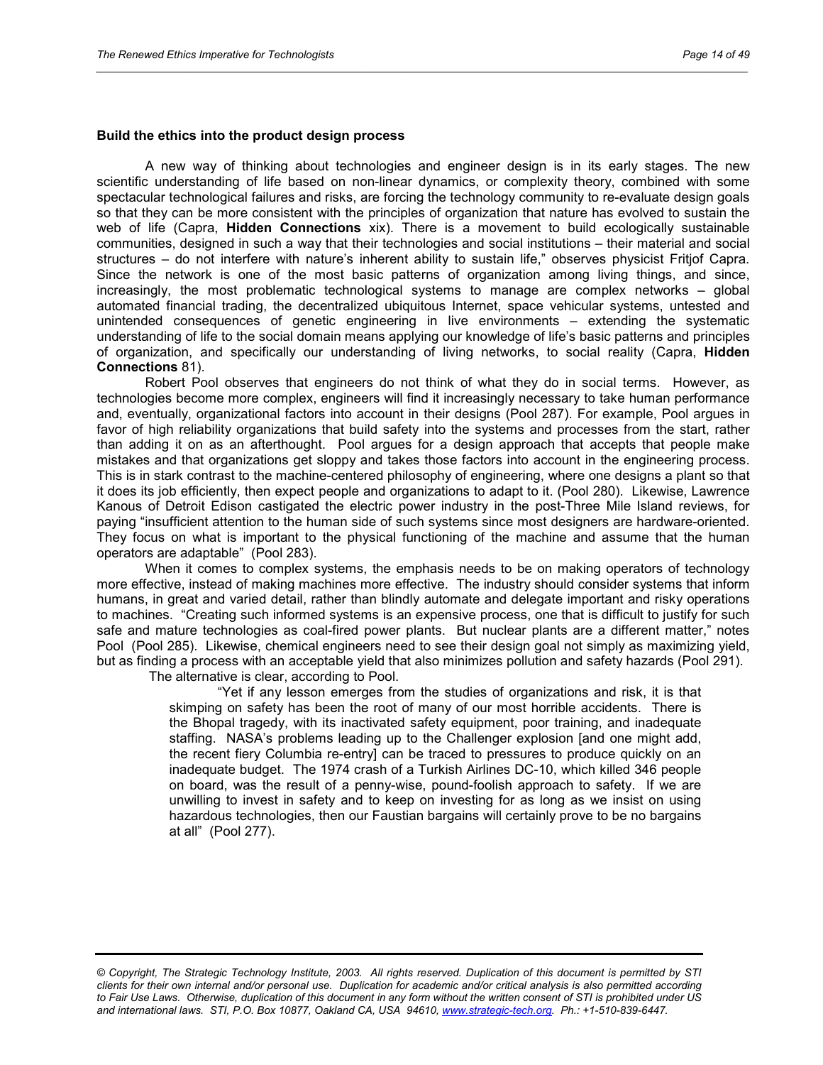**Build the ethics into the product design process**

A new way of thinking about technologies and engineer design is in its early stages. The new scientific understanding of life based on non-linear dynamics, or complexity theory, combined with some spectacular technological failures and risks, are forcing the technology community to re-evaluate design goals so that they can be more consistent with the principles of organization that nature has evolved to sustain the web of life (Capra, **Hidden Connections** xix). There is a movement to build ecologically sustainable communities, designed in such a way that their technologies and social institutions – their material and social structures – do not interfere with nature's inherent ability to sustain life," observes physicist Fritjof Capra. Since the network is one of the most basic patterns of organization among living things, and since, increasingly, the most problematic technological systems to manage are complex networks – global automated financial trading, the decentralized ubiquitous Internet, space vehicular systems, untested and unintended consequences of genetic engineering in live environments – extending the systematic understanding of life to the social domain means applying our knowledge of life's basic patterns and principles of organization, and specifically our understanding of living networks, to social reality (Capra, **Hidden Connections** 81).

Robert Pool observes that engineers do not think of what they do in social terms. However, as technologies become more complex, engineers will find it increasingly necessary to take human performance and, eventually, organizational factors into account in their designs (Pool 287). For example, Pool argues in favor of high reliability organizations that build safety into the systems and processes from the start, rather than adding it on as an afterthought. Pool argues for a design approach that accepts that people make mistakes and that organizations get sloppy and takes those factors into account in the engineering process. This is in stark contrast to the machine-centered philosophy of engineering, where one designs a plant so that it does its job efficiently, then expect people and organizations to adapt to it. (Pool 280). Likewise, Lawrence Kanous of Detroit Edison castigated the electric power industry in the post-Three Mile Island reviews, for paying "insufficient attention to the human side of such systems since most designers are hardware-oriented. They focus on what is important to the physical functioning of the machine and assume that the human operators are adaptable" (Pool 283).

When it comes to complex systems, the emphasis needs to be on making operators of technology more effective, instead of making machines more effective. The industry should consider systems that inform humans, in great and varied detail, rather than blindly automate and delegate important and risky operations to machines. "Creating such informed systems is an expensive process, one that is difficult to justify for such safe and mature technologies as coal-fired power plants. But nuclear plants are a different matter," notes Pool (Pool 285). Likewise, chemical engineers need to see their design goal not simply as maximizing yield, but as finding a process with an acceptable yield that also minimizes pollution and safety hazards (Pool 291).

The alternative is clear, according to Pool.

> "Yet if any lesson emerges from the studies of organizations and risk, it is that skimping on safety has been the root of many of our most horrible accidents. There is the Bhopal tragedy, with its inactivated safety equipment, poor training, and inadequate staffing. NASA's problems leading up to the Challenger explosion [and one might add, the recent fiery Columbia re-entry] can be traced to pressures to produce quickly on an inadequate budget. The 1974 crash of a Turkish Airlines DC-10, which killed 346 people on board, was the result of a penny-wise, pound-foolish approach to safety. If we are unwilling to invest in safety and to keep on investing for as long as we insist on using hazardous technologies, then our Faustian bargains will certainly prove to be no bargains at all" (Pool 277).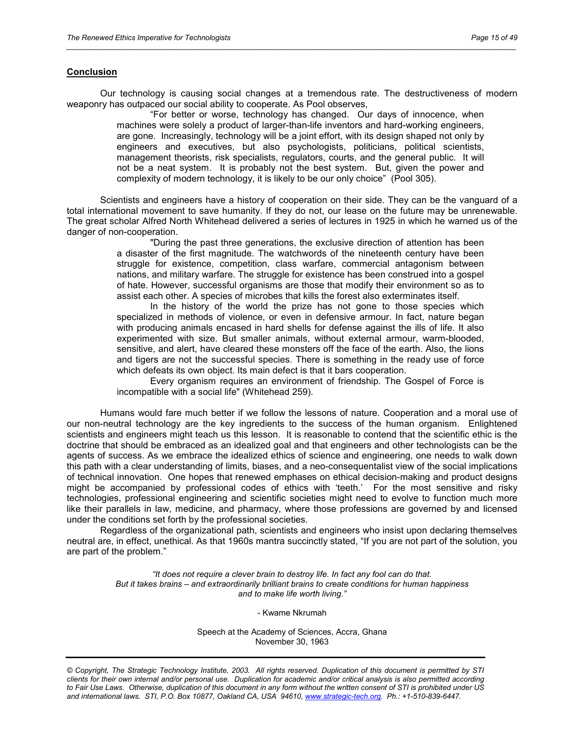## Conclusion

Our technology is causing social changes at a tremendous rate. The destructiveness of modern weaponry has outpaced our social ability to cooperate. As Pool observes,

> "For better or worse, technology has changed. Our days of innocence, when machines were solely a product of larger-than-life inventors and hard-working engineers, are gone. Increasingly, technology will be a joint effort, with its design shaped not only by engineers and executives, but also psychologists, politicians, political scientists, management theorists, risk specialists, regulators, courts, and the general public. It will not be a neat system. It is probably not the best system. But, given the power and complexity of modern technology, it is likely to be our only choice" (Pool 305).

Scientists and engineers have a history of cooperation on their side. They can be the vanguard of a total international movement to save humanity. If they do not, our lease on the future may be unrenewable. The great scholar Alfred North Whitehead delivered a series of lectures in 1925 in which he warned us of the danger of non-cooperation.

> "During the past three generations, the exclusive direction of attention has been a disaster of the first magnitude. The watchwords of the nineteenth century have been struggle for existence, competition, class warfare, commercial antagonism between nations, and military warfare. The struggle for existence has been construed into a gospel of hate. However, successful organisms are those that modify their environment so as to assist each other. A species of microbes that kills the forest also exterminates itself.
>
> In the history of the world the prize has not gone to those species which specialized in methods of violence, or even in defensive armour. In fact, nature began with producing animals encased in hard shells for defense against the ills of life. It also experimented with size. But smaller animals, without external armour, warm-blooded, sensitive, and alert, have cleared these monsters off the face of the earth. Also, the lions and tigers are not the successful species. There is something in the ready use of force which defeats its own object. Its main defect is that it bars cooperation.
>
> Every organism requires an environment of friendship. The Gospel of Force is incompatible with a social life" (Whitehead 259).

Humans would fare much better if we follow the lessons of nature. Cooperation and a moral use of our non-neutral technology are the key ingredients to the success of the human organism. Enlightened scientists and engineers might teach us this lesson. It is reasonable to contend that the scientific ethic is the doctrine that should be embraced as an idealized goal and that engineers and other technologists can be the agents of success. As we embrace the idealized ethics of science and engineering, one needs to walk down this path with a clear understanding of limits, biases, and a neo-consequentalist view of the social implications of technical innovation. One hopes that renewed emphases on ethical decision-making and product designs might be accompanied by professional codes of ethics with 'teeth.' For the most sensitive and risky technologies, professional engineering and scientific societies might need to evolve to function much more like their parallels in law, medicine, and pharmacy, where those professions are governed by and licensed under the conditions set forth by the professional societies.

Regardless of the organizational path, scientists and engineers who insist upon declaring themselves neutral are, in effect, unethical. As that 1960s mantra succinctly stated, "If you are not part of the solution, you are part of the problem."

*"It does not require a clever brain to destroy life. In fact any fool can do that. But it takes brains – and extraordinarily brilliant brains to create conditions for human happiness and to make life worth living."*

\- Kwame Nkrumah

Speech at the Academy of Sciences, Accra, Ghana
November 30, 1963

*© Copyright, The Strategic Technology Institute, 2003. All rights reserved. Duplication of this document is permitted by STI clients for their own internal and/or personal use. Duplication for academic and/or critical analysis is also permitted according to Fair Use Laws. Otherwise, duplication of this document in any form without the written consent of STI is prohibited under US and international laws. STI, P.O. Box 10877, Oakland CA, USA 94610, www.strategic-tech.org. Ph.: +1-510-839-6447.*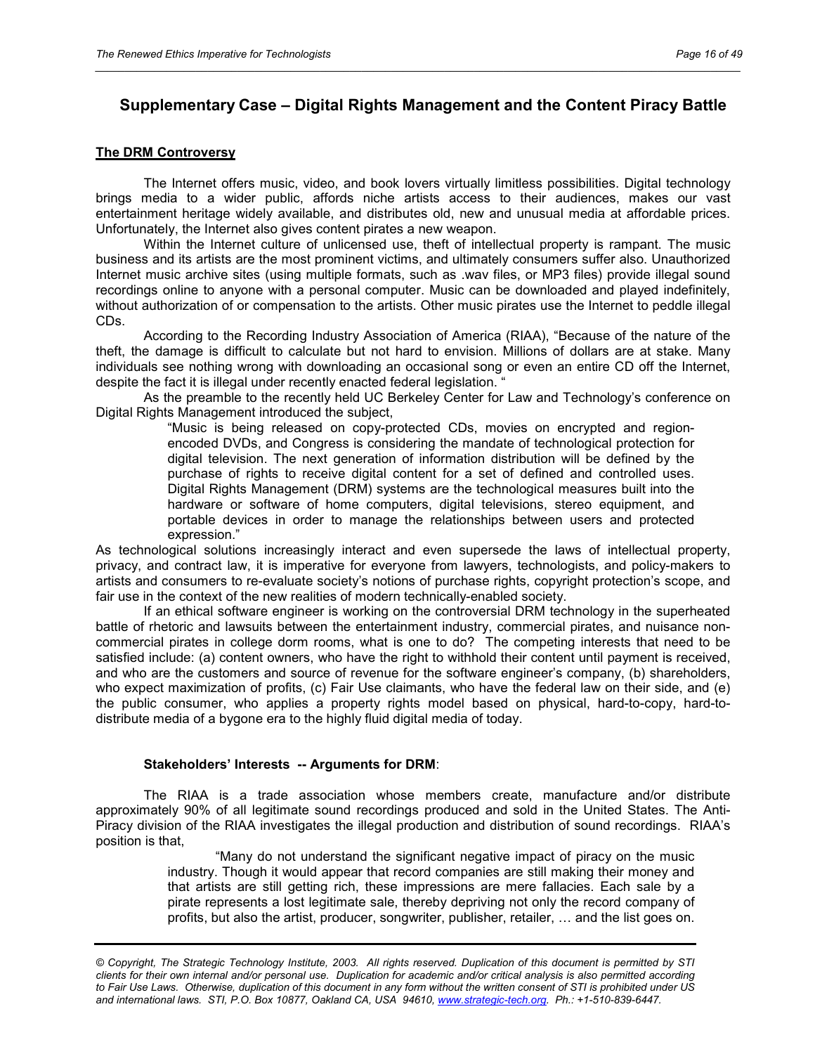## Supplementary Case – Digital Rights Management and the Content Piracy Battle

**The DRM Controversy**

The Internet offers music, video, and book lovers virtually limitless possibilities. Digital technology brings media to a wider public, affords niche artists access to their audiences, makes our vast entertainment heritage widely available, and distributes old, new and unusual media at affordable prices. Unfortunately, the Internet also gives content pirates a new weapon.

Within the Internet culture of unlicensed use, theft of intellectual property is rampant. The music business and its artists are the most prominent victims, and ultimately consumers suffer also. Unauthorized Internet music archive sites (using multiple formats, such as .wav files, or MP3 files) provide illegal sound recordings online to anyone with a personal computer. Music can be downloaded and played indefinitely, without authorization of or compensation to the artists. Other music pirates use the Internet to peddle illegal CDs.

According to the Recording Industry Association of America (RIAA), "Because of the nature of the theft, the damage is difficult to calculate but not hard to envision. Millions of dollars are at stake. Many individuals see nothing wrong with downloading an occasional song or even an entire CD off the Internet, despite the fact it is illegal under recently enacted federal legislation. "

As the preamble to the recently held UC Berkeley Center for Law and Technology's conference on Digital Rights Management introduced the subject,

> "Music is being released on copy-protected CDs, movies on encrypted and region-encoded DVDs, and Congress is considering the mandate of technological protection for digital television. The next generation of information distribution will be defined by the purchase of rights to receive digital content for a set of defined and controlled uses. Digital Rights Management (DRM) systems are the technological measures built into the hardware or software of home computers, digital televisions, stereo equipment, and portable devices in order to manage the relationships between users and protected expression."

As technological solutions increasingly interact and even supersede the laws of intellectual property, privacy, and contract law, it is imperative for everyone from lawyers, technologists, and policy-makers to artists and consumers to re-evaluate society's notions of purchase rights, copyright protection's scope, and fair use in the context of the new realities of modern technically-enabled society.

If an ethical software engineer is working on the controversial DRM technology in the superheated battle of rhetoric and lawsuits between the entertainment industry, commercial pirates, and nuisance non-commercial pirates in college dorm rooms, what is one to do? The competing interests that need to be satisfied include: (a) content owners, who have the right to withhold their content until payment is received, and who are the customers and source of revenue for the software engineer's company, (b) shareholders, who expect maximization of profits, (c) Fair Use claimants, who have the federal law on their side, and (e) the public consumer, who applies a property rights model based on physical, hard-to-copy, hard-to-distribute media of a bygone era to the highly fluid digital media of today.

**Stakeholders' Interests -- Arguments for DRM**:

The RIAA is a trade association whose members create, manufacture and/or distribute approximately 90% of all legitimate sound recordings produced and sold in the United States. The Anti-Piracy division of the RIAA investigates the illegal production and distribution of sound recordings. RIAA's position is that,

> "Many do not understand the significant negative impact of piracy on the music industry. Though it would appear that record companies are still making their money and that artists are still getting rich, these impressions are mere fallacies. Each sale by a pirate represents a lost legitimate sale, thereby depriving not only the record company of profits, but also the artist, producer, songwriter, publisher, retailer, … and the list goes on.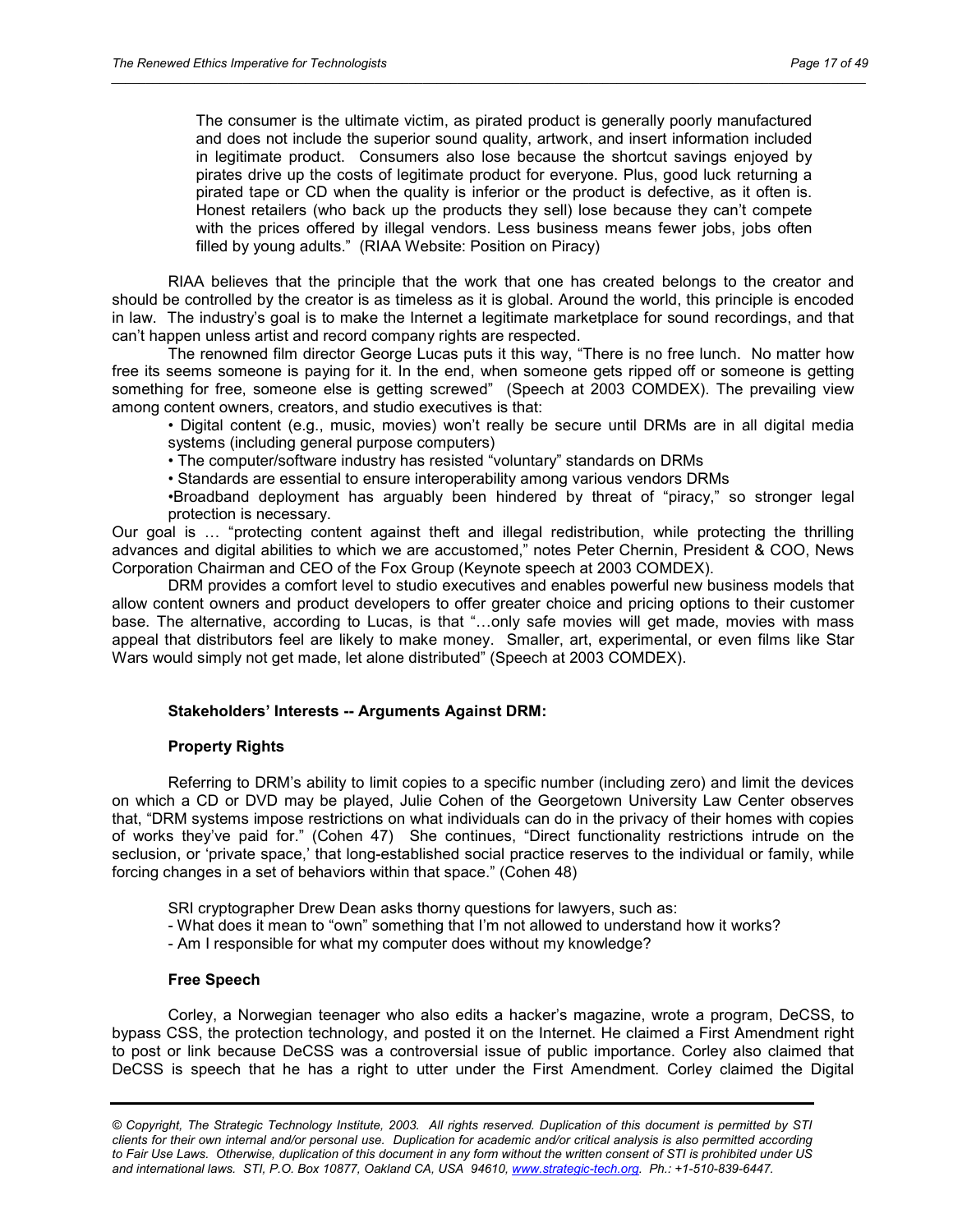The consumer is the ultimate victim, as pirated product is generally poorly manufactured and does not include the superior sound quality, artwork, and insert information included in legitimate product. Consumers also lose because the shortcut savings enjoyed by pirates drive up the costs of legitimate product for everyone. Plus, good luck returning a pirated tape or CD when the quality is inferior or the product is defective, as it often is. Honest retailers (who back up the products they sell) lose because they can't compete with the prices offered by illegal vendors. Less business means fewer jobs, jobs often filled by young adults." (RIAA Website: Position on Piracy)

RIAA believes that the principle that the work that one has created belongs to the creator and should be controlled by the creator is as timeless as it is global. Around the world, this principle is encoded in law. The industry's goal is to make the Internet a legitimate marketplace for sound recordings, and that can't happen unless artist and record company rights are respected.

The renowned film director George Lucas puts it this way, "There is no free lunch. No matter how free its seems someone is paying for it. In the end, when someone gets ripped off or someone is getting something for free, someone else is getting screwed" (Speech at 2003 COMDEX). The prevailing view among content owners, creators, and studio executives is that:

- Digital content (e.g., music, movies) won't really be secure until DRMs are in all digital media systems (including general purpose computers)
- The computer/software industry has resisted "voluntary" standards on DRMs
- Standards are essential to ensure interoperability among various vendors DRMs
- Broadband deployment has arguably been hindered by threat of "piracy," so stronger legal protection is necessary.

Our goal is … "protecting content against theft and illegal redistribution, while protecting the thrilling advances and digital abilities to which we are accustomed," notes Peter Chernin, President & COO, News Corporation Chairman and CEO of the Fox Group (Keynote speech at 2003 COMDEX).

DRM provides a comfort level to studio executives and enables powerful new business models that allow content owners and product developers to offer greater choice and pricing options to their customer base. The alternative, according to Lucas, is that "…only safe movies will get made, movies with mass appeal that distributors feel are likely to make money. Smaller, art, experimental, or even films like Star Wars would simply not get made, let alone distributed" (Speech at 2003 COMDEX).

**Stakeholders' Interests -- Arguments Against DRM:**

**Property Rights**

Referring to DRM's ability to limit copies to a specific number (including zero) and limit the devices on which a CD or DVD may be played, Julie Cohen of the Georgetown University Law Center observes that, "DRM systems impose restrictions on what individuals can do in the privacy of their homes with copies of works they've paid for." (Cohen 47) She continues, "Direct functionality restrictions intrude on the seclusion, or 'private space,' that long-established social practice reserves to the individual or family, while forcing changes in a set of behaviors within that space." (Cohen 48)

SRI cryptographer Drew Dean asks thorny questions for lawyers, such as:

- What does it mean to "own" something that I'm not allowed to understand how it works?
- Am I responsible for what my computer does without my knowledge?

**Free Speech**

Corley, a Norwegian teenager who also edits a hacker's magazine, wrote a program, DeCSS, to bypass CSS, the protection technology, and posted it on the Internet. He claimed a First Amendment right to post or link because DeCSS was a controversial issue of public importance. Corley also claimed that DeCSS is speech that he has a right to utter under the First Amendment. Corley claimed the Digital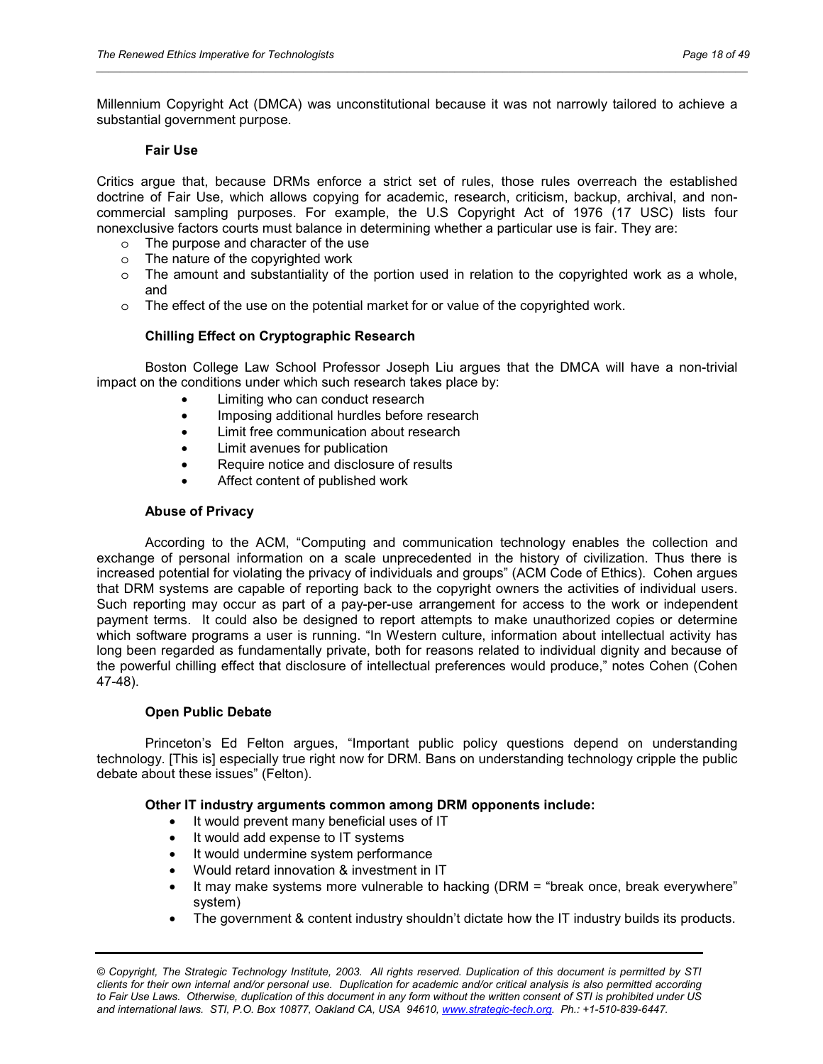Millennium Copyright Act (DMCA) was unconstitutional because it was not narrowly tailored to achieve a substantial government purpose.

### Fair Use

Critics argue that, because DRMs enforce a strict set of rules, those rules overreach the established doctrine of Fair Use, which allows copying for academic, research, criticism, backup, archival, and non-commercial sampling purposes. For example, the U.S Copyright Act of 1976 (17 USC) lists four nonexclusive factors courts must balance in determining whether a particular use is fair. They are:

- The purpose and character of the use
- The nature of the copyrighted work
- The amount and substantiality of the portion used in relation to the copyrighted work as a whole, and
- The effect of the use on the potential market for or value of the copyrighted work.

### Chilling Effect on Cryptographic Research

Boston College Law School Professor Joseph Liu argues that the DMCA will have a non-trivial impact on the conditions under which such research takes place by:

- Limiting who can conduct research
- Imposing additional hurdles before research
- Limit free communication about research
- Limit avenues for publication
- Require notice and disclosure of results
- Affect content of published work

### Abuse of Privacy

According to the ACM, "Computing and communication technology enables the collection and exchange of personal information on a scale unprecedented in the history of civilization. Thus there is increased potential for violating the privacy of individuals and groups" (ACM Code of Ethics). Cohen argues that DRM systems are capable of reporting back to the copyright owners the activities of individual users. Such reporting may occur as part of a pay-per-use arrangement for access to the work or independent payment terms. It could also be designed to report attempts to make unauthorized copies or determine which software programs a user is running. "In Western culture, information about intellectual activity has long been regarded as fundamentally private, both for reasons related to individual dignity and because of the powerful chilling effect that disclosure of intellectual preferences would produce," notes Cohen (Cohen 47-48).

### Open Public Debate

Princeton's Ed Felton argues, "Important public policy questions depend on understanding technology. [This is] especially true right now for DRM. Bans on understanding technology cripple the public debate about these issues" (Felton).

**Other IT industry arguments common among DRM opponents include:**

- It would prevent many beneficial uses of IT
- It would add expense to IT systems
- It would undermine system performance
- Would retard innovation & investment in IT
- It may make systems more vulnerable to hacking (DRM = "break once, break everywhere" system)
- The government & content industry shouldn't dictate how the IT industry builds its products.

*© Copyright, The Strategic Technology Institute, 2003. All rights reserved. Duplication of this document is permitted by STI clients for their own internal and/or personal use. Duplication for academic and/or critical analysis is also permitted according to Fair Use Laws. Otherwise, duplication of this document in any form without the written consent of STI is prohibited under US and international laws. STI, P.O. Box 10877, Oakland CA, USA 94610, www.strategic-tech.org. Ph.: +1-510-839-6447.*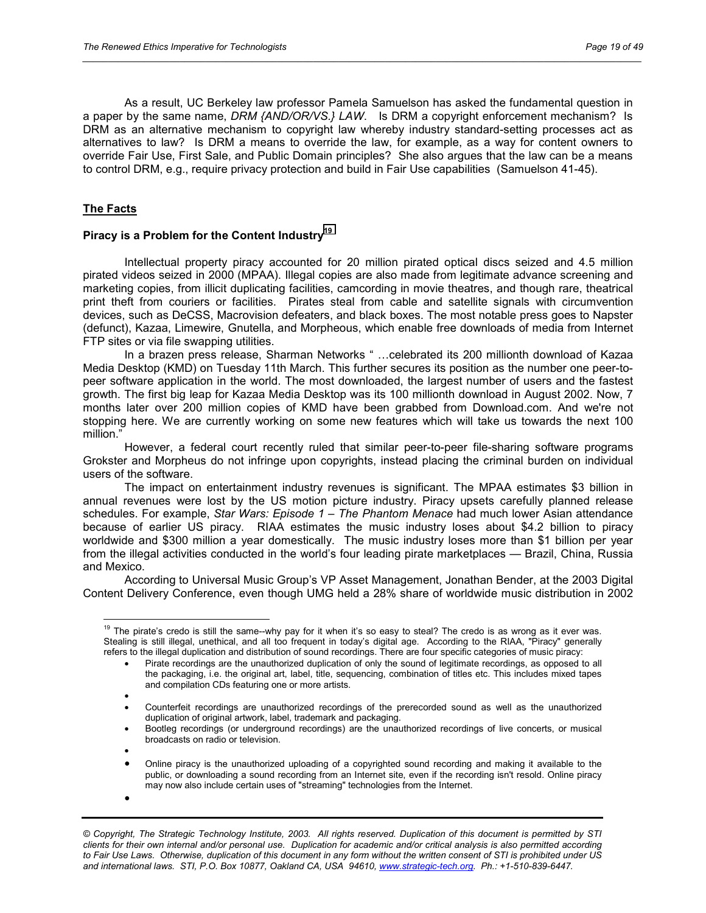As a result, UC Berkeley law professor Pamela Samuelson has asked the fundamental question in a paper by the same name, *DRM {AND/OR/VS.} LAW*. Is DRM a copyright enforcement mechanism? Is DRM as an alternative mechanism to copyright law whereby industry standard-setting processes act as alternatives to law? Is DRM a means to override the law, for example, as a way for content owners to override Fair Use, First Sale, and Public Domain principles? She also argues that the law can be a means to control DRM, e.g., require privacy protection and build in Fair Use capabilities (Samuelson 41-45).

## The Facts

### Piracy is a Problem for the Content Industry[19]

Intellectual property piracy accounted for 20 million pirated optical discs seized and 4.5 million pirated videos seized in 2000 (MPAA). Illegal copies are also made from legitimate advance screening and marketing copies, from illicit duplicating facilities, camcording in movie theatres, and though rare, theatrical print theft from couriers or facilities. Pirates steal from cable and satellite signals with circumvention devices, such as DeCSS, Macrovision defeaters, and black boxes. The most notable press goes to Napster (defunct), Kazaa, Limewire, Gnutella, and Morpheous, which enable free downloads of media from Internet FTP sites or via file swapping utilities.

In a brazen press release, Sharman Networks " …celebrated its 200 millionth download of Kazaa Media Desktop (KMD) on Tuesday 11th March. This further secures its position as the number one peer-to-peer software application in the world. The most downloaded, the largest number of users and the fastest growth. The first big leap for Kazaa Media Desktop was its 100 millionth download in August 2002. Now, 7 months later over 200 million copies of KMD have been grabbed from Download.com. And we're not stopping here. We are currently working on some new features which will take us towards the next 100 million."

However, a federal court recently ruled that similar peer-to-peer file-sharing software programs Grokster and Morpheus do not infringe upon copyrights, instead placing the criminal burden on individual users of the software.

The impact on entertainment industry revenues is significant. The MPAA estimates $3 billion in annual revenues were lost by the US motion picture industry. Piracy upsets carefully planned release schedules. For example, *Star Wars: Episode 1 – The Phantom Menace* had much lower Asian attendance because of earlier US piracy. RIAA estimates the music industry loses about $4.2 billion to piracy worldwide and $300 million a year domestically. The music industry loses more than $1 billion per year from the illegal activities conducted in the world's four leading pirate marketplaces — Brazil, China, Russia and Mexico.

According to Universal Music Group's VP Asset Management, Jonathan Bender, at the 2003 Digital Content Delivery Conference, even though UMG held a 28% share of worldwide music distribution in 2002

---

[19] The pirate's credo is still the same--why pay for it when it's so easy to steal? The credo is as wrong as it ever was. Stealing is still illegal, unethical, and all too frequent in today's digital age. According to the RIAA, "Piracy" generally refers to the illegal duplication and distribution of sound recordings. There are four specific categories of music piracy:

- Pirate recordings are the unauthorized duplication of only the sound of legitimate recordings, as opposed to all the packaging, i.e. the original art, label, title, sequencing, combination of titles etc. This includes mixed tapes and compilation CDs featuring one or more artists.
- Counterfeit recordings are unauthorized recordings of the prerecorded sound as well as the unauthorized duplication of original artwork, label, trademark and packaging.
- Bootleg recordings (or underground recordings) are the unauthorized recordings of live concerts, or musical broadcasts on radio or television.
- Online piracy is the unauthorized uploading of a copyrighted sound recording and making it available to the public, or downloading a sound recording from an Internet site, even if the recording isn't resold. Online piracy may now also include certain uses of "streaming" technologies from the Internet.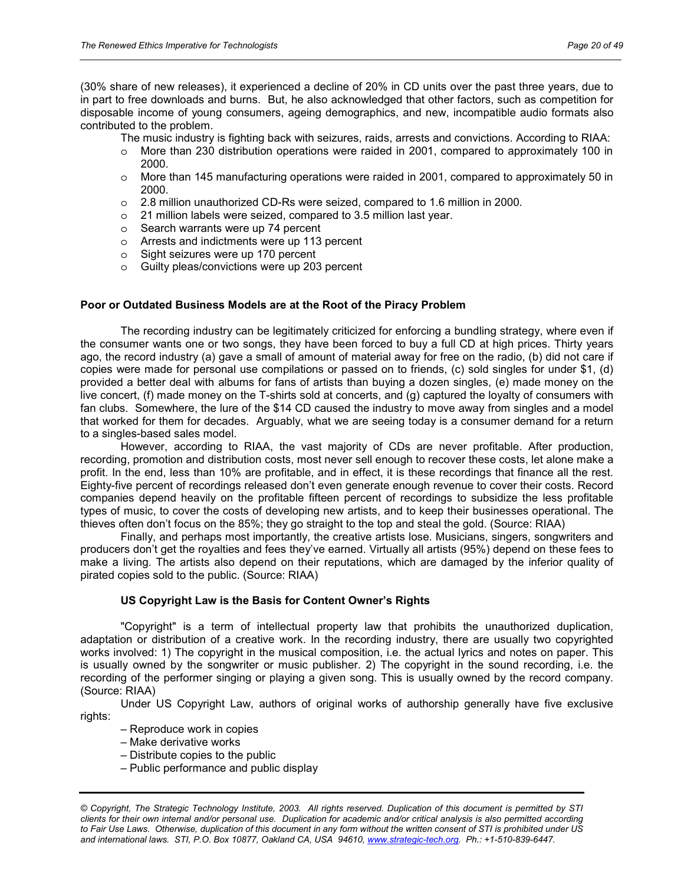(30% share of new releases), it experienced a decline of 20% in CD units over the past three years, due to in part to free downloads and burns. But, he also acknowledged that other factors, such as competition for disposable income of young consumers, ageing demographics, and new, incompatible audio formats also contributed to the problem.

The music industry is fighting back with seizures, raids, arrests and convictions. According to RIAA:

- More than 230 distribution operations were raided in 2001, compared to approximately 100 in 2000.
- More than 145 manufacturing operations were raided in 2001, compared to approximately 50 in 2000.
- 2.8 million unauthorized CD-Rs were seized, compared to 1.6 million in 2000.
- 21 million labels were seized, compared to 3.5 million last year.
- Search warrants were up 74 percent
- Arrests and indictments were up 113 percent
- Sight seizures were up 170 percent
- Guilty pleas/convictions were up 203 percent

**Poor or Outdated Business Models are at the Root of the Piracy Problem**

The recording industry can be legitimately criticized for enforcing a bundling strategy, where even if the consumer wants one or two songs, they have been forced to buy a full CD at high prices. Thirty years ago, the record industry (a) gave a small of amount of material away for free on the radio, (b) did not care if copies were made for personal use compilations or passed on to friends, (c) sold singles for under $1, (d) provided a better deal with albums for fans of artists than buying a dozen singles, (e) made money on the live concert, (f) made money on the T-shirts sold at concerts, and (g) captured the loyalty of consumers with fan clubs. Somewhere, the lure of the $14 CD caused the industry to move away from singles and a model that worked for them for decades. Arguably, what we are seeing today is a consumer demand for a return to a singles-based sales model.

However, according to RIAA, the vast majority of CDs are never profitable. After production, recording, promotion and distribution costs, most never sell enough to recover these costs, let alone make a profit. In the end, less than 10% are profitable, and in effect, it is these recordings that finance all the rest. Eighty-five percent of recordings released don't even generate enough revenue to cover their costs. Record companies depend heavily on the profitable fifteen percent of recordings to subsidize the less profitable types of music, to cover the costs of developing new artists, and to keep their businesses operational. The thieves often don't focus on the 85%; they go straight to the top and steal the gold. (Source: RIAA)

Finally, and perhaps most importantly, the creative artists lose. Musicians, singers, songwriters and producers don't get the royalties and fees they've earned. Virtually all artists (95%) depend on these fees to make a living. The artists also depend on their reputations, which are damaged by the inferior quality of pirated copies sold to the public. (Source: RIAA)

**US Copyright Law is the Basis for Content Owner's Rights**

"Copyright" is a term of intellectual property law that prohibits the unauthorized duplication, adaptation or distribution of a creative work. In the recording industry, there are usually two copyrighted works involved: 1) The copyright in the musical composition, i.e. the actual lyrics and notes on paper. This is usually owned by the songwriter or music publisher. 2) The copyright in the sound recording, i.e. the recording of the performer singing or playing a given song. This is usually owned by the record company. (Source: RIAA)

Under US Copyright Law, authors of original works of authorship generally have five exclusive rights:

– Reproduce work in copies
– Make derivative works
– Distribute copies to the public
– Public performance and public display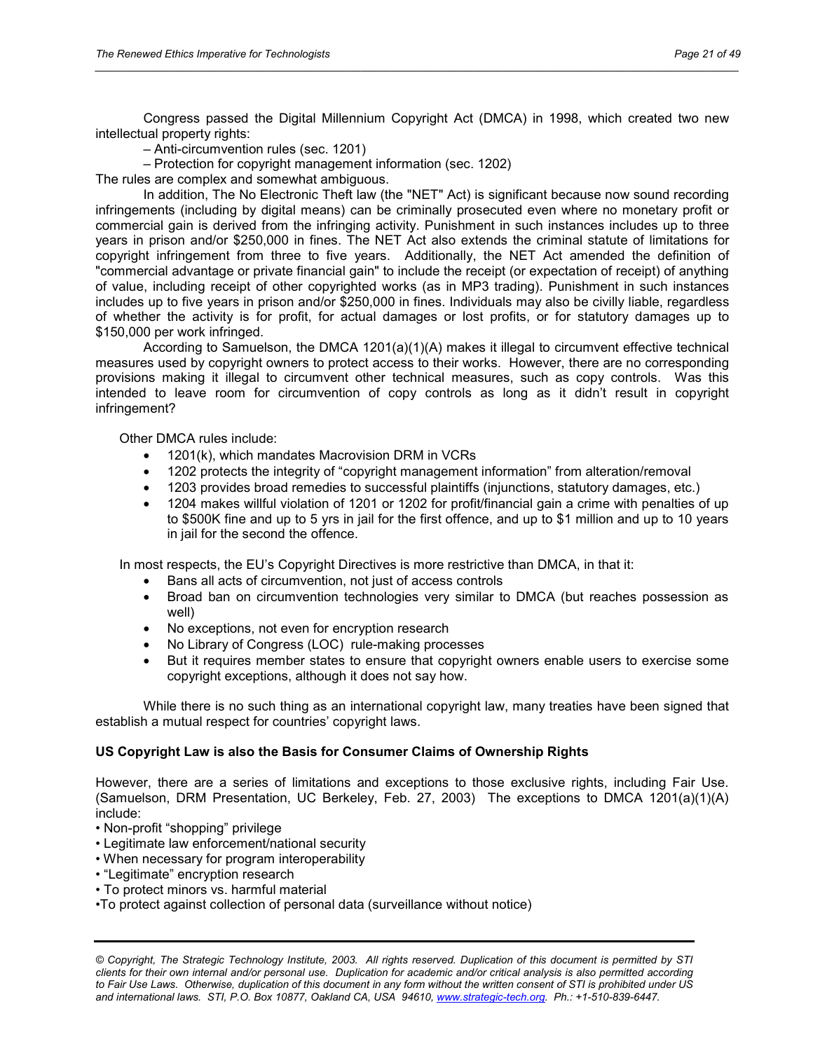Congress passed the Digital Millennium Copyright Act (DMCA) in 1998, which created two new intellectual property rights:

– Anti-circumvention rules (sec. 1201)

– Protection for copyright management information (sec. 1202)

The rules are complex and somewhat ambiguous.

In addition, The No Electronic Theft law (the "NET" Act) is significant because now sound recording infringements (including by digital means) can be criminally prosecuted even where no monetary profit or commercial gain is derived from the infringing activity. Punishment in such instances includes up to three years in prison and/or $250,000 in fines. The NET Act also extends the criminal statute of limitations for copyright infringement from three to five years. Additionally, the NET Act amended the definition of "commercial advantage or private financial gain" to include the receipt (or expectation of receipt) of anything of value, including receipt of other copyrighted works (as in MP3 trading). Punishment in such instances includes up to five years in prison and/or $250,000 in fines. Individuals may also be civilly liable, regardless of whether the activity is for profit, for actual damages or lost profits, or for statutory damages up to $150,000 per work infringed.

According to Samuelson, the DMCA 1201(a)(1)(A) makes it illegal to circumvent effective technical measures used by copyright owners to protect access to their works. However, there are no corresponding provisions making it illegal to circumvent other technical measures, such as copy controls. Was this intended to leave room for circumvention of copy controls as long as it didn't result in copyright infringement?

Other DMCA rules include:

- 1201(k), which mandates Macrovision DRM in VCRs
- 1202 protects the integrity of "copyright management information" from alteration/removal
- 1203 provides broad remedies to successful plaintiffs (injunctions, statutory damages, etc.)
- 1204 makes willful violation of 1201 or 1202 for profit/financial gain a crime with penalties of up to $500K fine and up to 5 yrs in jail for the first offence, and up to $1 million and up to 10 years in jail for the second the offence.

In most respects, the EU's Copyright Directives is more restrictive than DMCA, in that it:

- Bans all acts of circumvention, not just of access controls
- Broad ban on circumvention technologies very similar to DMCA (but reaches possession as well)
- No exceptions, not even for encryption research
- No Library of Congress (LOC) rule-making processes
- But it requires member states to ensure that copyright owners enable users to exercise some copyright exceptions, although it does not say how.

While there is no such thing as an international copyright law, many treaties have been signed that establish a mutual respect for countries' copyright laws.

**US Copyright Law is also the Basis for Consumer Claims of Ownership Rights**

However, there are a series of limitations and exceptions to those exclusive rights, including Fair Use. (Samuelson, DRM Presentation, UC Berkeley, Feb. 27, 2003) The exceptions to DMCA 1201(a)(1)(A) include:

- Non-profit "shopping" privilege
- Legitimate law enforcement/national security
- When necessary for program interoperability
- "Legitimate" encryption research
- To protect minors vs. harmful material
- To protect against collection of personal data (surveillance without notice)

*© Copyright, The Strategic Technology Institute, 2003. All rights reserved. Duplication of this document is permitted by STI clients for their own internal and/or personal use. Duplication for academic and/or critical analysis is also permitted according to Fair Use Laws. Otherwise, duplication of this document in any form without the written consent of STI is prohibited under US and international laws. STI, P.O. Box 10877, Oakland CA, USA 94610, www.strategic-tech.org. Ph.: +1-510-839-6447.*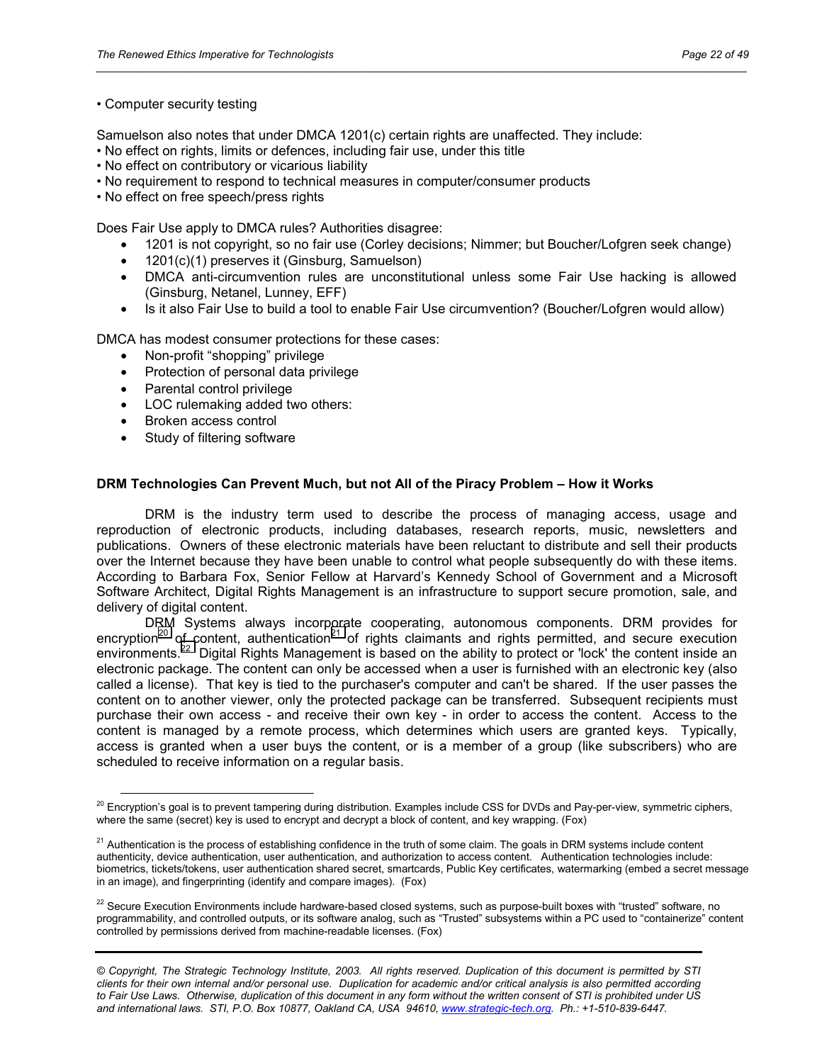• Computer security testing

Samuelson also notes that under DMCA 1201(c) certain rights are unaffected. They include:
• No effect on rights, limits or defences, including fair use, under this title
• No effect on contributory or vicarious liability
• No requirement to respond to technical measures in computer/consumer products
• No effect on free speech/press rights

Does Fair Use apply to DMCA rules? Authorities disagree:

- 1201 is not copyright, so no fair use (Corley decisions; Nimmer; but Boucher/Lofgren seek change)
- 1201(c)(1) preserves it (Ginsburg, Samuelson)
- DMCA anti-circumvention rules are unconstitutional unless some Fair Use hacking is allowed (Ginsburg, Netanel, Lunney, EFF)
- Is it also Fair Use to build a tool to enable Fair Use circumvention? (Boucher/Lofgren would allow)

DMCA has modest consumer protections for these cases:

- Non-profit "shopping" privilege
- Protection of personal data privilege
- Parental control privilege
- LOC rulemaking added two others:
- Broken access control
- Study of filtering software

**DRM Technologies Can Prevent Much, but not All of the Piracy Problem – How it Works**

DRM is the industry term used to describe the process of managing access, usage and reproduction of electronic products, including databases, research reports, music, newsletters and publications. Owners of these electronic materials have been reluctant to distribute and sell their products over the Internet because they have been unable to control what people subsequently do with these items. According to Barbara Fox, Senior Fellow at Harvard's Kennedy School of Government and a Microsoft Software Architect, Digital Rights Management is an infrastructure to support secure promotion, sale, and delivery of digital content.

DRM Systems always incorporate cooperating, autonomous components. DRM provides for encryption[20] of content, authentication[21] of rights claimants and rights permitted, and secure execution environments.[22] Digital Rights Management is based on the ability to protect or 'lock' the content inside an electronic package. The content can only be accessed when a user is furnished with an electronic key (also called a license). That key is tied to the purchaser's computer and can't be shared. If the user passes the content on to another viewer, only the protected package can be transferred. Subsequent recipients must purchase their own access - and receive their own key - in order to access the content. Access to the content is managed by a remote process, which determines which users are granted keys. Typically, access is granted when a user buys the content, or is a member of a group (like subscribers) who are scheduled to receive information on a regular basis.

---

[20] Encryption's goal is to prevent tampering during distribution. Examples include CSS for DVDs and Pay-per-view, symmetric ciphers, where the same (secret) key is used to encrypt and decrypt a block of content, and key wrapping. (Fox)

[21] Authentication is the process of establishing confidence in the truth of some claim. The goals in DRM systems include content authenticity, device authentication, user authentication, and authorization to access content. Authentication technologies include: biometrics, tickets/tokens, user authentication shared secret, smartcards, Public Key certificates, watermarking (embed a secret message in an image), and fingerprinting (identify and compare images). (Fox)

[22] Secure Execution Environments include hardware-based closed systems, such as purpose-built boxes with "trusted" software, no programmability, and controlled outputs, or its software analog, such as "Trusted" subsystems within a PC used to "containerize" content controlled by permissions derived from machine-readable licenses. (Fox)

*© Copyright, The Strategic Technology Institute, 2003. All rights reserved. Duplication of this document is permitted by STI clients for their own internal and/or personal use. Duplication for academic and/or critical analysis is also permitted according to Fair Use Laws. Otherwise, duplication of this document in any form without the written consent of STI is prohibited under US and international laws. STI, P.O. Box 10877, Oakland CA, USA 94610, www.strategic-tech.org. Ph.: +1-510-839-6447.*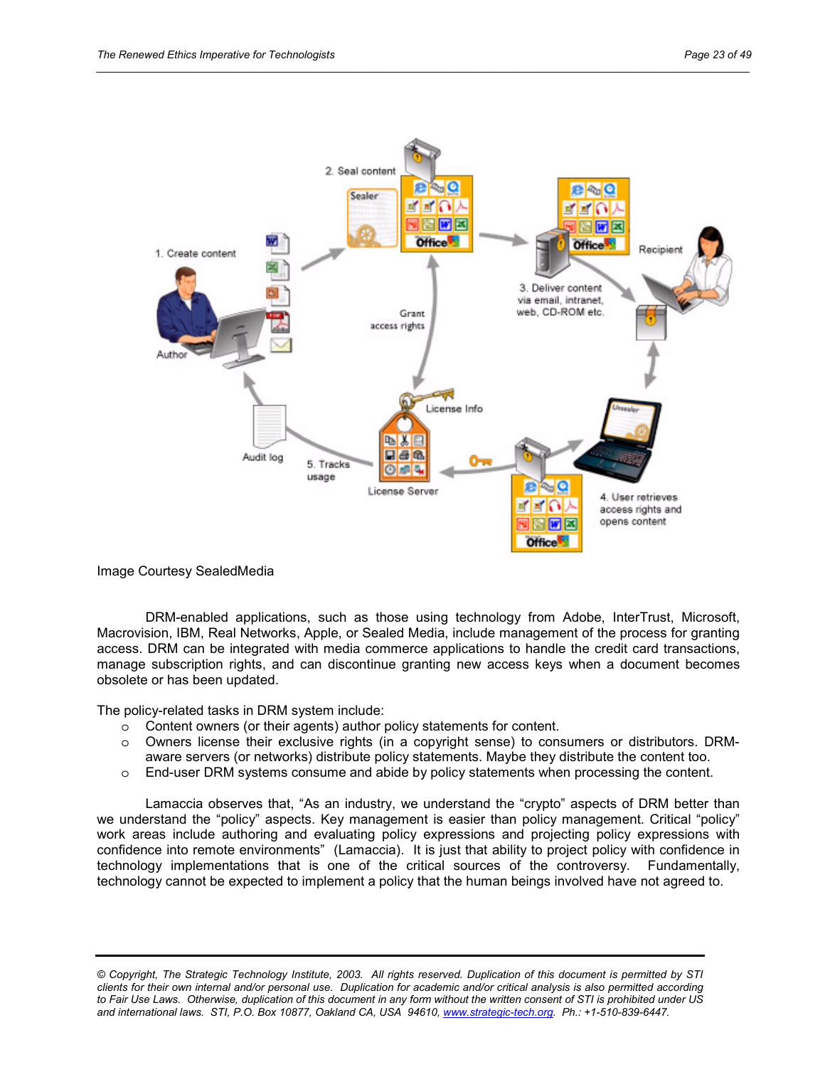Image Courtesy SealedMedia

DRM-enabled applications, such as those using technology from Adobe, InterTrust, Microsoft, Macrovision, IBM, Real Networks, Apple, or Sealed Media, include management of the process for granting access. DRM can be integrated with media commerce applications to handle the credit card transactions, manage subscription rights, and can discontinue granting new access keys when a document becomes obsolete or has been updated.

The policy-related tasks in DRM system include:

- Content owners (or their agents) author policy statements for content.
- Owners license their exclusive rights (in a copyright sense) to consumers or distributors. DRM-aware servers (or networks) distribute policy statements. Maybe they distribute the content too.
- End-user DRM systems consume and abide by policy statements when processing the content.

Lamaccia observes that, "As an industry, we understand the "crypto" aspects of DRM better than we understand the "policy" aspects. Key management is easier than policy management. Critical "policy" work areas include authoring and evaluating policy expressions and projecting policy expressions with confidence into remote environments" (Lamaccia). It is just that ability to project policy with confidence in technology implementations that is one of the critical sources of the controversy. Fundamentally, technology cannot be expected to implement a policy that the human beings involved have not agreed to.

*© Copyright, The Strategic Technology Institute, 2003. All rights reserved. Duplication of this document is permitted by STI clients for their own internal and/or personal use. Duplication for academic and/or critical analysis is also permitted according to Fair Use Laws. Otherwise, duplication of this document in any form without the written consent of STI is prohibited under US and international laws. STI, P.O. Box 10877, Oakland CA, USA 94610, www.strategic-tech.org. Ph.: +1-510-839-6447.*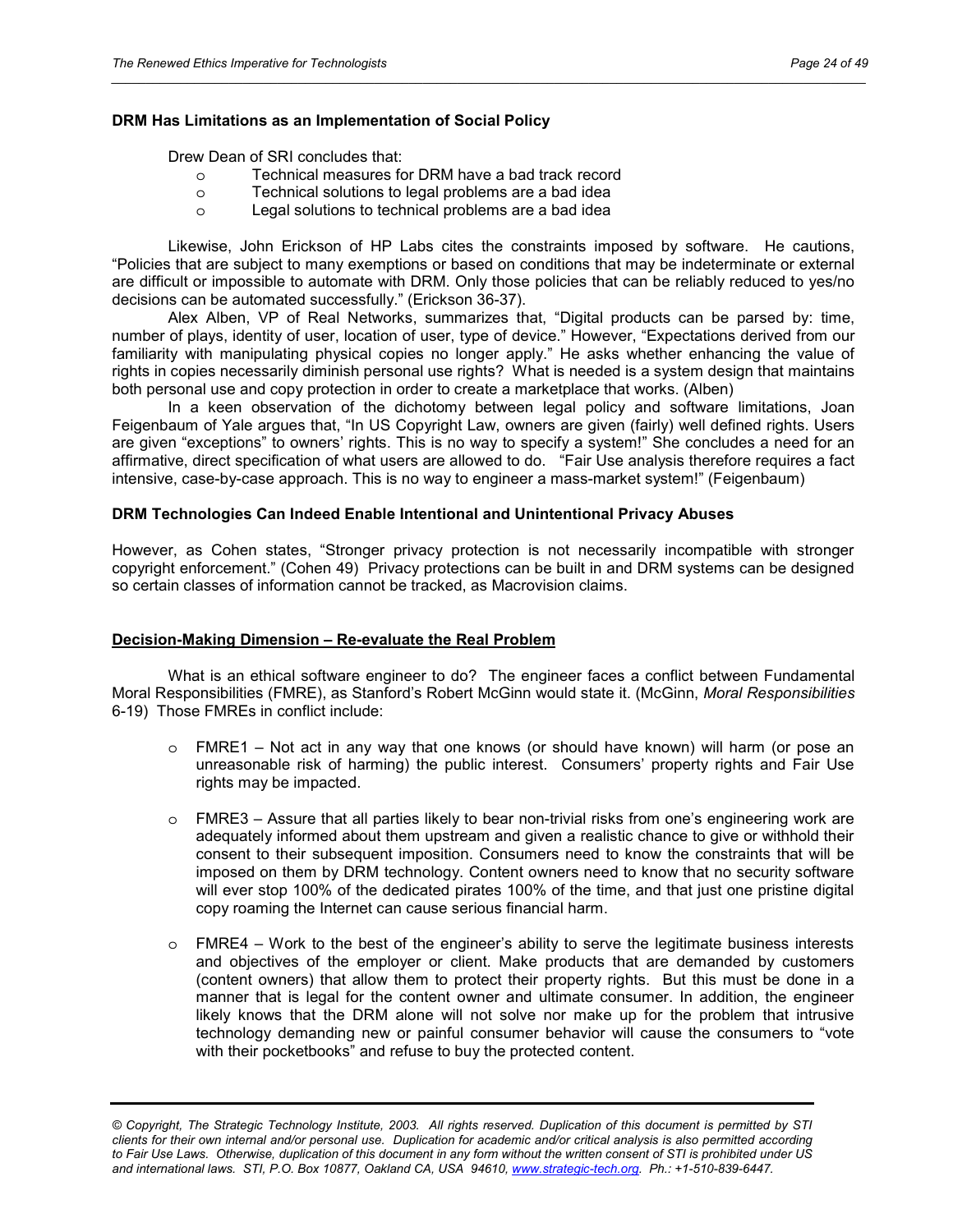**DRM Has Limitations as an Implementation of Social Policy**

Drew Dean of SRI concludes that:

- Technical measures for DRM have a bad track record
- Technical solutions to legal problems are a bad idea
- Legal solutions to technical problems are a bad idea

Likewise, John Erickson of HP Labs cites the constraints imposed by software. He cautions, "Policies that are subject to many exemptions or based on conditions that may be indeterminate or external are difficult or impossible to automate with DRM. Only those policies that can be reliably reduced to yes/no decisions can be automated successfully." (Erickson 36-37).

Alex Alben, VP of Real Networks, summarizes that, "Digital products can be parsed by: time, number of plays, identity of user, location of user, type of device." However, "Expectations derived from our familiarity with manipulating physical copies no longer apply." He asks whether enhancing the value of rights in copies necessarily diminish personal use rights? What is needed is a system design that maintains both personal use and copy protection in order to create a marketplace that works. (Alben)

In a keen observation of the dichotomy between legal policy and software limitations, Joan Feigenbaum of Yale argues that, "In US Copyright Law, owners are given (fairly) well defined rights. Users are given "exceptions" to owners' rights. This is no way to specify a system!" She concludes a need for an affirmative, direct specification of what users are allowed to do. "Fair Use analysis therefore requires a fact intensive, case-by-case approach. This is no way to engineer a mass-market system!" (Feigenbaum)

**DRM Technologies Can Indeed Enable Intentional and Unintentional Privacy Abuses**

However, as Cohen states, "Stronger privacy protection is not necessarily incompatible with stronger copyright enforcement." (Cohen 49) Privacy protections can be built in and DRM systems can be designed so certain classes of information cannot be tracked, as Macrovision claims.

**Decision-Making Dimension – Re-evaluate the Real Problem**

What is an ethical software engineer to do? The engineer faces a conflict between Fundamental Moral Responsibilities (FMRE), as Stanford's Robert McGinn would state it. (McGinn, *Moral Responsibilities* 6-19) Those FMREs in conflict include:

- FMRE1 – Not act in any way that one knows (or should have known) will harm (or pose an unreasonable risk of harming) the public interest. Consumers' property rights and Fair Use rights may be impacted.

- FMRE3 – Assure that all parties likely to bear non-trivial risks from one's engineering work are adequately informed about them upstream and given a realistic chance to give or withhold their consent to their subsequent imposition. Consumers need to know the constraints that will be imposed on them by DRM technology. Content owners need to know that no security software will ever stop 100% of the dedicated pirates 100% of the time, and that just one pristine digital copy roaming the Internet can cause serious financial harm.

- FMRE4 – Work to the best of the engineer's ability to serve the legitimate business interests and objectives of the employer or client. Make products that are demanded by customers (content owners) that allow them to protect their property rights. But this must be done in a manner that is legal for the content owner and ultimate consumer. In addition, the engineer likely knows that the DRM alone will not solve nor make up for the problem that intrusive technology demanding new or painful consumer behavior will cause the consumers to "vote with their pocketbooks" and refuse to buy the protected content.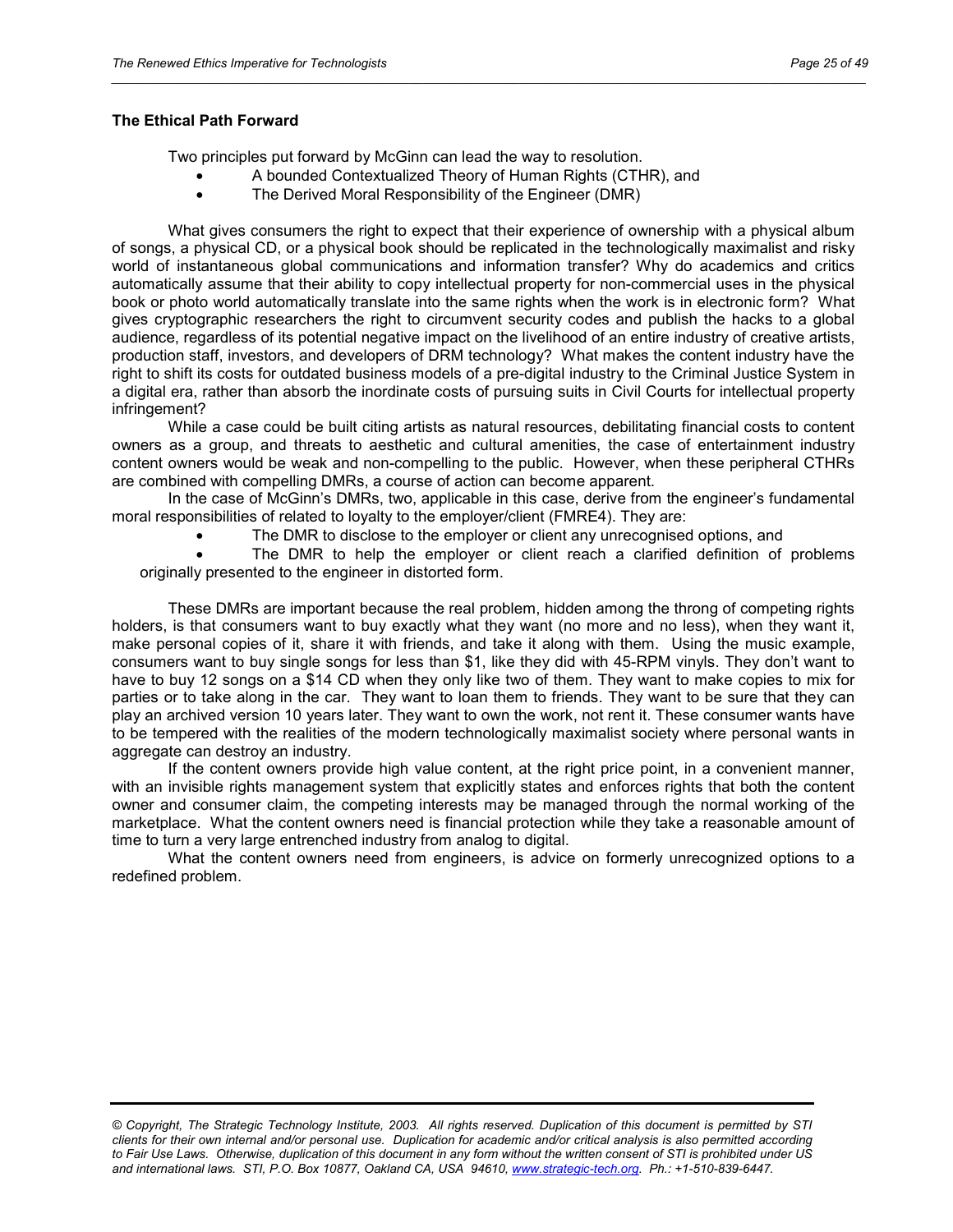### The Ethical Path Forward

Two principles put forward by McGinn can lead the way to resolution.

- A bounded Contextualized Theory of Human Rights (CTHR), and
- The Derived Moral Responsibility of the Engineer (DMR)

What gives consumers the right to expect that their experience of ownership with a physical album of songs, a physical CD, or a physical book should be replicated in the technologically maximalist and risky world of instantaneous global communications and information transfer? Why do academics and critics automatically assume that their ability to copy intellectual property for non-commercial uses in the physical book or photo world automatically translate into the same rights when the work is in electronic form? What gives cryptographic researchers the right to circumvent security codes and publish the hacks to a global audience, regardless of its potential negative impact on the livelihood of an entire industry of creative artists, production staff, investors, and developers of DRM technology? What makes the content industry have the right to shift its costs for outdated business models of a pre-digital industry to the Criminal Justice System in a digital era, rather than absorb the inordinate costs of pursuing suits in Civil Courts for intellectual property infringement?

While a case could be built citing artists as natural resources, debilitating financial costs to content owners as a group, and threats to aesthetic and cultural amenities, the case of entertainment industry content owners would be weak and non-compelling to the public. However, when these peripheral CTHRs are combined with compelling DMRs, a course of action can become apparent.

In the case of McGinn's DMRs, two, applicable in this case, derive from the engineer's fundamental moral responsibilities of related to loyalty to the employer/client (FMRE4). They are:

- The DMR to disclose to the employer or client any unrecognised options, and
- The DMR to help the employer or client reach a clarified definition of problems originally presented to the engineer in distorted form.

These DMRs are important because the real problem, hidden among the throng of competing rights holders, is that consumers want to buy exactly what they want (no more and no less), when they want it, make personal copies of it, share it with friends, and take it along with them. Using the music example, consumers want to buy single songs for less than $1, like they did with 45-RPM vinyls. They don't want to have to buy 12 songs on a $14 CD when they only like two of them. They want to make copies to mix for parties or to take along in the car. They want to loan them to friends. They want to be sure that they can play an archived version 10 years later. They want to own the work, not rent it. These consumer wants have to be tempered with the realities of the modern technologically maximalist society where personal wants in aggregate can destroy an industry.

If the content owners provide high value content, at the right price point, in a convenient manner, with an invisible rights management system that explicitly states and enforces rights that both the content owner and consumer claim, the competing interests may be managed through the normal working of the marketplace. What the content owners need is financial protection while they take a reasonable amount of time to turn a very large entrenched industry from analog to digital.

What the content owners need from engineers, is advice on formerly unrecognized options to a redefined problem.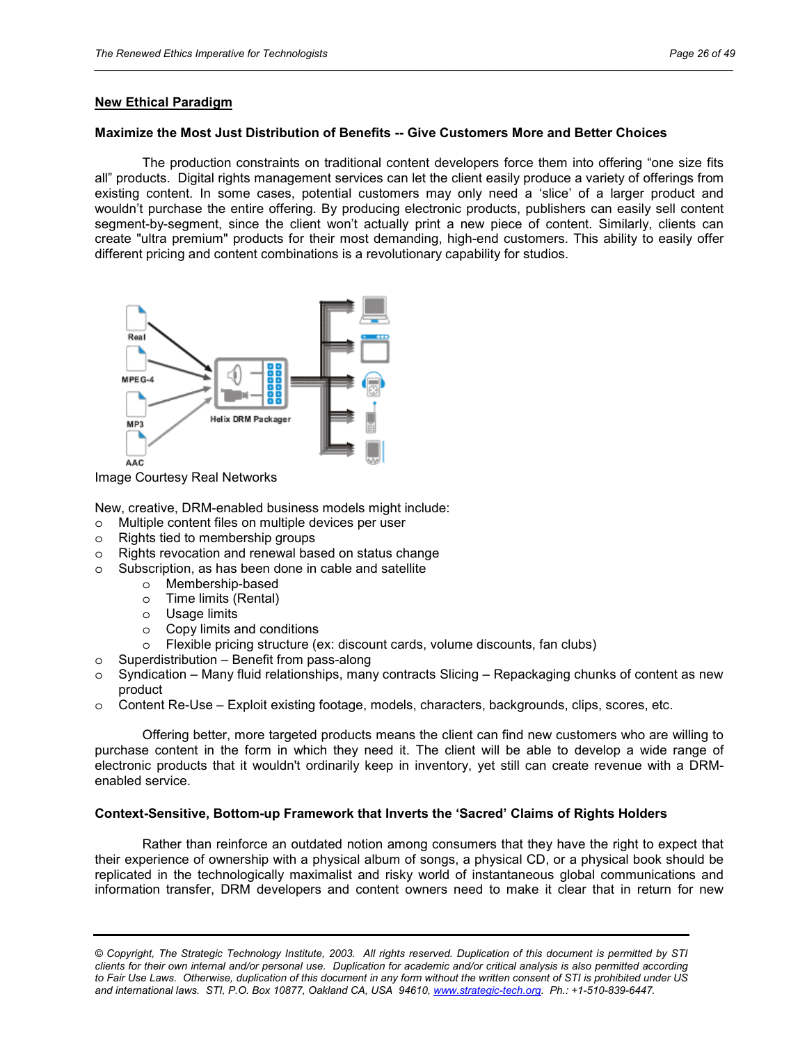## New Ethical Paradigm

### Maximize the Most Just Distribution of Benefits -- Give Customers More and Better Choices

The production constraints on traditional content developers force them into offering "one size fits all" products. Digital rights management services can let the client easily produce a variety of offerings from existing content. In some cases, potential customers may only need a 'slice' of a larger product and wouldn't purchase the entire offering. By producing electronic products, publishers can easily sell content segment-by-segment, since the client won't actually print a new piece of content. Similarly, clients can create "ultra premium" products for their most demanding, high-end customers. This ability to easily offer different pricing and content combinations is a revolutionary capability for studios.

Image Courtesy Real Networks

New, creative, DRM-enabled business models might include:

- Multiple content files on multiple devices per user
- Rights tied to membership groups
- Rights revocation and renewal based on status change
- Subscription, as has been done in cable and satellite
  - Membership-based
  - Time limits (Rental)
  - Usage limits
  - Copy limits and conditions
  - Flexible pricing structure (ex: discount cards, volume discounts, fan clubs)
- Superdistribution – Benefit from pass-along
- Syndication – Many fluid relationships, many contracts Slicing – Repackaging chunks of content as new product
- Content Re-Use – Exploit existing footage, models, characters, backgrounds, clips, scores, etc.

Offering better, more targeted products means the client can find new customers who are willing to purchase content in the form in which they need it. The client will be able to develop a wide range of electronic products that it wouldn't ordinarily keep in inventory, yet still can create revenue with a DRM-enabled service.

### Context-Sensitive, Bottom-up Framework that Inverts the 'Sacred' Claims of Rights Holders

Rather than reinforce an outdated notion among consumers that they have the right to expect that their experience of ownership with a physical album of songs, a physical CD, or a physical book should be replicated in the technologically maximalist and risky world of instantaneous global communications and information transfer, DRM developers and content owners need to make it clear that in return for new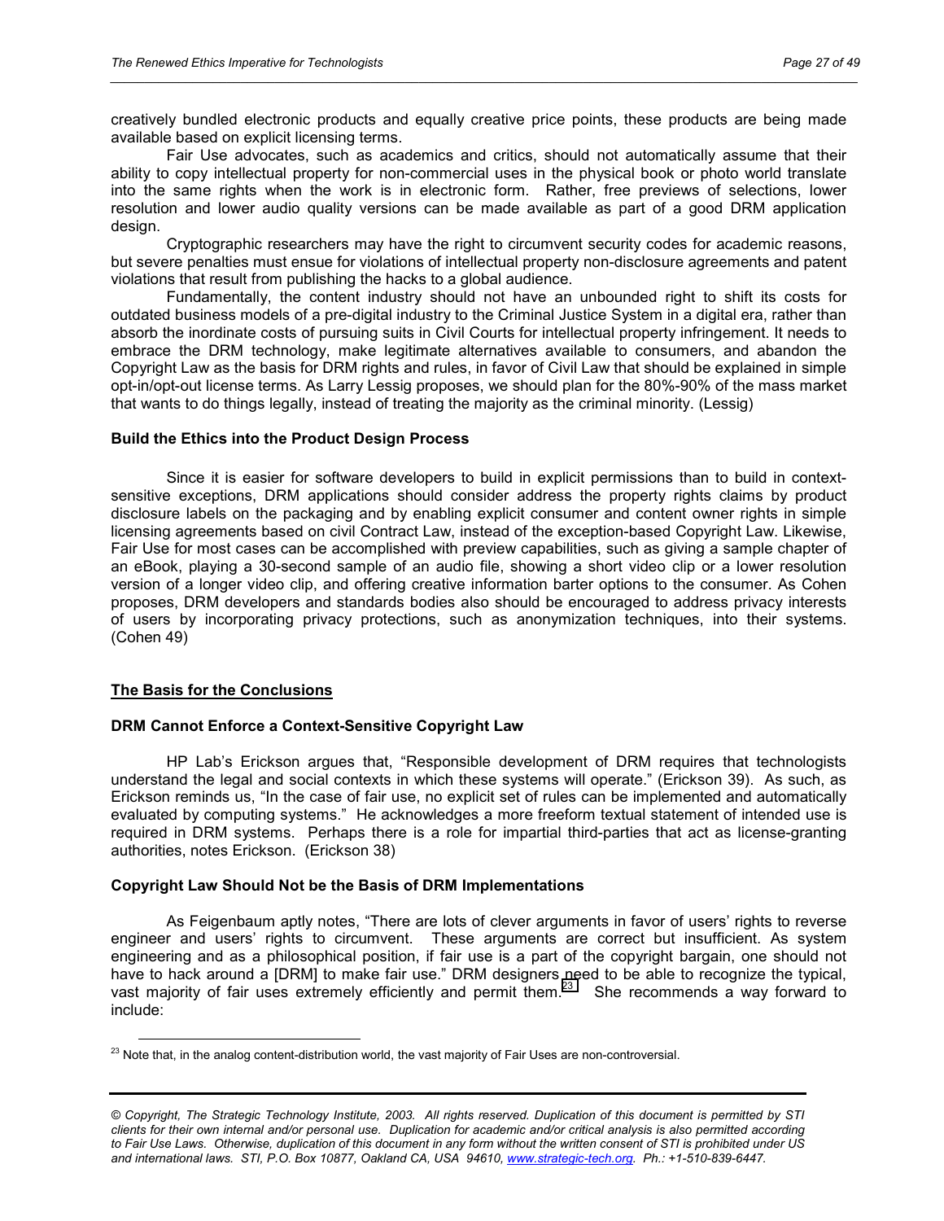creatively bundled electronic products and equally creative price points, these products are being made available based on explicit licensing terms.

Fair Use advocates, such as academics and critics, should not automatically assume that their ability to copy intellectual property for non-commercial uses in the physical book or photo world translate into the same rights when the work is in electronic form. Rather, free previews of selections, lower resolution and lower audio quality versions can be made available as part of a good DRM application design.

Cryptographic researchers may have the right to circumvent security codes for academic reasons, but severe penalties must ensue for violations of intellectual property non-disclosure agreements and patent violations that result from publishing the hacks to a global audience.

Fundamentally, the content industry should not have an unbounded right to shift its costs for outdated business models of a pre-digital industry to the Criminal Justice System in a digital era, rather than absorb the inordinate costs of pursuing suits in Civil Courts for intellectual property infringement. It needs to embrace the DRM technology, make legitimate alternatives available to consumers, and abandon the Copyright Law as the basis for DRM rights and rules, in favor of Civil Law that should be explained in simple opt-in/opt-out license terms. As Larry Lessig proposes, we should plan for the 80%-90% of the mass market that wants to do things legally, instead of treating the majority as the criminal minority. (Lessig)

**Build the Ethics into the Product Design Process**

Since it is easier for software developers to build in explicit permissions than to build in context-sensitive exceptions, DRM applications should consider address the property rights claims by product disclosure labels on the packaging and by enabling explicit consumer and content owner rights in simple licensing agreements based on civil Contract Law, instead of the exception-based Copyright Law. Likewise, Fair Use for most cases can be accomplished with preview capabilities, such as giving a sample chapter of an eBook, playing a 30-second sample of an audio file, showing a short video clip or a lower resolution version of a longer video clip, and offering creative information barter options to the consumer. As Cohen proposes, DRM developers and standards bodies also should be encouraged to address privacy interests of users by incorporating privacy protections, such as anonymization techniques, into their systems. (Cohen 49)

## <u>The Basis for the Conclusions</u>

**DRM Cannot Enforce a Context-Sensitive Copyright Law**

HP Lab's Erickson argues that, "Responsible development of DRM requires that technologists understand the legal and social contexts in which these systems will operate." (Erickson 39). As such, as Erickson reminds us, "In the case of fair use, no explicit set of rules can be implemented and automatically evaluated by computing systems." He acknowledges a more freeform textual statement of intended use is required in DRM systems. Perhaps there is a role for impartial third-parties that act as license-granting authorities, notes Erickson. (Erickson 38)

**Copyright Law Should Not be the Basis of DRM Implementations**

As Feigenbaum aptly notes, "There are lots of clever arguments in favor of users' rights to reverse engineer and users' rights to circumvent. These arguments are correct but insufficient. As system engineering and as a philosophical position, if fair use is a part of the copyright bargain, one should not have to hack around a [DRM] to make fair use." DRM designers need to be able to recognize the typical, vast majority of fair uses extremely efficiently and permit them.[23] She recommends a way forward to include:

[23] Note that, in the analog content-distribution world, the vast majority of Fair Uses are non-controversial.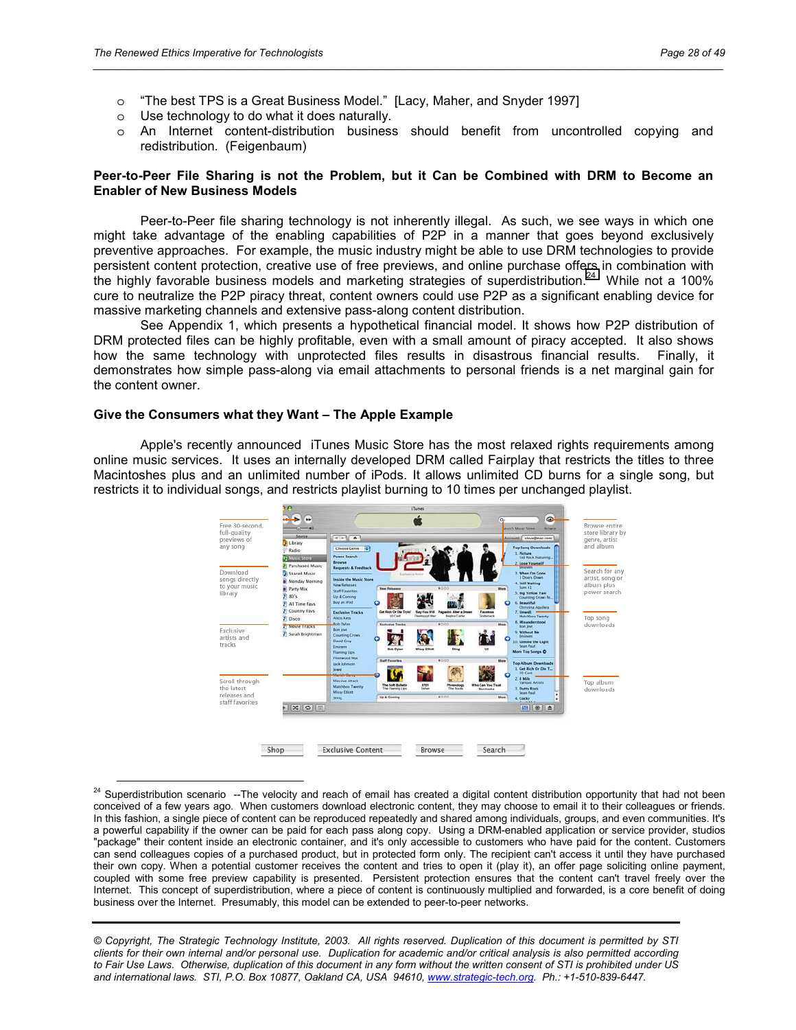- "The best TPS is a Great Business Model." [Lacy, Maher, and Snyder 1997]
- Use technology to do what it does naturally.
- An Internet content-distribution business should benefit from uncontrolled copying and redistribution. (Feigenbaum)

**Peer-to-Peer File Sharing is not the Problem, but it Can be Combined with DRM to Become an Enabler of New Business Models**

Peer-to-Peer file sharing technology is not inherently illegal. As such, we see ways in which one might take advantage of the enabling capabilities of P2P in a manner that goes beyond exclusively preventive approaches. For example, the music industry might be able to use DRM technologies to provide persistent content protection, creative use of free previews, and online purchase offers in combination with the highly favorable business models and marketing strategies of superdistribution.[24] While not a 100% cure to neutralize the P2P piracy threat, content owners could use P2P as a significant enabling device for massive marketing channels and extensive pass-along content distribution.

See Appendix 1, which presents a hypothetical financial model. It shows how P2P distribution of DRM protected files can be highly profitable, even with a small amount of piracy accepted. It also shows how the same technology with unprotected files results in disastrous financial results. Finally, it demonstrates how simple pass-along via email attachments to personal friends is a net marginal gain for the content owner.

**Give the Consumers what they Want – The Apple Example**

Apple's recently announced iTunes Music Store has the most relaxed rights requirements among online music services. It uses an internally developed DRM called Fairplay that restricts the titles to three Macintoshes plus and an unlimited number of iPods. It allows unlimited CD burns for a single song, but restricts it to individual songs, and restricts playlist burning to 10 times per unchanged playlist.

Free 30-second, full-quality previews of any song

Download songs directly to your music library

Exclusive artists and tracks

Scroll through the latest releases and staff favorites

Browse entire store library by genre, artist and album

Search for any artist, song or album plus power search

Top song downloads

Top album downloads

Shop | Exclusive Content | Browse | Search

---

[24] Superdistribution scenario --The velocity and reach of email has created a digital content distribution opportunity that had not been conceived of a few years ago. When customers download electronic content, they may choose to email it to their colleagues or friends. In this fashion, a single piece of content can be reproduced repeatedly and shared among individuals, groups, and even communities. It's a powerful capability if the owner can be paid for each pass along copy. Using a DRM-enabled application or service provider, studios "package" their content inside an electronic container, and it's only accessible to customers who have paid for the content. Customers can send colleagues copies of a purchased product, but in protected form only. The recipient can't access it until they have purchased their own copy. When a potential customer receives the content and tries to open it (play it), an offer page soliciting online payment, coupled with some free preview capability is presented. Persistent protection ensures that the content can't travel freely over the Internet. This concept of superdistribution, where a piece of content is continuously multiplied and forwarded, is a core benefit of doing business over the Internet. Presumably, this model can be extended to peer-to-peer networks.

*© Copyright, The Strategic Technology Institute, 2003. All rights reserved. Duplication of this document is permitted by STI clients for their own internal and/or personal use. Duplication for academic and/or critical analysis is also permitted according to Fair Use Laws. Otherwise, duplication of this document in any form without the written consent of STI is prohibited under US and international laws. STI, P.O. Box 10877, Oakland CA, USA 94610, www.strategic-tech.org. Ph.: +1-510-839-6447.*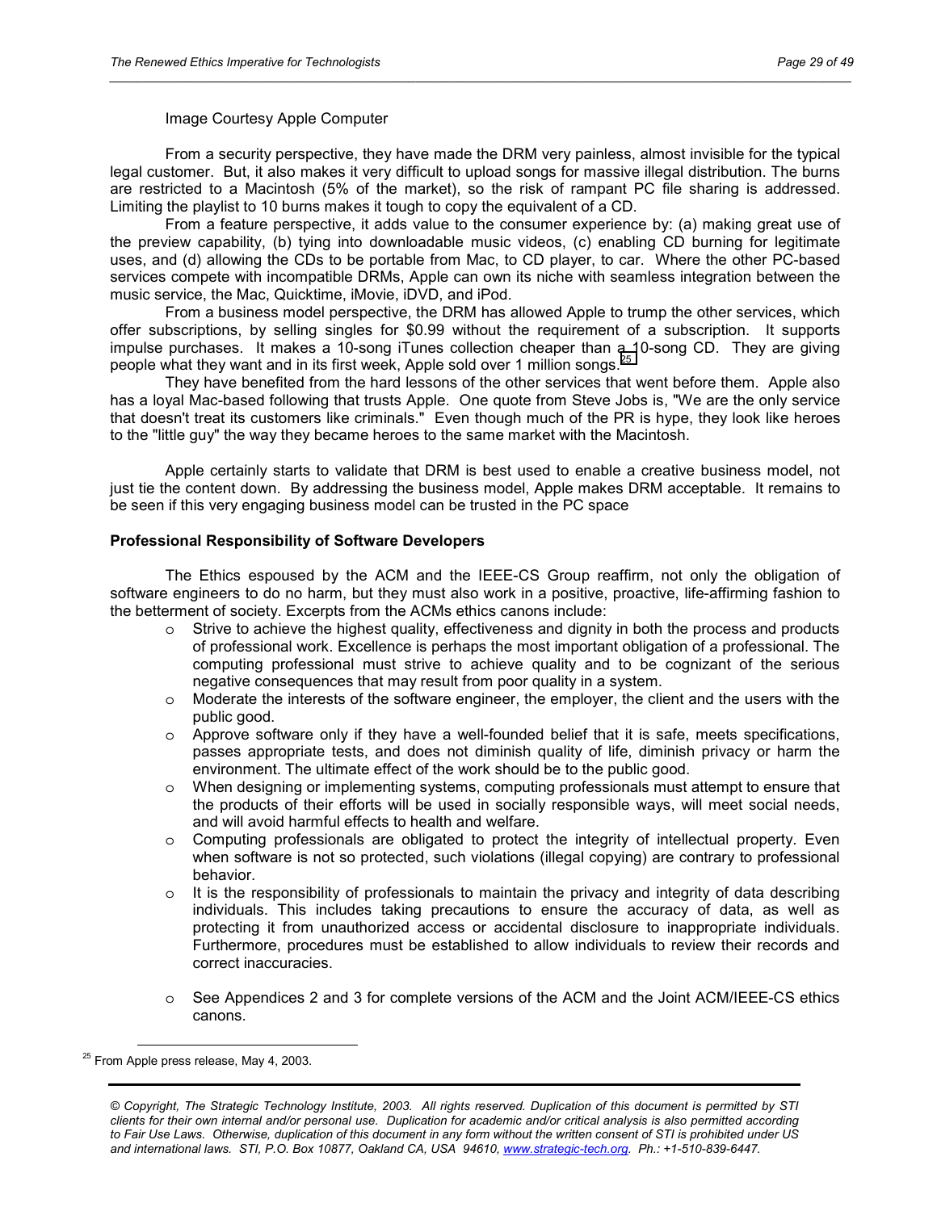Image Courtesy Apple Computer

From a security perspective, they have made the DRM very painless, almost invisible for the typical legal customer. But, it also makes it very difficult to upload songs for massive illegal distribution. The burns are restricted to a Macintosh (5% of the market), so the risk of rampant PC file sharing is addressed. Limiting the playlist to 10 burns makes it tough to copy the equivalent of a CD.

From a feature perspective, it adds value to the consumer experience by: (a) making great use of the preview capability, (b) tying into downloadable music videos, (c) enabling CD burning for legitimate uses, and (d) allowing the CDs to be portable from Mac, to CD player, to car. Where the other PC-based services compete with incompatible DRMs, Apple can own its niche with seamless integration between the music service, the Mac, Quicktime, iMovie, iDVD, and iPod.

From a business model perspective, the DRM has allowed Apple to trump the other services, which offer subscriptions, by selling singles for $0.99 without the requirement of a subscription. It supports impulse purchases. It makes a 10-song iTunes collection cheaper than a 10-song CD. They are giving people what they want and in its first week, Apple sold over 1 million songs.[25]

They have benefited from the hard lessons of the other services that went before them. Apple also has a loyal Mac-based following that trusts Apple. One quote from Steve Jobs is, "We are the only service that doesn't treat its customers like criminals." Even though much of the PR is hype, they look like heroes to the "little guy" the way they became heroes to the same market with the Macintosh.

Apple certainly starts to validate that DRM is best used to enable a creative business model, not just tie the content down. By addressing the business model, Apple makes DRM acceptable. It remains to be seen if this very engaging business model can be trusted in the PC space

**Professional Responsibility of Software Developers**

The Ethics espoused by the ACM and the IEEE-CS Group reaffirm, not only the obligation of software engineers to do no harm, but they must also work in a positive, proactive, life-affirming fashion to the betterment of society. Excerpts from the ACMs ethics canons include:

- Strive to achieve the highest quality, effectiveness and dignity in both the process and products of professional work. Excellence is perhaps the most important obligation of a professional. The computing professional must strive to achieve quality and to be cognizant of the serious negative consequences that may result from poor quality in a system.
- Moderate the interests of the software engineer, the employer, the client and the users with the public good.
- Approve software only if they have a well-founded belief that it is safe, meets specifications, passes appropriate tests, and does not diminish quality of life, diminish privacy or harm the environment. The ultimate effect of the work should be to the public good.
- When designing or implementing systems, computing professionals must attempt to ensure that the products of their efforts will be used in socially responsible ways, will meet social needs, and will avoid harmful effects to health and welfare.
- Computing professionals are obligated to protect the integrity of intellectual property. Even when software is not so protected, such violations (illegal copying) are contrary to professional behavior.
- It is the responsibility of professionals to maintain the privacy and integrity of data describing individuals. This includes taking precautions to ensure the accuracy of data, as well as protecting it from unauthorized access or accidental disclosure to inappropriate individuals. Furthermore, procedures must be established to allow individuals to review their records and correct inaccuracies.
- See Appendices 2 and 3 for complete versions of the ACM and the Joint ACM/IEEE-CS ethics canons.

[25] From Apple press release, May 4, 2003.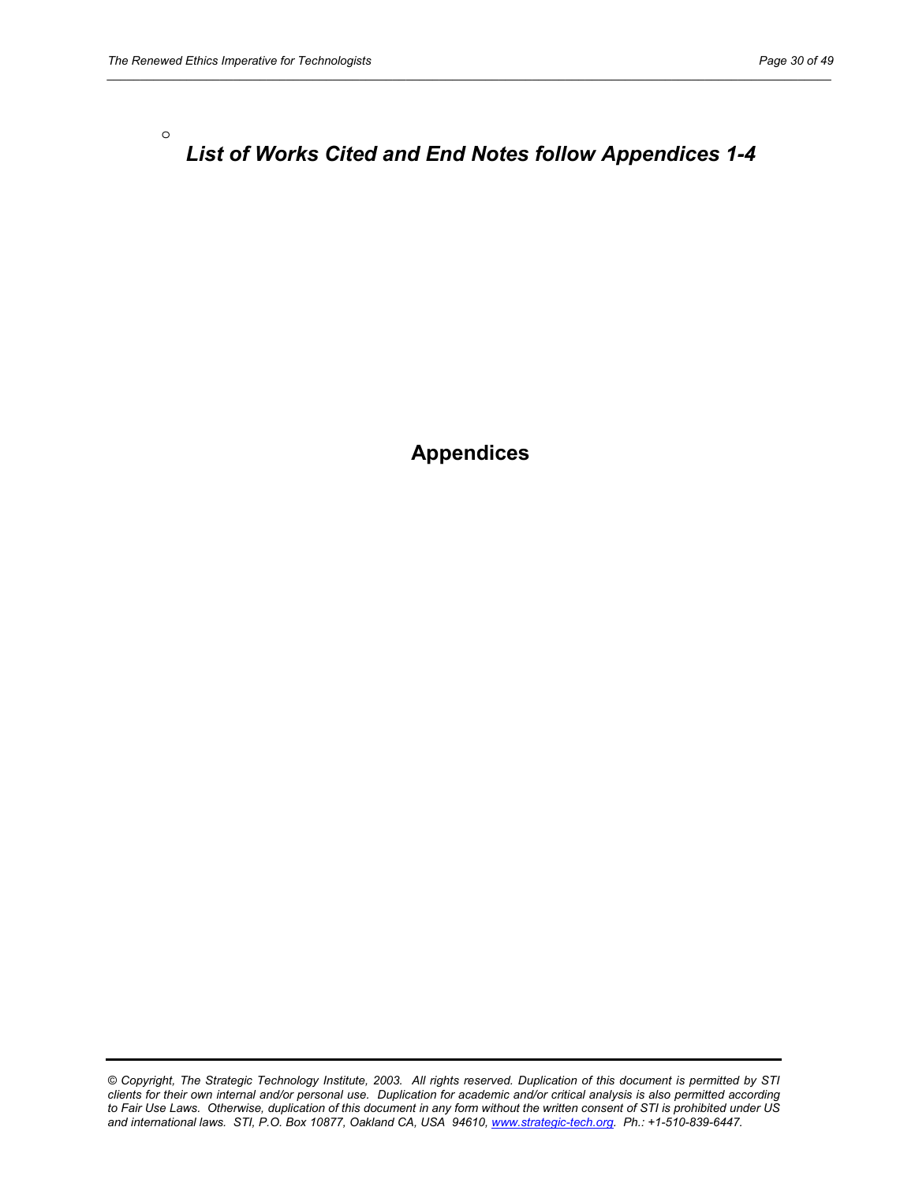- ***List of Works Cited and End Notes follow Appendices 1-4***

# Appendices

*© Copyright, The Strategic Technology Institute, 2003. All rights reserved. Duplication of this document is permitted by STI clients for their own internal and/or personal use. Duplication for academic and/or critical analysis is also permitted according to Fair Use Laws. Otherwise, duplication of this document in any form without the written consent of STI is prohibited under US and international laws. STI, P.O. Box 10877, Oakland CA, USA 94610, www.strategic-tech.org. Ph.: +1-510-839-6447.*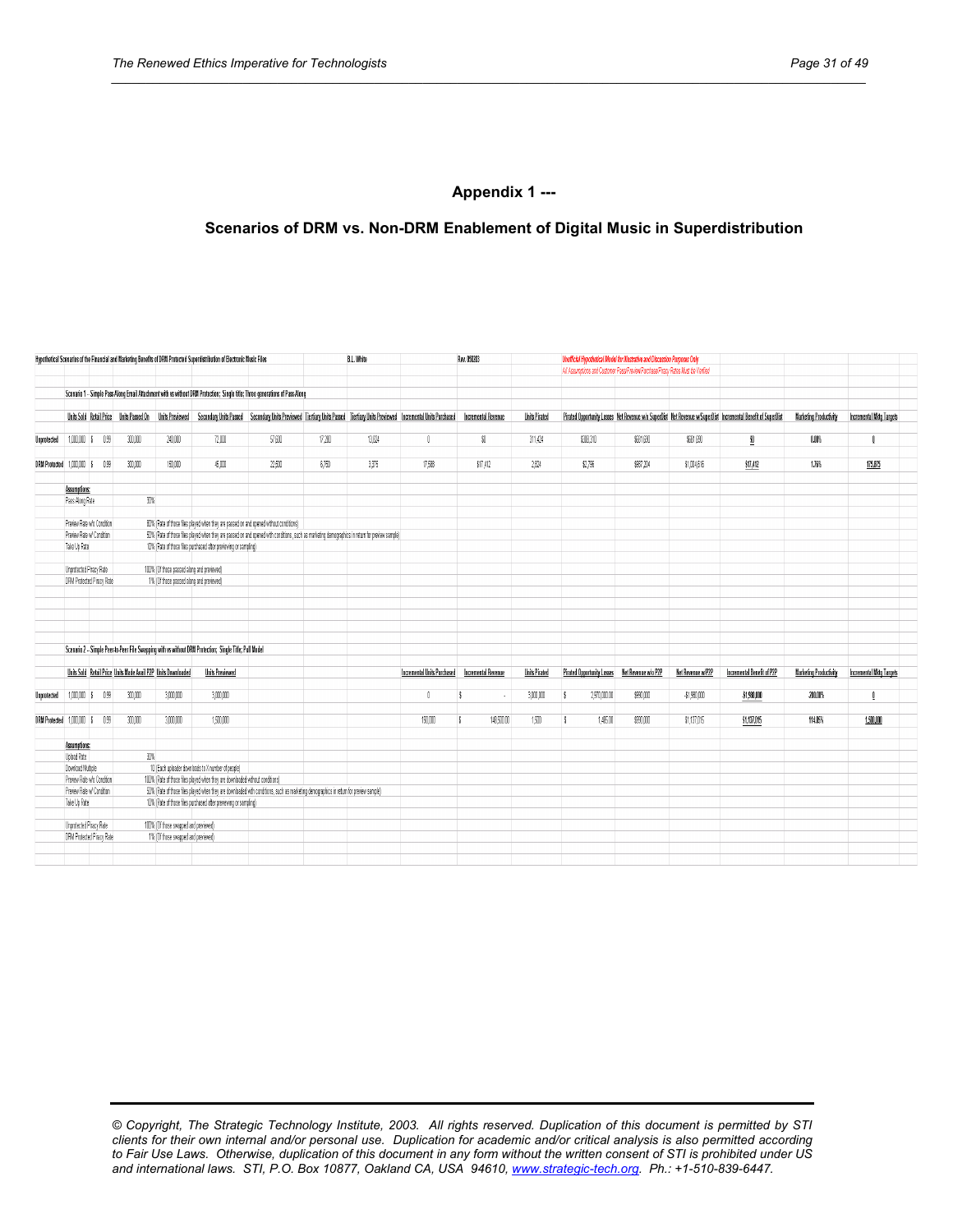## Appendix 1 ---

### Scenarios of DRM vs. Non-DRM Enablement of Digital Music in Superdistribution

Hypothetical Scenarios of the Financial and Marketing Benefits of DRM Protected Superdistribution of Electronic Music Files — B.L. White — Rev. 050203

*Unofficial Hypothetical Model for Illustrative and Discussion Purposes Only*
*All Assumptions and Customer Pass/Preview/Purchase/Piracy Ratios Must be Verified*

**Scenario 1 - Simple Pass-Along Email Attachment with vs without DRM Protection; Single title; Three generations of Pass-Along**

| | Units Sold | Retail Price | Units Passed On | Units Previewed | Secondary Units Passed | Secondary Units Previewed | Tertiary Units Passed | Tertiary Units Previewed | Incremental Units Purchased | Incremental Revenue | Units Pirated | Pirated Opportunity Losses | Net Revenue w/o SuperDist | Net Revenue w SuperDist | Incremental Benefit of SuperDist | Marketing Productivity | Incremental Mktg Targets |
|---|---|---|---|---|---|---|---|---|---|---|---|---|---|---|---|---|---|
| Unprotected | 1,000,000 | $ 0.99 | 300,000 | 240,000 | 72,000 | 57,600 | 17,280 | 13,824 | 0 | $0 | 311,424 | $308,310 | $631,690 | $681,690 | $0 | 0.00% | 0 |
| DRM Protected | 1,000,000 | $ 0.99 | 300,000 | 150,000 | 45,000 | 22,500 | 6,750 | 3,375 | 17,588 | $17,412 | 2,824 | $2,796 | $987,204 | $1,004,616 | $17,412 | 1.76% | 175,875 |

**Assumptions:**

| | | |
|---|---|---|
| Pass Along Rate | 30% | |
| Preview Rate w/o Condition | 80% | (Rate of those files played when they are passed on and opened without conditions) |
| Preview Rate w/ Condition | 50% | (Rate of those files played when they are passed on and opened with conditions, such as marketing demographics in return for preview sample) |
| Take Up Rate | 10% | (Rate of those files purchased after previewing or sampling) |
| Unprotected Piracy Rate | 100% | (Of those passed along and previewed) |
| DRM Protected Piracy Rate | 1% | (Of those passed along and previewed) |

**Scenario 2 -- Simple Peer-to-Peer File Swapping with vs without DRM Protection; Single Title; Pull Model**

| | Units Sold | Retail Price | Units Made Avail P2P | Units Downloaded | Units Previewed | Incremental Units Purchased | Incremental Revenue | Units Pirated | Pirated Opportunity Losses | Net Revenue w/o P2P | Net Revenue w/P2P | Incremental Benefit of P2P | Marketing Productivity | Incremental Mktg Targets |
|---|---|---|---|---|---|---|---|---|---|---|---|---|---|---|
| Unprotected | 1,000,000 | $ 0.99 | 300,000 | 3,000,000 | 3,000,000 | 0 | $ - | 3,000,000 | $ 2,970,000.00 | $990,000 | -$1,980,000 | -$1,980,000 | -200.00% | 0 |
| DRM Protected | 1,000,000 | $ 0.99 | 300,000 | 3,000,000 | 1,500,000 | 150,000 | $ 148,500.00 | 1,500 | $ 1,485.00 | $990,000 | $1,137,015 | $1,137,015 | 114.85% | 1,500,000 |

**Assumptions:**

| | | |
|---|---|---|
| Upload Rate | 30% | |
| Download Multiple | 10 | (Each uploader downloads to X number of people) |
| Preview Rate w/o Condition | 100% | (Rate of those files played when they are downloaded without conditions) |
| Preview Rate w/ Condition | 50% | (Rate of those files played when they are downloaded with conditions, such as marketing demographics in return for preview sample) |
| Take Up Rate | 10% | (Rate of those files purchased after previewing or sampling) |
| Unprotected Piracy Rate | 100% | (Of those swapped and previewed) |
| DRM Protected Piracy Rate | 1% | (Of those swapped and previewed) |

*© Copyright, The Strategic Technology Institute, 2003. All rights reserved. Duplication of this document is permitted by STI clients for their own internal and/or personal use. Duplication for academic and/or critical analysis is also permitted according to Fair Use Laws. Otherwise, duplication of this document in any form without the written consent of STI is prohibited under US and international laws. STI, P.O. Box 10877, Oakland CA, USA 94610, [www.strategic-tech.org](http://www.strategic-tech.org). Ph.: +1-510-839-6447.*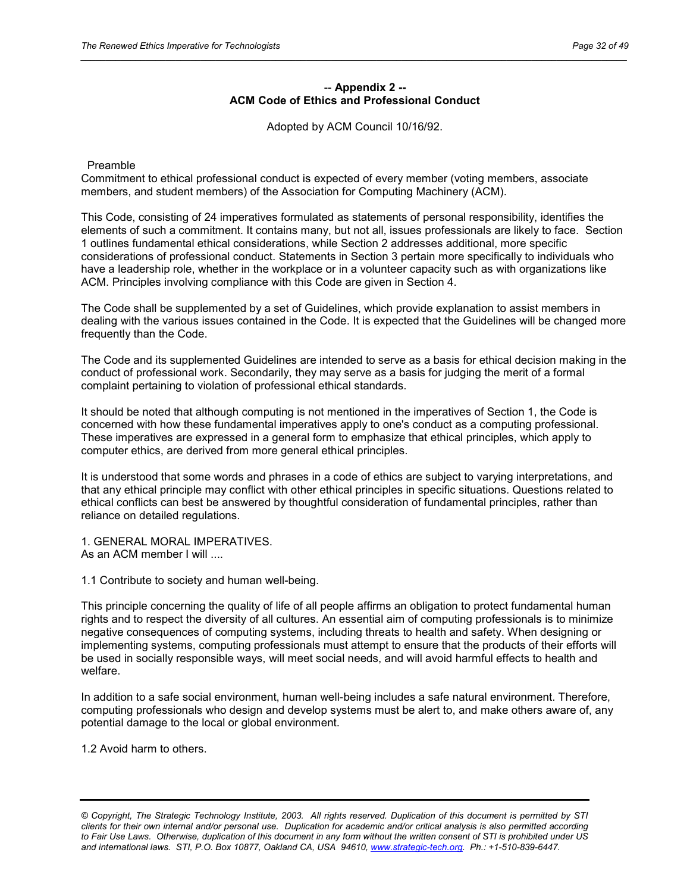## -- Appendix 2 --
## ACM Code of Ethics and Professional Conduct

Adopted by ACM Council 10/16/92.

Preamble

Commitment to ethical professional conduct is expected of every member (voting members, associate members, and student members) of the Association for Computing Machinery (ACM).

This Code, consisting of 24 imperatives formulated as statements of personal responsibility, identifies the elements of such a commitment. It contains many, but not all, issues professionals are likely to face. Section 1 outlines fundamental ethical considerations, while Section 2 addresses additional, more specific considerations of professional conduct. Statements in Section 3 pertain more specifically to individuals who have a leadership role, whether in the workplace or in a volunteer capacity such as with organizations like ACM. Principles involving compliance with this Code are given in Section 4.

The Code shall be supplemented by a set of Guidelines, which provide explanation to assist members in dealing with the various issues contained in the Code. It is expected that the Guidelines will be changed more frequently than the Code.

The Code and its supplemented Guidelines are intended to serve as a basis for ethical decision making in the conduct of professional work. Secondarily, they may serve as a basis for judging the merit of a formal complaint pertaining to violation of professional ethical standards.

It should be noted that although computing is not mentioned in the imperatives of Section 1, the Code is concerned with how these fundamental imperatives apply to one's conduct as a computing professional. These imperatives are expressed in a general form to emphasize that ethical principles, which apply to computer ethics, are derived from more general ethical principles.

It is understood that some words and phrases in a code of ethics are subject to varying interpretations, and that any ethical principle may conflict with other ethical principles in specific situations. Questions related to ethical conflicts can best be answered by thoughtful consideration of fundamental principles, rather than reliance on detailed regulations.

1. GENERAL MORAL IMPERATIVES.
As an ACM member I will ....

1.1 Contribute to society and human well-being.

This principle concerning the quality of life of all people affirms an obligation to protect fundamental human rights and to respect the diversity of all cultures. An essential aim of computing professionals is to minimize negative consequences of computing systems, including threats to health and safety. When designing or implementing systems, computing professionals must attempt to ensure that the products of their efforts will be used in socially responsible ways, will meet social needs, and will avoid harmful effects to health and welfare.

In addition to a safe social environment, human well-being includes a safe natural environment. Therefore, computing professionals who design and develop systems must be alert to, and make others aware of, any potential damage to the local or global environment.

1.2 Avoid harm to others.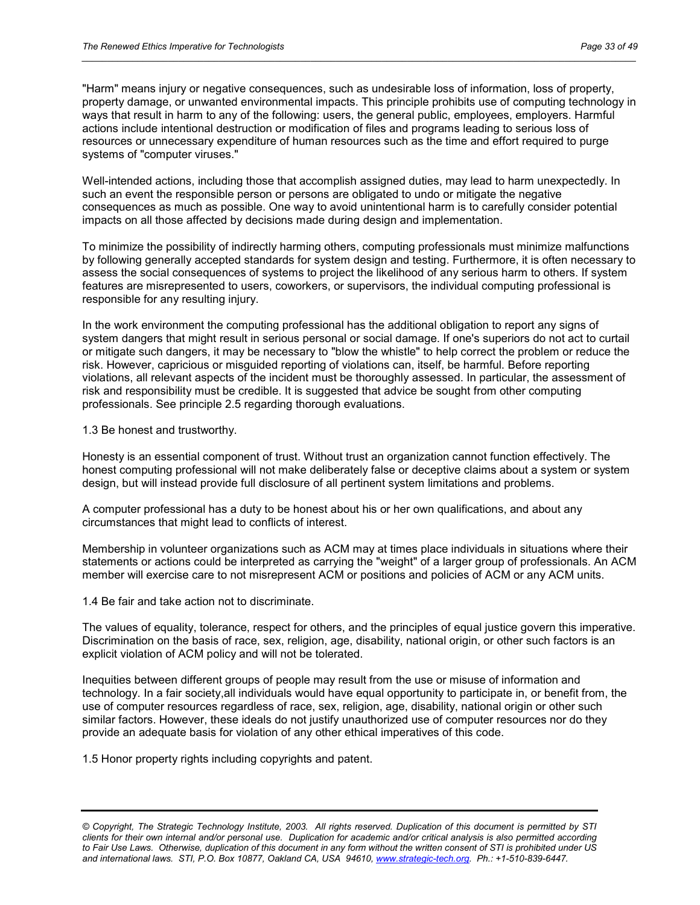"Harm" means injury or negative consequences, such as undesirable loss of information, loss of property, property damage, or unwanted environmental impacts. This principle prohibits use of computing technology in ways that result in harm to any of the following: users, the general public, employees, employers. Harmful actions include intentional destruction or modification of files and programs leading to serious loss of resources or unnecessary expenditure of human resources such as the time and effort required to purge systems of "computer viruses."

Well-intended actions, including those that accomplish assigned duties, may lead to harm unexpectedly. In such an event the responsible person or persons are obligated to undo or mitigate the negative consequences as much as possible. One way to avoid unintentional harm is to carefully consider potential impacts on all those affected by decisions made during design and implementation.

To minimize the possibility of indirectly harming others, computing professionals must minimize malfunctions by following generally accepted standards for system design and testing. Furthermore, it is often necessary to assess the social consequences of systems to project the likelihood of any serious harm to others. If system features are misrepresented to users, coworkers, or supervisors, the individual computing professional is responsible for any resulting injury.

In the work environment the computing professional has the additional obligation to report any signs of system dangers that might result in serious personal or social damage. If one's superiors do not act to curtail or mitigate such dangers, it may be necessary to "blow the whistle" to help correct the problem or reduce the risk. However, capricious or misguided reporting of violations can, itself, be harmful. Before reporting violations, all relevant aspects of the incident must be thoroughly assessed. In particular, the assessment of risk and responsibility must be credible. It is suggested that advice be sought from other computing professionals. See principle 2.5 regarding thorough evaluations.

1.3 Be honest and trustworthy.

Honesty is an essential component of trust. Without trust an organization cannot function effectively. The honest computing professional will not make deliberately false or deceptive claims about a system or system design, but will instead provide full disclosure of all pertinent system limitations and problems.

A computer professional has a duty to be honest about his or her own qualifications, and about any circumstances that might lead to conflicts of interest.

Membership in volunteer organizations such as ACM may at times place individuals in situations where their statements or actions could be interpreted as carrying the "weight" of a larger group of professionals. An ACM member will exercise care to not misrepresent ACM or positions and policies of ACM or any ACM units.

1.4 Be fair and take action not to discriminate.

The values of equality, tolerance, respect for others, and the principles of equal justice govern this imperative. Discrimination on the basis of race, sex, religion, age, disability, national origin, or other such factors is an explicit violation of ACM policy and will not be tolerated.

Inequities between different groups of people may result from the use or misuse of information and technology. In a fair society,all individuals would have equal opportunity to participate in, or benefit from, the use of computer resources regardless of race, sex, religion, age, disability, national origin or other such similar factors. However, these ideals do not justify unauthorized use of computer resources nor do they provide an adequate basis for violation of any other ethical imperatives of this code.

1.5 Honor property rights including copyrights and patent.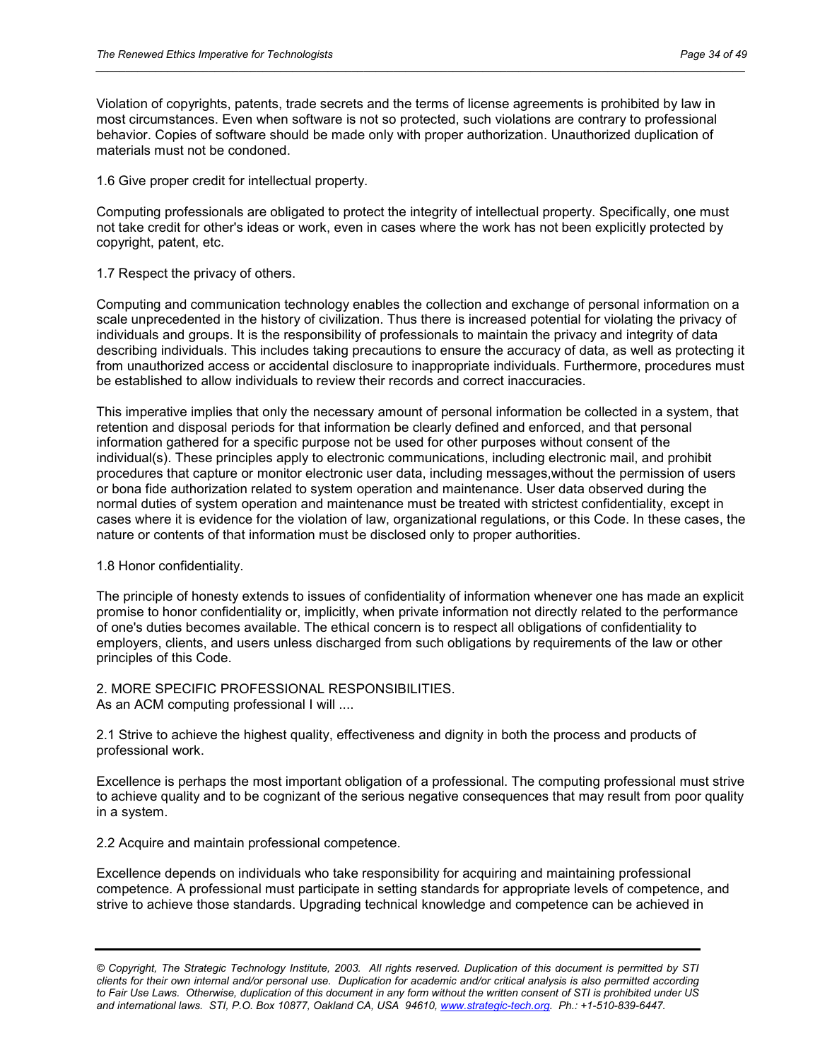Violation of copyrights, patents, trade secrets and the terms of license agreements is prohibited by law in most circumstances. Even when software is not so protected, such violations are contrary to professional behavior. Copies of software should be made only with proper authorization. Unauthorized duplication of materials must not be condoned.

1.6 Give proper credit for intellectual property.

Computing professionals are obligated to protect the integrity of intellectual property. Specifically, one must not take credit for other's ideas or work, even in cases where the work has not been explicitly protected by copyright, patent, etc.

1.7 Respect the privacy of others.

Computing and communication technology enables the collection and exchange of personal information on a scale unprecedented in the history of civilization. Thus there is increased potential for violating the privacy of individuals and groups. It is the responsibility of professionals to maintain the privacy and integrity of data describing individuals. This includes taking precautions to ensure the accuracy of data, as well as protecting it from unauthorized access or accidental disclosure to inappropriate individuals. Furthermore, procedures must be established to allow individuals to review their records and correct inaccuracies.

This imperative implies that only the necessary amount of personal information be collected in a system, that retention and disposal periods for that information be clearly defined and enforced, and that personal information gathered for a specific purpose not be used for other purposes without consent of the individual(s). These principles apply to electronic communications, including electronic mail, and prohibit procedures that capture or monitor electronic user data, including messages,without the permission of users or bona fide authorization related to system operation and maintenance. User data observed during the normal duties of system operation and maintenance must be treated with strictest confidentiality, except in cases where it is evidence for the violation of law, organizational regulations, or this Code. In these cases, the nature or contents of that information must be disclosed only to proper authorities.

1.8 Honor confidentiality.

The principle of honesty extends to issues of confidentiality of information whenever one has made an explicit promise to honor confidentiality or, implicitly, when private information not directly related to the performance of one's duties becomes available. The ethical concern is to respect all obligations of confidentiality to employers, clients, and users unless discharged from such obligations by requirements of the law or other principles of this Code.

2. MORE SPECIFIC PROFESSIONAL RESPONSIBILITIES.
As an ACM computing professional I will ....

2.1 Strive to achieve the highest quality, effectiveness and dignity in both the process and products of professional work.

Excellence is perhaps the most important obligation of a professional. The computing professional must strive to achieve quality and to be cognizant of the serious negative consequences that may result from poor quality in a system.

2.2 Acquire and maintain professional competence.

Excellence depends on individuals who take responsibility for acquiring and maintaining professional competence. A professional must participate in setting standards for appropriate levels of competence, and strive to achieve those standards. Upgrading technical knowledge and competence can be achieved in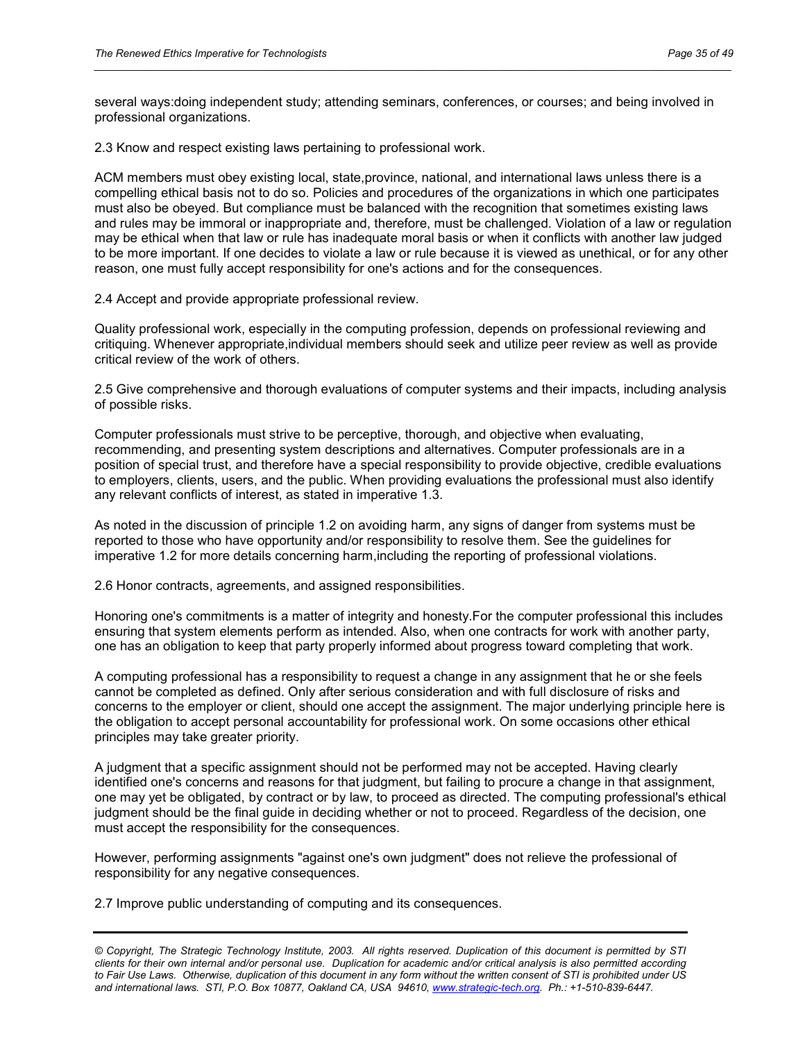several ways:doing independent study; attending seminars, conferences, or courses; and being involved in professional organizations.

2.3 Know and respect existing laws pertaining to professional work.

ACM members must obey existing local, state,province, national, and international laws unless there is a compelling ethical basis not to do so. Policies and procedures of the organizations in which one participates must also be obeyed. But compliance must be balanced with the recognition that sometimes existing laws and rules may be immoral or inappropriate and, therefore, must be challenged. Violation of a law or regulation may be ethical when that law or rule has inadequate moral basis or when it conflicts with another law judged to be more important. If one decides to violate a law or rule because it is viewed as unethical, or for any other reason, one must fully accept responsibility for one's actions and for the consequences.

2.4 Accept and provide appropriate professional review.

Quality professional work, especially in the computing profession, depends on professional reviewing and critiquing. Whenever appropriate,individual members should seek and utilize peer review as well as provide critical review of the work of others.

2.5 Give comprehensive and thorough evaluations of computer systems and their impacts, including analysis of possible risks.

Computer professionals must strive to be perceptive, thorough, and objective when evaluating, recommending, and presenting system descriptions and alternatives. Computer professionals are in a position of special trust, and therefore have a special responsibility to provide objective, credible evaluations to employers, clients, users, and the public. When providing evaluations the professional must also identify any relevant conflicts of interest, as stated in imperative 1.3.

As noted in the discussion of principle 1.2 on avoiding harm, any signs of danger from systems must be reported to those who have opportunity and/or responsibility to resolve them. See the guidelines for imperative 1.2 for more details concerning harm,including the reporting of professional violations.

2.6 Honor contracts, agreements, and assigned responsibilities.

Honoring one's commitments is a matter of integrity and honesty.For the computer professional this includes ensuring that system elements perform as intended. Also, when one contracts for work with another party, one has an obligation to keep that party properly informed about progress toward completing that work.

A computing professional has a responsibility to request a change in any assignment that he or she feels cannot be completed as defined. Only after serious consideration and with full disclosure of risks and concerns to the employer or client, should one accept the assignment. The major underlying principle here is the obligation to accept personal accountability for professional work. On some occasions other ethical principles may take greater priority.

A judgment that a specific assignment should not be performed may not be accepted. Having clearly identified one's concerns and reasons for that judgment, but failing to procure a change in that assignment, one may yet be obligated, by contract or by law, to proceed as directed. The computing professional's ethical judgment should be the final guide in deciding whether or not to proceed. Regardless of the decision, one must accept the responsibility for the consequences.

However, performing assignments "against one's own judgment" does not relieve the professional of responsibility for any negative consequences.

2.7 Improve public understanding of computing and its consequences.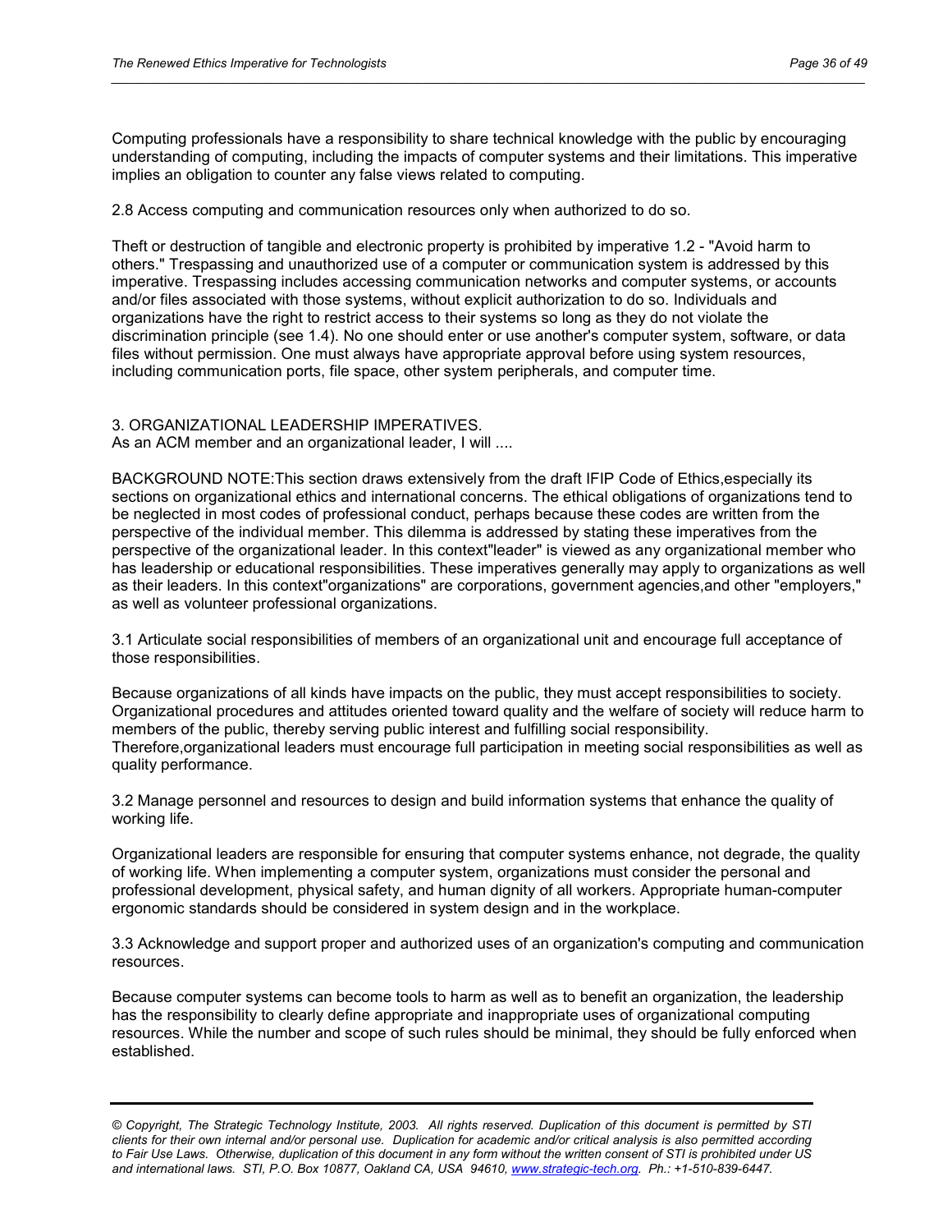Computing professionals have a responsibility to share technical knowledge with the public by encouraging understanding of computing, including the impacts of computer systems and their limitations. This imperative implies an obligation to counter any false views related to computing.

2.8 Access computing and communication resources only when authorized to do so.

Theft or destruction of tangible and electronic property is prohibited by imperative 1.2 - "Avoid harm to others." Trespassing and unauthorized use of a computer or communication system is addressed by this imperative. Trespassing includes accessing communication networks and computer systems, or accounts and/or files associated with those systems, without explicit authorization to do so. Individuals and organizations have the right to restrict access to their systems so long as they do not violate the discrimination principle (see 1.4). No one should enter or use another's computer system, software, or data files without permission. One must always have appropriate approval before using system resources, including communication ports, file space, other system peripherals, and computer time.

3. ORGANIZATIONAL LEADERSHIP IMPERATIVES.
As an ACM member and an organizational leader, I will ....

BACKGROUND NOTE:This section draws extensively from the draft IFIP Code of Ethics,especially its sections on organizational ethics and international concerns. The ethical obligations of organizations tend to be neglected in most codes of professional conduct, perhaps because these codes are written from the perspective of the individual member. This dilemma is addressed by stating these imperatives from the perspective of the organizational leader. In this context"leader" is viewed as any organizational member who has leadership or educational responsibilities. These imperatives generally may apply to organizations as well as their leaders. In this context"organizations" are corporations, government agencies,and other "employers," as well as volunteer professional organizations.

3.1 Articulate social responsibilities of members of an organizational unit and encourage full acceptance of those responsibilities.

Because organizations of all kinds have impacts on the public, they must accept responsibilities to society. Organizational procedures and attitudes oriented toward quality and the welfare of society will reduce harm to members of the public, thereby serving public interest and fulfilling social responsibility. Therefore,organizational leaders must encourage full participation in meeting social responsibilities as well as quality performance.

3.2 Manage personnel and resources to design and build information systems that enhance the quality of working life.

Organizational leaders are responsible for ensuring that computer systems enhance, not degrade, the quality of working life. When implementing a computer system, organizations must consider the personal and professional development, physical safety, and human dignity of all workers. Appropriate human-computer ergonomic standards should be considered in system design and in the workplace.

3.3 Acknowledge and support proper and authorized uses of an organization's computing and communication resources.

Because computer systems can become tools to harm as well as to benefit an organization, the leadership has the responsibility to clearly define appropriate and inappropriate uses of organizational computing resources. While the number and scope of such rules should be minimal, they should be fully enforced when established.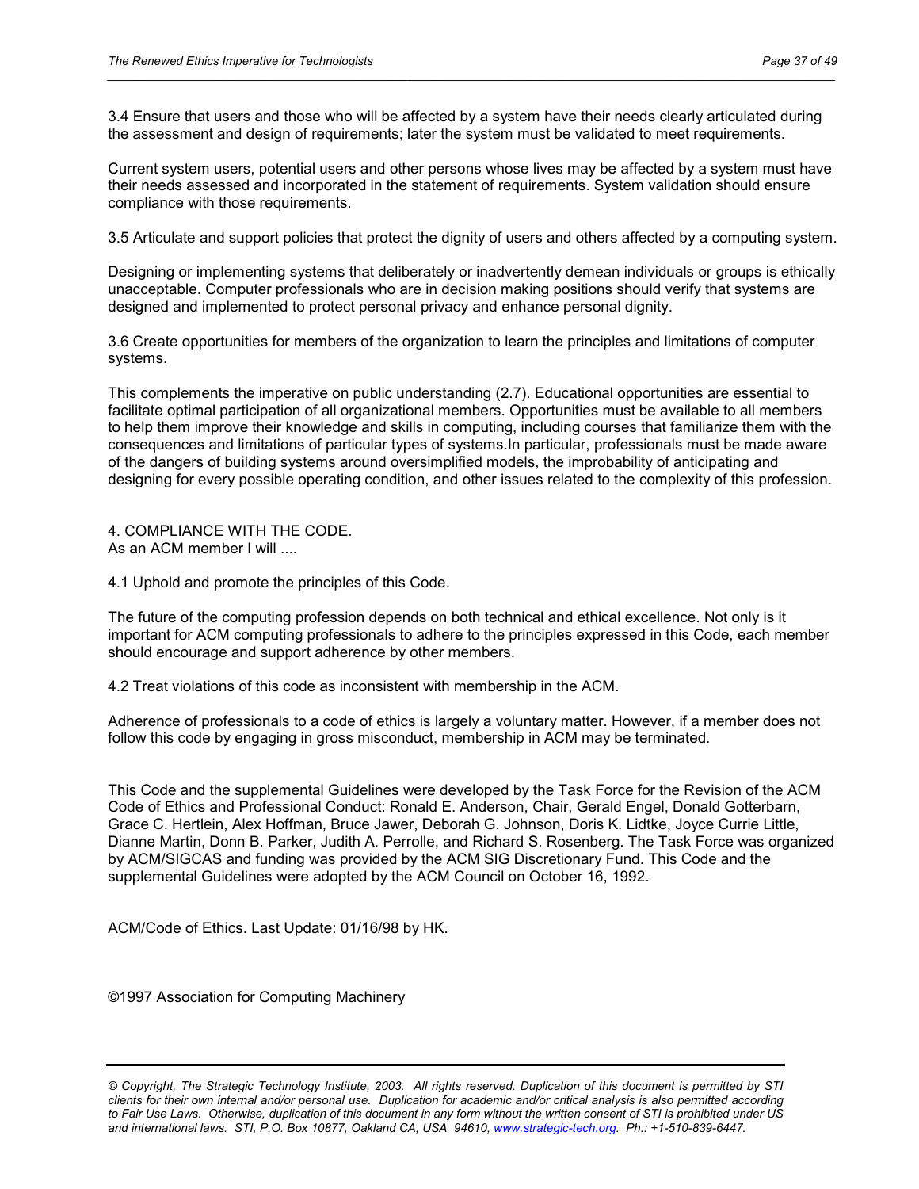3.4 Ensure that users and those who will be affected by a system have their needs clearly articulated during the assessment and design of requirements; later the system must be validated to meet requirements.

Current system users, potential users and other persons whose lives may be affected by a system must have their needs assessed and incorporated in the statement of requirements. System validation should ensure compliance with those requirements.

3.5 Articulate and support policies that protect the dignity of users and others affected by a computing system.

Designing or implementing systems that deliberately or inadvertently demean individuals or groups is ethically unacceptable. Computer professionals who are in decision making positions should verify that systems are designed and implemented to protect personal privacy and enhance personal dignity.

3.6 Create opportunities for members of the organization to learn the principles and limitations of computer systems.

This complements the imperative on public understanding (2.7). Educational opportunities are essential to facilitate optimal participation of all organizational members. Opportunities must be available to all members to help them improve their knowledge and skills in computing, including courses that familiarize them with the consequences and limitations of particular types of systems.In particular, professionals must be made aware of the dangers of building systems around oversimplified models, the improbability of anticipating and designing for every possible operating condition, and other issues related to the complexity of this profession.

4. COMPLIANCE WITH THE CODE.
As an ACM member I will ....

4.1 Uphold and promote the principles of this Code.

The future of the computing profession depends on both technical and ethical excellence. Not only is it important for ACM computing professionals to adhere to the principles expressed in this Code, each member should encourage and support adherence by other members.

4.2 Treat violations of this code as inconsistent with membership in the ACM.

Adherence of professionals to a code of ethics is largely a voluntary matter. However, if a member does not follow this code by engaging in gross misconduct, membership in ACM may be terminated.

This Code and the supplemental Guidelines were developed by the Task Force for the Revision of the ACM Code of Ethics and Professional Conduct: Ronald E. Anderson, Chair, Gerald Engel, Donald Gotterbarn, Grace C. Hertlein, Alex Hoffman, Bruce Jawer, Deborah G. Johnson, Doris K. Lidtke, Joyce Currie Little, Dianne Martin, Donn B. Parker, Judith A. Perrolle, and Richard S. Rosenberg. The Task Force was organized by ACM/SIGCAS and funding was provided by the ACM SIG Discretionary Fund. This Code and the supplemental Guidelines were adopted by the ACM Council on October 16, 1992.

ACM/Code of Ethics. Last Update: 01/16/98 by HK.

©1997 Association for Computing Machinery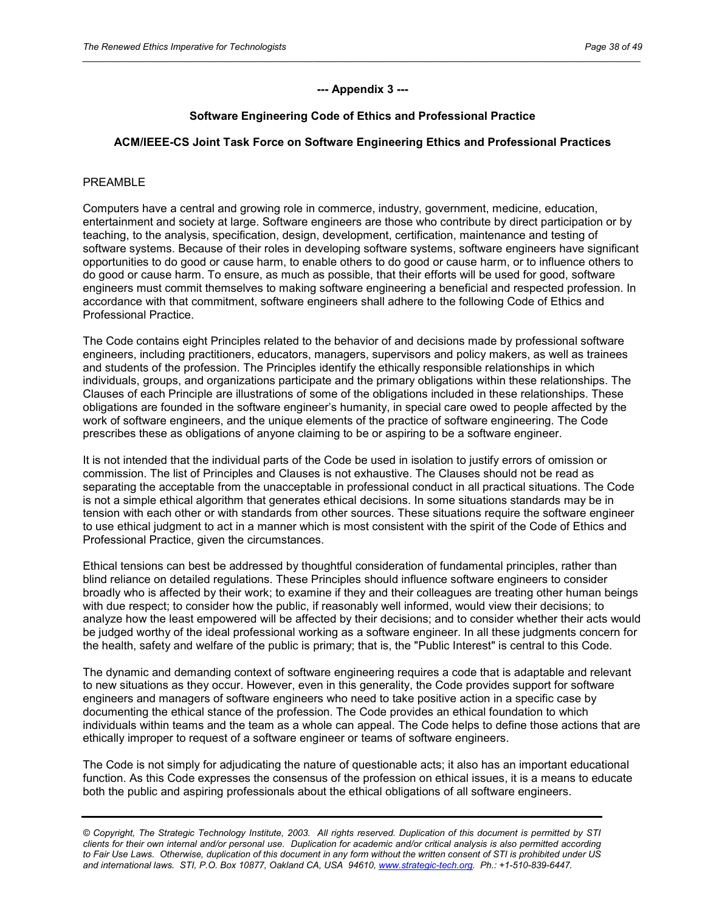## --- Appendix 3 ---

## Software Engineering Code of Ethics and Professional Practice

### ACM/IEEE-CS Joint Task Force on Software Engineering Ethics and Professional Practices

PREAMBLE

Computers have a central and growing role in commerce, industry, government, medicine, education, entertainment and society at large. Software engineers are those who contribute by direct participation or by teaching, to the analysis, specification, design, development, certification, maintenance and testing of software systems. Because of their roles in developing software systems, software engineers have significant opportunities to do good or cause harm, to enable others to do good or cause harm, or to influence others to do good or cause harm. To ensure, as much as possible, that their efforts will be used for good, software engineers must commit themselves to making software engineering a beneficial and respected profession. In accordance with that commitment, software engineers shall adhere to the following Code of Ethics and Professional Practice.

The Code contains eight Principles related to the behavior of and decisions made by professional software engineers, including practitioners, educators, managers, supervisors and policy makers, as well as trainees and students of the profession. The Principles identify the ethically responsible relationships in which individuals, groups, and organizations participate and the primary obligations within these relationships. The Clauses of each Principle are illustrations of some of the obligations included in these relationships. These obligations are founded in the software engineer's humanity, in special care owed to people affected by the work of software engineers, and the unique elements of the practice of software engineering. The Code prescribes these as obligations of anyone claiming to be or aspiring to be a software engineer.

It is not intended that the individual parts of the Code be used in isolation to justify errors of omission or commission. The list of Principles and Clauses is not exhaustive. The Clauses should not be read as separating the acceptable from the unacceptable in professional conduct in all practical situations. The Code is not a simple ethical algorithm that generates ethical decisions. In some situations standards may be in tension with each other or with standards from other sources. These situations require the software engineer to use ethical judgment to act in a manner which is most consistent with the spirit of the Code of Ethics and Professional Practice, given the circumstances.

Ethical tensions can best be addressed by thoughtful consideration of fundamental principles, rather than blind reliance on detailed regulations. These Principles should influence software engineers to consider broadly who is affected by their work; to examine if they and their colleagues are treating other human beings with due respect; to consider how the public, if reasonably well informed, would view their decisions; to analyze how the least empowered will be affected by their decisions; and to consider whether their acts would be judged worthy of the ideal professional working as a software engineer. In all these judgments concern for the health, safety and welfare of the public is primary; that is, the "Public Interest" is central to this Code.

The dynamic and demanding context of software engineering requires a code that is adaptable and relevant to new situations as they occur. However, even in this generality, the Code provides support for software engineers and managers of software engineers who need to take positive action in a specific case by documenting the ethical stance of the profession. The Code provides an ethical foundation to which individuals within teams and the team as a whole can appeal. The Code helps to define those actions that are ethically improper to request of a software engineer or teams of software engineers.

The Code is not simply for adjudicating the nature of questionable acts; it also has an important educational function. As this Code expresses the consensus of the profession on ethical issues, it is a means to educate both the public and aspiring professionals about the ethical obligations of all software engineers.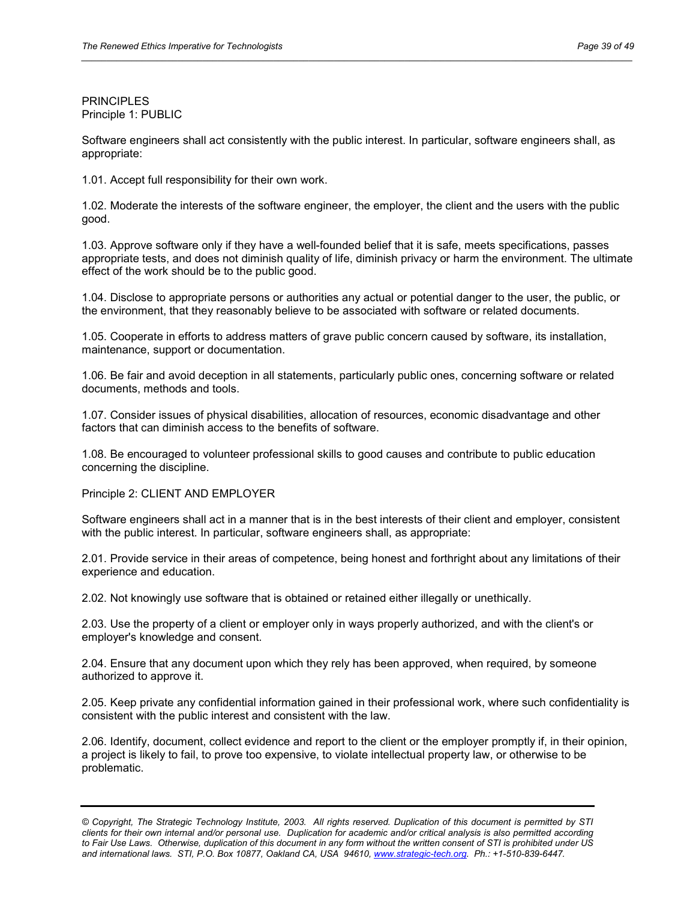PRINCIPLES

Principle 1: PUBLIC

Software engineers shall act consistently with the public interest. In particular, software engineers shall, as appropriate:

1.01. Accept full responsibility for their own work.

1.02. Moderate the interests of the software engineer, the employer, the client and the users with the public good.

1.03. Approve software only if they have a well-founded belief that it is safe, meets specifications, passes appropriate tests, and does not diminish quality of life, diminish privacy or harm the environment. The ultimate effect of the work should be to the public good.

1.04. Disclose to appropriate persons or authorities any actual or potential danger to the user, the public, or the environment, that they reasonably believe to be associated with software or related documents.

1.05. Cooperate in efforts to address matters of grave public concern caused by software, its installation, maintenance, support or documentation.

1.06. Be fair and avoid deception in all statements, particularly public ones, concerning software or related documents, methods and tools.

1.07. Consider issues of physical disabilities, allocation of resources, economic disadvantage and other factors that can diminish access to the benefits of software.

1.08. Be encouraged to volunteer professional skills to good causes and contribute to public education concerning the discipline.

Principle 2: CLIENT AND EMPLOYER

Software engineers shall act in a manner that is in the best interests of their client and employer, consistent with the public interest. In particular, software engineers shall, as appropriate:

2.01. Provide service in their areas of competence, being honest and forthright about any limitations of their experience and education.

2.02. Not knowingly use software that is obtained or retained either illegally or unethically.

2.03. Use the property of a client or employer only in ways properly authorized, and with the client's or employer's knowledge and consent.

2.04. Ensure that any document upon which they rely has been approved, when required, by someone authorized to approve it.

2.05. Keep private any confidential information gained in their professional work, where such confidentiality is consistent with the public interest and consistent with the law.

2.06. Identify, document, collect evidence and report to the client or the employer promptly if, in their opinion, a project is likely to fail, to prove too expensive, to violate intellectual property law, or otherwise to be problematic.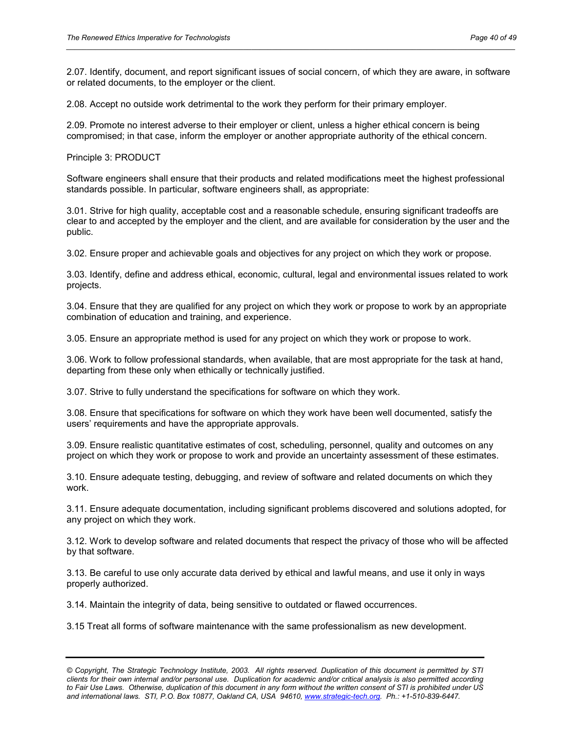2.07. Identify, document, and report significant issues of social concern, of which they are aware, in software or related documents, to the employer or the client.

2.08. Accept no outside work detrimental to the work they perform for their primary employer.

2.09. Promote no interest adverse to their employer or client, unless a higher ethical concern is being compromised; in that case, inform the employer or another appropriate authority of the ethical concern.

Principle 3: PRODUCT

Software engineers shall ensure that their products and related modifications meet the highest professional standards possible. In particular, software engineers shall, as appropriate:

3.01. Strive for high quality, acceptable cost and a reasonable schedule, ensuring significant tradeoffs are clear to and accepted by the employer and the client, and are available for consideration by the user and the public.

3.02. Ensure proper and achievable goals and objectives for any project on which they work or propose.

3.03. Identify, define and address ethical, economic, cultural, legal and environmental issues related to work projects.

3.04. Ensure that they are qualified for any project on which they work or propose to work by an appropriate combination of education and training, and experience.

3.05. Ensure an appropriate method is used for any project on which they work or propose to work.

3.06. Work to follow professional standards, when available, that are most appropriate for the task at hand, departing from these only when ethically or technically justified.

3.07. Strive to fully understand the specifications for software on which they work.

3.08. Ensure that specifications for software on which they work have been well documented, satisfy the users' requirements and have the appropriate approvals.

3.09. Ensure realistic quantitative estimates of cost, scheduling, personnel, quality and outcomes on any project on which they work or propose to work and provide an uncertainty assessment of these estimates.

3.10. Ensure adequate testing, debugging, and review of software and related documents on which they work.

3.11. Ensure adequate documentation, including significant problems discovered and solutions adopted, for any project on which they work.

3.12. Work to develop software and related documents that respect the privacy of those who will be affected by that software.

3.13. Be careful to use only accurate data derived by ethical and lawful means, and use it only in ways properly authorized.

3.14. Maintain the integrity of data, being sensitive to outdated or flawed occurrences.

3.15 Treat all forms of software maintenance with the same professionalism as new development.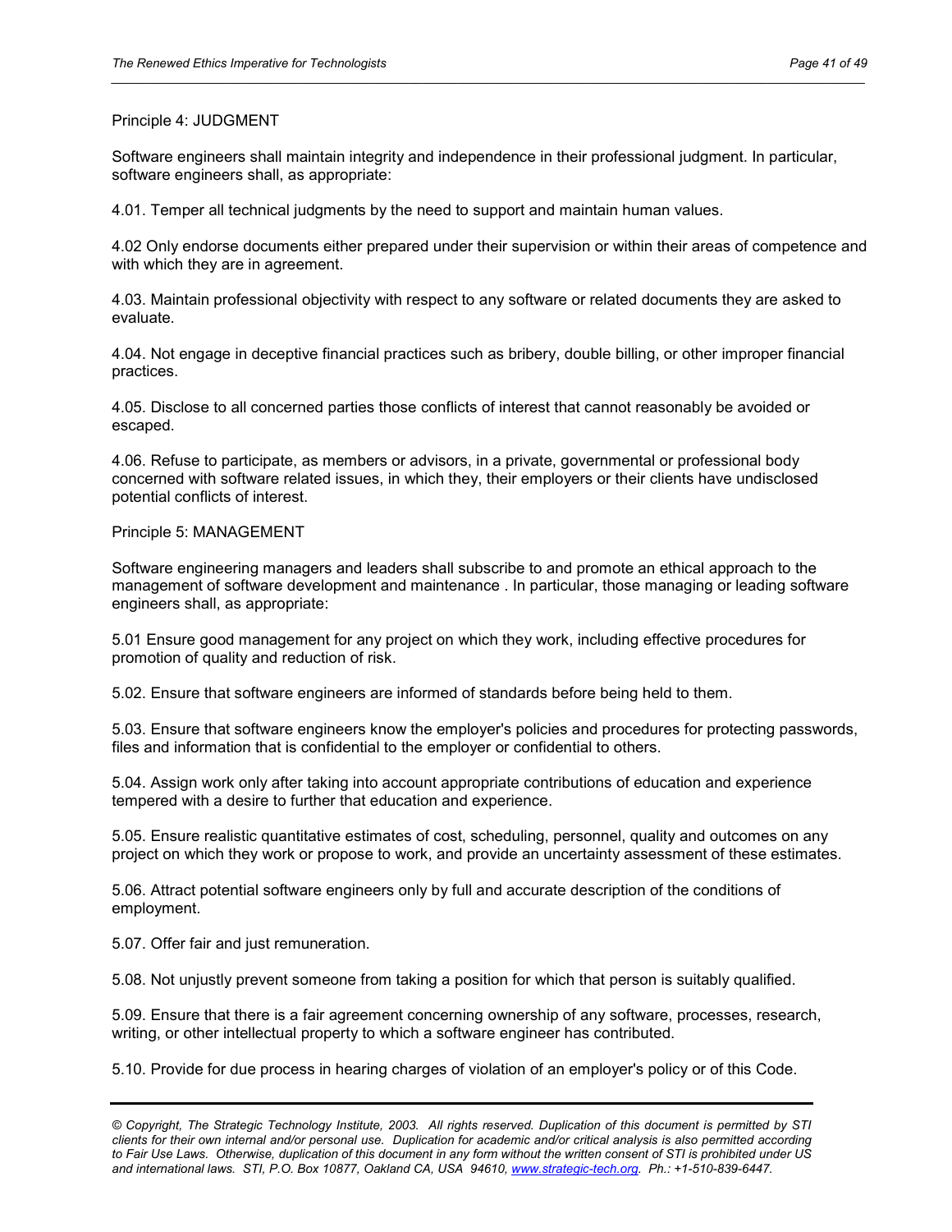Principle 4: JUDGMENT

Software engineers shall maintain integrity and independence in their professional judgment. In particular, software engineers shall, as appropriate:

4.01. Temper all technical judgments by the need to support and maintain human values.

4.02 Only endorse documents either prepared under their supervision or within their areas of competence and with which they are in agreement.

4.03. Maintain professional objectivity with respect to any software or related documents they are asked to evaluate.

4.04. Not engage in deceptive financial practices such as bribery, double billing, or other improper financial practices.

4.05. Disclose to all concerned parties those conflicts of interest that cannot reasonably be avoided or escaped.

4.06. Refuse to participate, as members or advisors, in a private, governmental or professional body concerned with software related issues, in which they, their employers or their clients have undisclosed potential conflicts of interest.

Principle 5: MANAGEMENT

Software engineering managers and leaders shall subscribe to and promote an ethical approach to the management of software development and maintenance . In particular, those managing or leading software engineers shall, as appropriate:

5.01 Ensure good management for any project on which they work, including effective procedures for promotion of quality and reduction of risk.

5.02. Ensure that software engineers are informed of standards before being held to them.

5.03. Ensure that software engineers know the employer's policies and procedures for protecting passwords, files and information that is confidential to the employer or confidential to others.

5.04. Assign work only after taking into account appropriate contributions of education and experience tempered with a desire to further that education and experience.

5.05. Ensure realistic quantitative estimates of cost, scheduling, personnel, quality and outcomes on any project on which they work or propose to work, and provide an uncertainty assessment of these estimates.

5.06. Attract potential software engineers only by full and accurate description of the conditions of employment.

5.07. Offer fair and just remuneration.

5.08. Not unjustly prevent someone from taking a position for which that person is suitably qualified.

5.09. Ensure that there is a fair agreement concerning ownership of any software, processes, research, writing, or other intellectual property to which a software engineer has contributed.

5.10. Provide for due process in hearing charges of violation of an employer's policy or of this Code.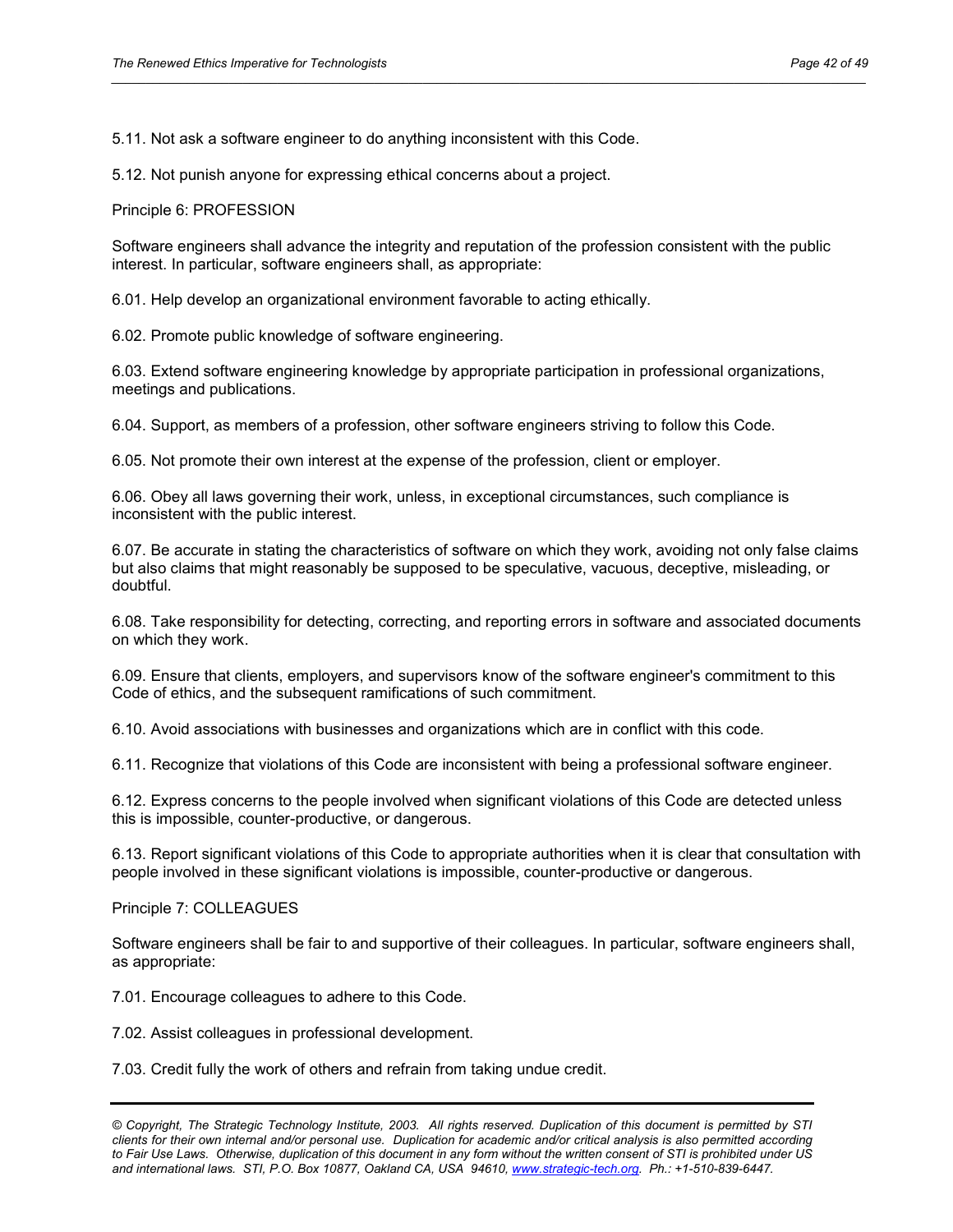5.11. Not ask a software engineer to do anything inconsistent with this Code.

5.12. Not punish anyone for expressing ethical concerns about a project.

Principle 6: PROFESSION

Software engineers shall advance the integrity and reputation of the profession consistent with the public interest. In particular, software engineers shall, as appropriate:

6.01. Help develop an organizational environment favorable to acting ethically.

6.02. Promote public knowledge of software engineering.

6.03. Extend software engineering knowledge by appropriate participation in professional organizations, meetings and publications.

6.04. Support, as members of a profession, other software engineers striving to follow this Code.

6.05. Not promote their own interest at the expense of the profession, client or employer.

6.06. Obey all laws governing their work, unless, in exceptional circumstances, such compliance is inconsistent with the public interest.

6.07. Be accurate in stating the characteristics of software on which they work, avoiding not only false claims but also claims that might reasonably be supposed to be speculative, vacuous, deceptive, misleading, or doubtful.

6.08. Take responsibility for detecting, correcting, and reporting errors in software and associated documents on which they work.

6.09. Ensure that clients, employers, and supervisors know of the software engineer's commitment to this Code of ethics, and the subsequent ramifications of such commitment.

6.10. Avoid associations with businesses and organizations which are in conflict with this code.

6.11. Recognize that violations of this Code are inconsistent with being a professional software engineer.

6.12. Express concerns to the people involved when significant violations of this Code are detected unless this is impossible, counter-productive, or dangerous.

6.13. Report significant violations of this Code to appropriate authorities when it is clear that consultation with people involved in these significant violations is impossible, counter-productive or dangerous.

Principle 7: COLLEAGUES

Software engineers shall be fair to and supportive of their colleagues. In particular, software engineers shall, as appropriate:

7.01. Encourage colleagues to adhere to this Code.

7.02. Assist colleagues in professional development.

7.03. Credit fully the work of others and refrain from taking undue credit.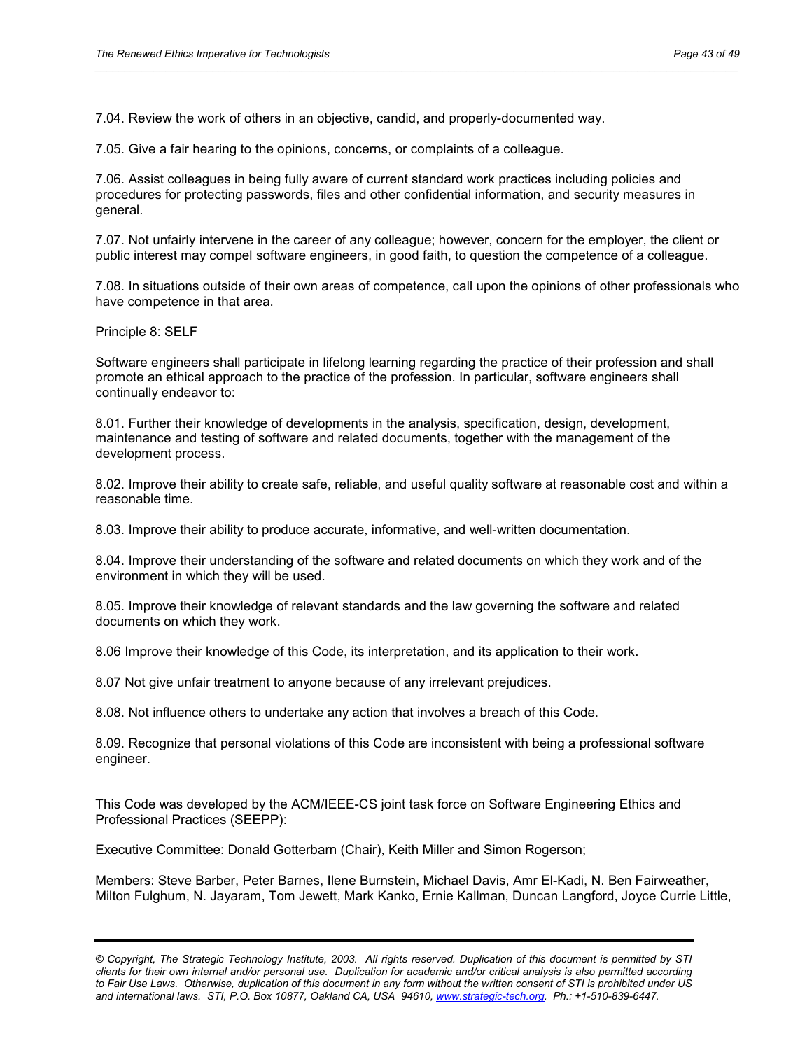7.04. Review the work of others in an objective, candid, and properly-documented way.

7.05. Give a fair hearing to the opinions, concerns, or complaints of a colleague.

7.06. Assist colleagues in being fully aware of current standard work practices including policies and procedures for protecting passwords, files and other confidential information, and security measures in general.

7.07. Not unfairly intervene in the career of any colleague; however, concern for the employer, the client or public interest may compel software engineers, in good faith, to question the competence of a colleague.

7.08. In situations outside of their own areas of competence, call upon the opinions of other professionals who have competence in that area.

Principle 8: SELF

Software engineers shall participate in lifelong learning regarding the practice of their profession and shall promote an ethical approach to the practice of the profession. In particular, software engineers shall continually endeavor to:

8.01. Further their knowledge of developments in the analysis, specification, design, development, maintenance and testing of software and related documents, together with the management of the development process.

8.02. Improve their ability to create safe, reliable, and useful quality software at reasonable cost and within a reasonable time.

8.03. Improve their ability to produce accurate, informative, and well-written documentation.

8.04. Improve their understanding of the software and related documents on which they work and of the environment in which they will be used.

8.05. Improve their knowledge of relevant standards and the law governing the software and related documents on which they work.

8.06 Improve their knowledge of this Code, its interpretation, and its application to their work.

8.07 Not give unfair treatment to anyone because of any irrelevant prejudices.

8.08. Not influence others to undertake any action that involves a breach of this Code.

8.09. Recognize that personal violations of this Code are inconsistent with being a professional software engineer.

This Code was developed by the ACM/IEEE-CS joint task force on Software Engineering Ethics and Professional Practices (SEEPP):

Executive Committee: Donald Gotterbarn (Chair), Keith Miller and Simon Rogerson;

Members: Steve Barber, Peter Barnes, Ilene Burnstein, Michael Davis, Amr El-Kadi, N. Ben Fairweather, Milton Fulghum, N. Jayaram, Tom Jewett, Mark Kanko, Ernie Kallman, Duncan Langford, Joyce Currie Little,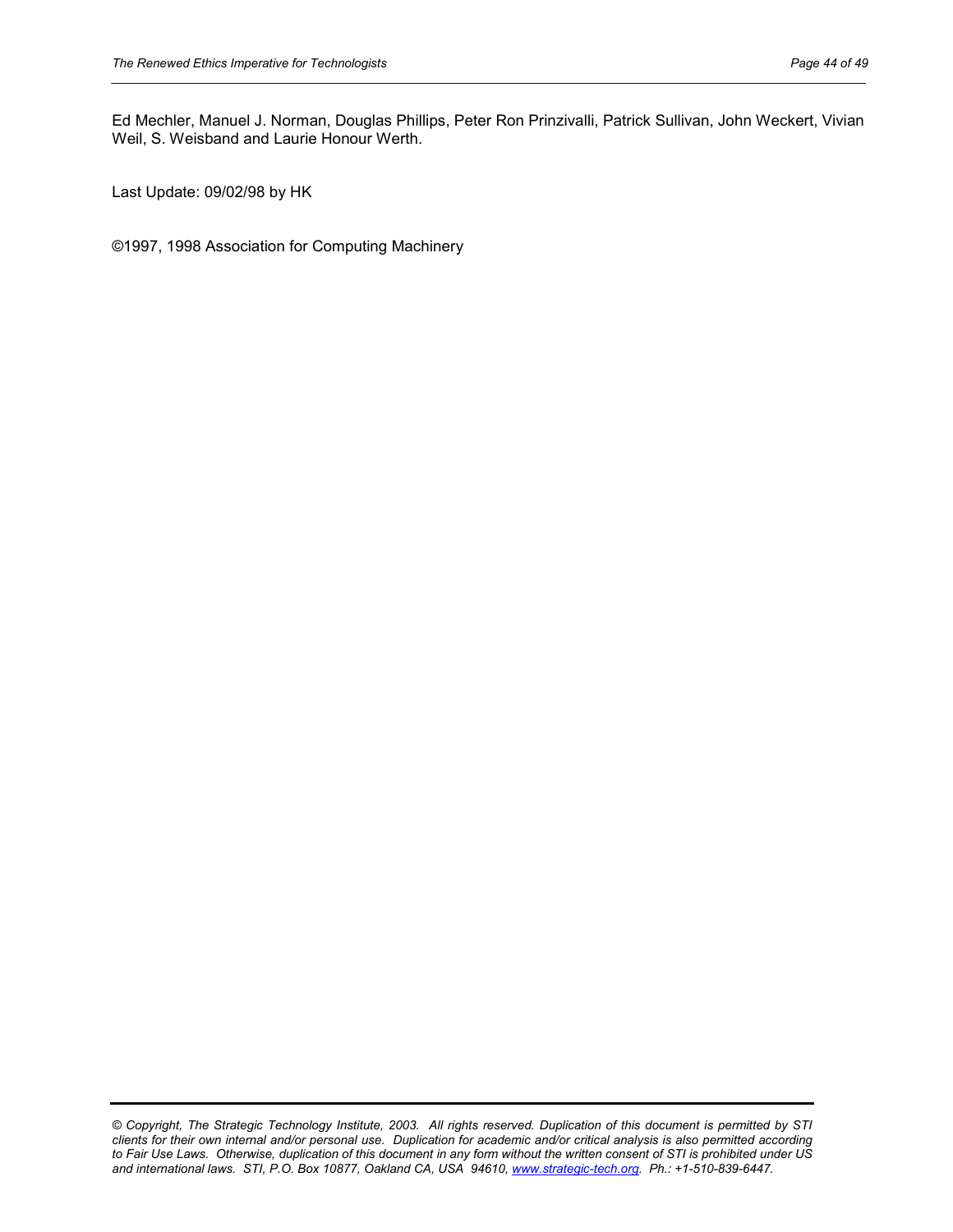Ed Mechler, Manuel J. Norman, Douglas Phillips, Peter Ron Prinzivalli, Patrick Sullivan, John Weckert, Vivian Weil, S. Weisband and Laurie Honour Werth.

Last Update: 09/02/98 by HK

©1997, 1998 Association for Computing Machinery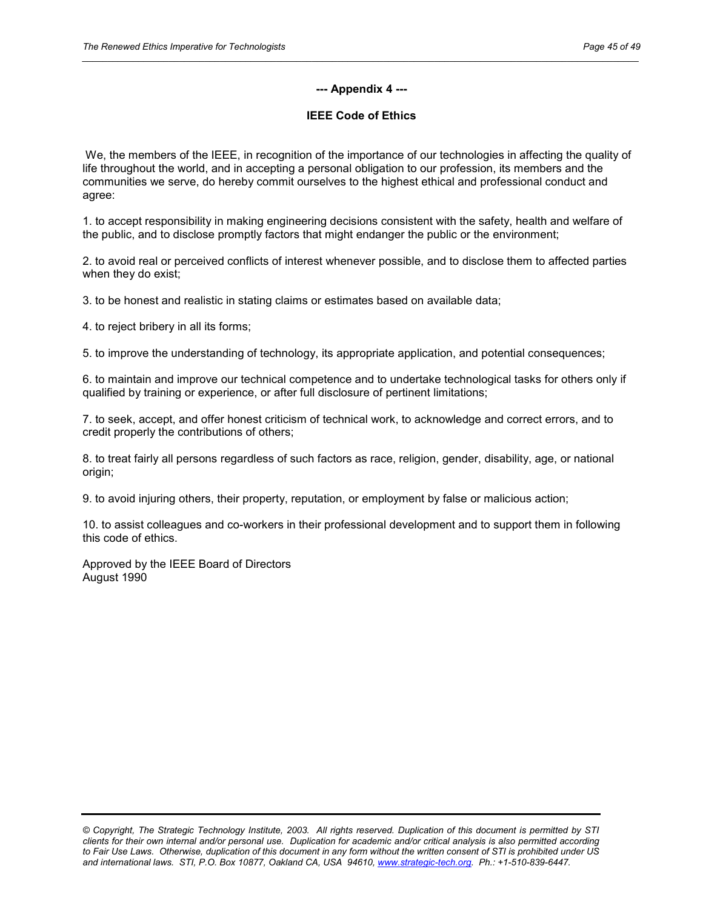## --- Appendix 4 ---

## IEEE Code of Ethics

We, the members of the IEEE, in recognition of the importance of our technologies in affecting the quality of life throughout the world, and in accepting a personal obligation to our profession, its members and the communities we serve, do hereby commit ourselves to the highest ethical and professional conduct and agree:

1. to accept responsibility in making engineering decisions consistent with the safety, health and welfare of the public, and to disclose promptly factors that might endanger the public or the environment;

2. to avoid real or perceived conflicts of interest whenever possible, and to disclose them to affected parties when they do exist;

3. to be honest and realistic in stating claims or estimates based on available data;

4. to reject bribery in all its forms;

5. to improve the understanding of technology, its appropriate application, and potential consequences;

6. to maintain and improve our technical competence and to undertake technological tasks for others only if qualified by training or experience, or after full disclosure of pertinent limitations;

7. to seek, accept, and offer honest criticism of technical work, to acknowledge and correct errors, and to credit properly the contributions of others;

8. to treat fairly all persons regardless of such factors as race, religion, gender, disability, age, or national origin;

9. to avoid injuring others, their property, reputation, or employment by false or malicious action;

10. to assist colleagues and co-workers in their professional development and to support them in following this code of ethics.

Approved by the IEEE Board of Directors
August 1990

*© Copyright, The Strategic Technology Institute, 2003. All rights reserved. Duplication of this document is permitted by STI clients for their own internal and/or personal use. Duplication for academic and/or critical analysis is also permitted according to Fair Use Laws. Otherwise, duplication of this document in any form without the written consent of STI is prohibited under US and international laws. STI, P.O. Box 10877, Oakland CA, USA 94610, www.strategic-tech.org. Ph.: +1-510-839-6447.*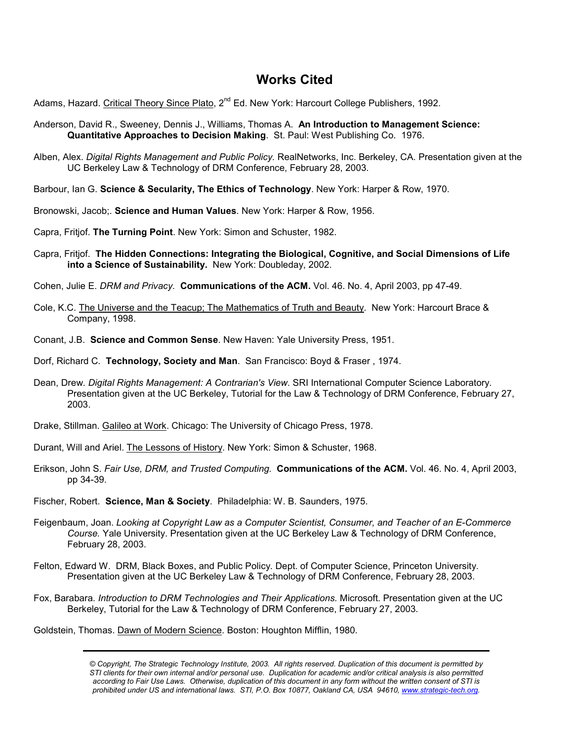# Works Cited

Adams, Hazard. Critical Theory Since Plato, 2nd Ed. New York: Harcourt College Publishers, 1992.

Anderson, David R., Sweeney, Dennis J., Williams, Thomas A. **An Introduction to Management Science: Quantitative Approaches to Decision Making**. St. Paul: West Publishing Co. 1976.

Alben, Alex. *Digital Rights Management and Public Policy.* RealNetworks, Inc. Berkeley, CA. Presentation given at the UC Berkeley Law & Technology of DRM Conference, February 28, 2003.

Barbour, Ian G. **Science & Secularity, The Ethics of Technology**. New York: Harper & Row, 1970.

Bronowski, Jacob;. **Science and Human Values**. New York: Harper & Row, 1956.

Capra, Fritjof. **The Turning Point**. New York: Simon and Schuster, 1982.

Capra, Fritjof. **The Hidden Connections: Integrating the Biological, Cognitive, and Social Dimensions of Life into a Science of Sustainability.** New York: Doubleday, 2002.

Cohen, Julie E. *DRM and Privacy.* **Communications of the ACM.** Vol. 46. No. 4, April 2003, pp 47-49.

Cole, K.C. The Universe and the Teacup; The Mathematics of Truth and Beauty. New York: Harcourt Brace & Company, 1998.

Conant, J.B. **Science and Common Sense**. New Haven: Yale University Press, 1951.

Dorf, Richard C. **Technology, Society and Man**. San Francisco: Boyd & Fraser , 1974.

Dean, Drew. *Digital Rights Management: A Contrarian's View*. SRI International Computer Science Laboratory. Presentation given at the UC Berkeley, Tutorial for the Law & Technology of DRM Conference, February 27, 2003.

Drake, Stillman. Galileo at Work. Chicago: The University of Chicago Press, 1978.

Durant, Will and Ariel. The Lessons of History. New York: Simon & Schuster, 1968.

Erikson, John S. *Fair Use, DRM, and Trusted Computing.* **Communications of the ACM.** Vol. 46. No. 4, April 2003, pp 34-39.

Fischer, Robert. **Science, Man & Society**. Philadelphia: W. B. Saunders, 1975.

Feigenbaum, Joan. *Looking at Copyright Law as a Computer Scientist, Consumer, and Teacher of an E-Commerce Course.* Yale University. Presentation given at the UC Berkeley Law & Technology of DRM Conference, February 28, 2003.

Felton, Edward W. DRM, Black Boxes, and Public Policy. Dept. of Computer Science, Princeton University. Presentation given at the UC Berkeley Law & Technology of DRM Conference, February 28, 2003.

Fox, Barabara. *Introduction to DRM Technologies and Their Applications.* Microsoft. Presentation given at the UC Berkeley, Tutorial for the Law & Technology of DRM Conference, February 27, 2003.

Goldstein, Thomas. Dawn of Modern Science. Boston: Houghton Mifflin, 1980.

*© Copyright, The Strategic Technology Institute, 2003. All rights reserved. Duplication of this document is permitted by STI clients for their own internal and/or personal use. Duplication for academic and/or critical analysis is also permitted according to Fair Use Laws. Otherwise, duplication of this document in any form without the written consent of STI is prohibited under US and international laws. STI, P.O. Box 10877, Oakland CA, USA 94610, www.strategic-tech.org.*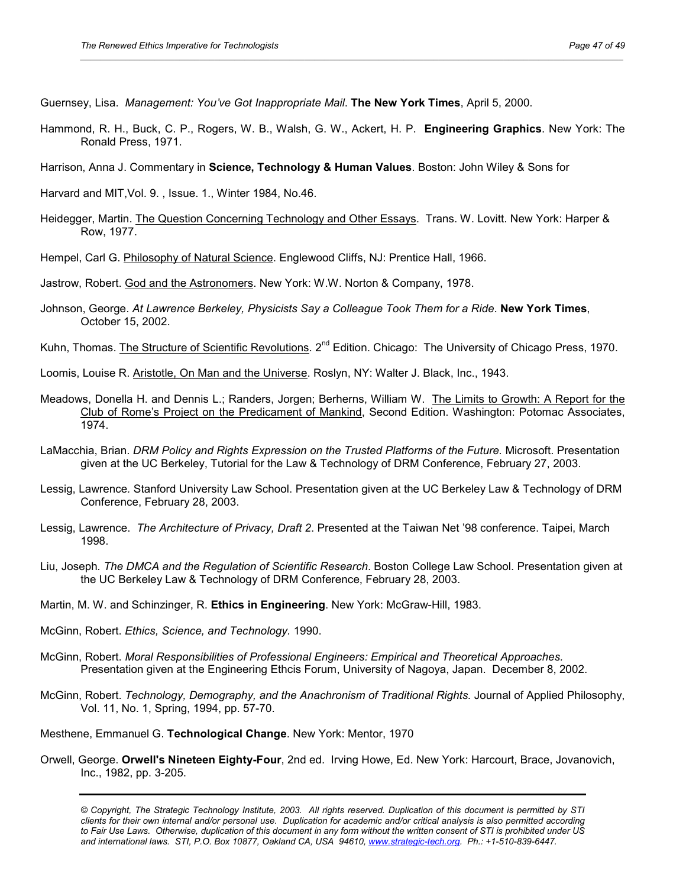Guernsey, Lisa. *Management: You've Got Inappropriate Mail*. **The New York Times**, April 5, 2000.

Hammond, R. H., Buck, C. P., Rogers, W. B., Walsh, G. W., Ackert, H. P. **Engineering Graphics**. New York: The Ronald Press, 1971.

Harrison, Anna J. Commentary in **Science, Technology & Human Values**. Boston: John Wiley & Sons for

Harvard and MIT,Vol. 9. , Issue. 1., Winter 1984, No.46.

Heidegger, Martin. The Question Concerning Technology and Other Essays. Trans. W. Lovitt. New York: Harper & Row, 1977.

Hempel, Carl G. Philosophy of Natural Science. Englewood Cliffs, NJ: Prentice Hall, 1966.

Jastrow, Robert. God and the Astronomers. New York: W.W. Norton & Company, 1978.

Johnson, George. *At Lawrence Berkeley, Physicists Say a Colleague Took Them for a Ride*. **New York Times**, October 15, 2002.

Kuhn, Thomas. The Structure of Scientific Revolutions. 2nd Edition. Chicago: The University of Chicago Press, 1970.

Loomis, Louise R. Aristotle, On Man and the Universe. Roslyn, NY: Walter J. Black, Inc., 1943.

Meadows, Donella H. and Dennis L.; Randers, Jorgen; Berherns, William W. The Limits to Growth: A Report for the Club of Rome's Project on the Predicament of Mankind, Second Edition. Washington: Potomac Associates, 1974.

LaMacchia, Brian. *DRM Policy and Rights Expression on the Trusted Platforms of the Future.* Microsoft. Presentation given at the UC Berkeley, Tutorial for the Law & Technology of DRM Conference, February 27, 2003.

Lessig, Lawrence. Stanford University Law School. Presentation given at the UC Berkeley Law & Technology of DRM Conference, February 28, 2003.

Lessig, Lawrence. *The Architecture of Privacy, Draft 2*. Presented at the Taiwan Net '98 conference. Taipei, March 1998.

Liu, Joseph. *The DMCA and the Regulation of Scientific Research*. Boston College Law School. Presentation given at the UC Berkeley Law & Technology of DRM Conference, February 28, 2003.

Martin, M. W. and Schinzinger, R. **Ethics in Engineering**. New York: McGraw-Hill, 1983.

McGinn, Robert. *Ethics, Science, and Technology.* 1990.

McGinn, Robert. *Moral Responsibilities of Professional Engineers: Empirical and Theoretical Approaches.* Presentation given at the Engineering Ethcis Forum, University of Nagoya, Japan. December 8, 2002.

McGinn, Robert. *Technology, Demography, and the Anachronism of Traditional Rights.* Journal of Applied Philosophy, Vol. 11, No. 1, Spring, 1994, pp. 57-70.

Mesthene, Emmanuel G. **Technological Change**. New York: Mentor, 1970

Orwell, George. **Orwell's Nineteen Eighty-Four**, 2nd ed. Irving Howe, Ed. New York: Harcourt, Brace, Jovanovich, Inc., 1982, pp. 3-205.

*© Copyright, The Strategic Technology Institute, 2003. All rights reserved. Duplication of this document is permitted by STI clients for their own internal and/or personal use. Duplication for academic and/or critical analysis is also permitted according to Fair Use Laws. Otherwise, duplication of this document in any form without the written consent of STI is prohibited under US and international laws. STI, P.O. Box 10877, Oakland CA, USA 94610, www.strategic-tech.org. Ph.: +1-510-839-6447.*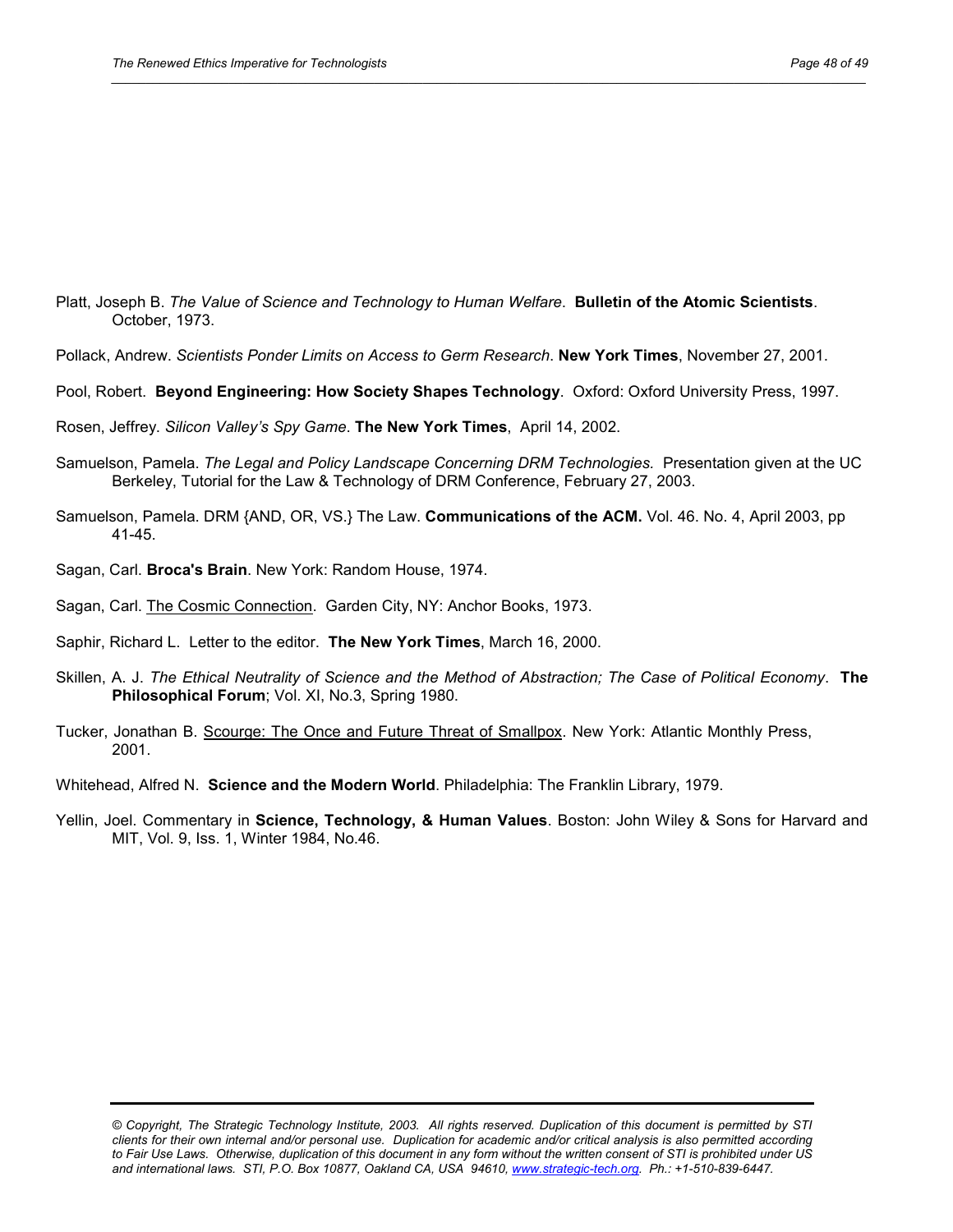Platt, Joseph B. *The Value of Science and Technology to Human Welfare*. **Bulletin of the Atomic Scientists**. October, 1973.

Pollack, Andrew. *Scientists Ponder Limits on Access to Germ Research*. **New York Times**, November 27, 2001.

Pool, Robert. **Beyond Engineering: How Society Shapes Technology**. Oxford: Oxford University Press, 1997.

Rosen, Jeffrey. *Silicon Valley's Spy Game*. **The New York Times**, April 14, 2002.

Samuelson, Pamela. *The Legal and Policy Landscape Concerning DRM Technologies.* Presentation given at the UC Berkeley, Tutorial for the Law & Technology of DRM Conference, February 27, 2003.

Samuelson, Pamela. DRM {AND, OR, VS.} The Law. **Communications of the ACM.** Vol. 46. No. 4, April 2003, pp 41-45.

Sagan, Carl. **Broca's Brain**. New York: Random House, 1974.

Sagan, Carl. <u>The Cosmic Connection</u>. Garden City, NY: Anchor Books, 1973.

Saphir, Richard L. Letter to the editor. **The New York Times**, March 16, 2000.

Skillen, A. J. *The Ethical Neutrality of Science and the Method of Abstraction; The Case of Political Economy*. **The Philosophical Forum**; Vol. XI, No.3, Spring 1980.

Tucker, Jonathan B. <u>Scourge: The Once and Future Threat of Smallpox</u>. New York: Atlantic Monthly Press, 2001.

Whitehead, Alfred N. **Science and the Modern World**. Philadelphia: The Franklin Library, 1979.

Yellin, Joel. Commentary in **Science, Technology, & Human Values**. Boston: John Wiley & Sons for Harvard and MIT, Vol. 9, Iss. 1, Winter 1984, No.46.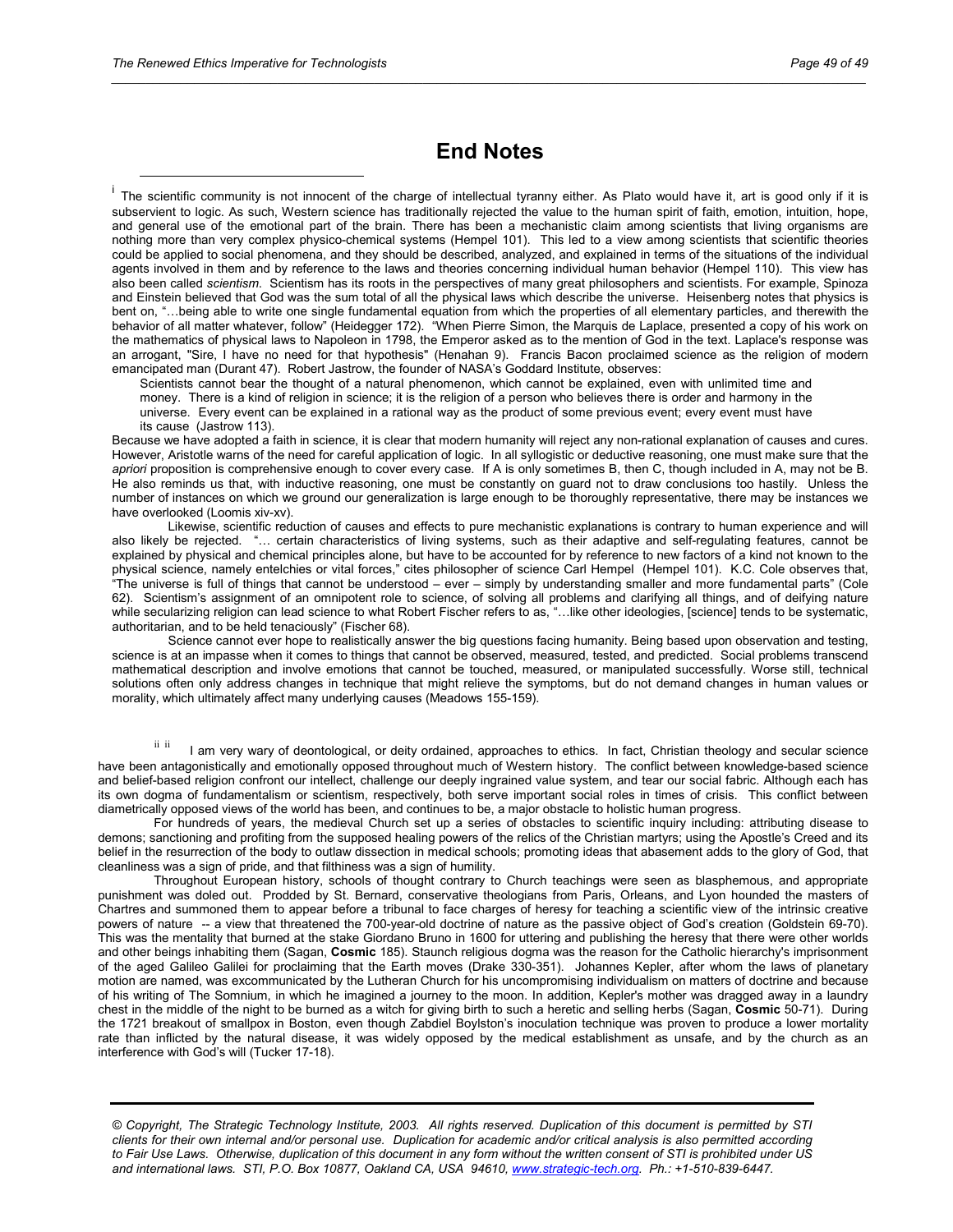# End Notes

[i] The scientific community is not innocent of the charge of intellectual tyranny either. As Plato would have it, art is good only if it is subservient to logic. As such, Western science has traditionally rejected the value to the human spirit of faith, emotion, intuition, hope, and general use of the emotional part of the brain. There has been a mechanistic claim among scientists that living organisms are nothing more than very complex physico-chemical systems (Hempel 101). This led to a view among scientists that scientific theories could be applied to social phenomena, and they should be described, analyzed, and explained in terms of the situations of the individual agents involved in them and by reference to the laws and theories concerning individual human behavior (Hempel 110). This view has also been called *scientism*. Scientism has its roots in the perspectives of many great philosophers and scientists. For example, Spinoza and Einstein believed that God was the sum total of all the physical laws which describe the universe. Heisenberg notes that physics is bent on, "…being able to write one single fundamental equation from which the properties of all elementary particles, and therewith the behavior of all matter whatever, follow" (Heidegger 172). "When Pierre Simon, the Marquis de Laplace, presented a copy of his work on the mathematics of physical laws to Napoleon in 1798, the Emperor asked as to the mention of God in the text. Laplace's response was an arrogant, "Sire, I have no need for that hypothesis" (Henahan 9). Francis Bacon proclaimed science as the religion of modern emancipated man (Durant 47). Robert Jastrow, the founder of NASA's Goddard Institute, observes:

> Scientists cannot bear the thought of a natural phenomenon, which cannot be explained, even with unlimited time and money. There is a kind of religion in science; it is the religion of a person who believes there is order and harmony in the universe. Every event can be explained in a rational way as the product of some previous event; every event must have its cause (Jastrow 113).

Because we have adopted a faith in science, it is clear that modern humanity will reject any non-rational explanation of causes and cures. However, Aristotle warns of the need for careful application of logic. In all syllogistic or deductive reasoning, one must make sure that the *apriori* proposition is comprehensive enough to cover every case. If A is only sometimes B, then C, though included in A, may not be B. He also reminds us that, with inductive reasoning, one must be constantly on guard not to draw conclusions too hastily. Unless the number of instances on which we ground our generalization is large enough to be thoroughly representative, there may be instances we have overlooked (Loomis xiv-xv).

Likewise, scientific reduction of causes and effects to pure mechanistic explanations is contrary to human experience and will also likely be rejected. "… certain characteristics of living systems, such as their adaptive and self-regulating features, cannot be explained by physical and chemical principles alone, but have to be accounted for by reference to new factors of a kind not known to the physical science, namely entelchies or vital forces," cites philosopher of science Carl Hempel (Hempel 101). K.C. Cole observes that, "The universe is full of things that cannot be understood – ever – simply by understanding smaller and more fundamental parts" (Cole 62). Scientism's assignment of an omnipotent role to science, of solving all problems and clarifying all things, and of deifying nature while secularizing religion can lead science to what Robert Fischer refers to as, "…like other ideologies, [science] tends to be systematic, authoritarian, and to be held tenaciously" (Fischer 68).

Science cannot ever hope to realistically answer the big questions facing humanity. Being based upon observation and testing, science is at an impasse when it comes to things that cannot be observed, measured, tested, and predicted. Social problems transcend mathematical description and involve emotions that cannot be touched, measured, or manipulated successfully. Worse still, technical solutions often only address changes in technique that might relieve the symptoms, but do not demand changes in human values or morality, which ultimately affect many underlying causes (Meadows 155-159).

[ii ii] I am very wary of deontological, or deity ordained, approaches to ethics. In fact, Christian theology and secular science have been antagonistically and emotionally opposed throughout much of Western history. The conflict between knowledge-based science and belief-based religion confront our intellect, challenge our deeply ingrained value system, and tear our social fabric. Although each has its own dogma of fundamentalism or scientism, respectively, both serve important social roles in times of crisis. This conflict between diametrically opposed views of the world has been, and continues to be, a major obstacle to holistic human progress.

For hundreds of years, the medieval Church set up a series of obstacles to scientific inquiry including: attributing disease to demons; sanctioning and profiting from the supposed healing powers of the relics of the Christian martyrs; using the Apostle's Creed and its belief in the resurrection of the body to outlaw dissection in medical schools; promoting ideas that abasement adds to the glory of God, that cleanliness was a sign of pride, and that filthiness was a sign of humility.

Throughout European history, schools of thought contrary to Church teachings were seen as blasphemous, and appropriate punishment was doled out. Prodded by St. Bernard, conservative theologians from Paris, Orleans, and Lyon hounded the masters of Chartres and summoned them to appear before a tribunal to face charges of heresy for teaching a scientific view of the intrinsic creative powers of nature -- a view that threatened the 700-year-old doctrine of nature as the passive object of God's creation (Goldstein 69-70). This was the mentality that burned at the stake Giordano Bruno in 1600 for uttering and publishing the heresy that there were other worlds and other beings inhabiting them (Sagan, **Cosmic** 185). Staunch religious dogma was the reason for the Catholic hierarchy's imprisonment of the aged Galileo Galilei for proclaiming that the Earth moves (Drake 330-351). Johannes Kepler, after whom the laws of planetary motion are named, was excommunicated by the Lutheran Church for his uncompromising individualism on matters of doctrine and because of his writing of The Somnium, in which he imagined a journey to the moon. In addition, Kepler's mother was dragged away in a laundry chest in the middle of the night to be burned as a witch for giving birth to such a heretic and selling herbs (Sagan, **Cosmic** 50-71). During the 1721 breakout of smallpox in Boston, even though Zabdiel Boylston's inoculation technique was proven to produce a lower mortality rate than inflicted by the natural disease, it was widely opposed by the medical establishment as unsafe, and by the church as an interference with God's will (Tucker 17-18).

*© Copyright, The Strategic Technology Institute, 2003. All rights reserved. Duplication of this document is permitted by STI clients for their own internal and/or personal use. Duplication for academic and/or critical analysis is also permitted according to Fair Use Laws. Otherwise, duplication of this document in any form without the written consent of STI is prohibited under US and international laws. STI, P.O. Box 10877, Oakland CA, USA 94610, www.strategic-tech.org. Ph.: +1-510-839-6447.*